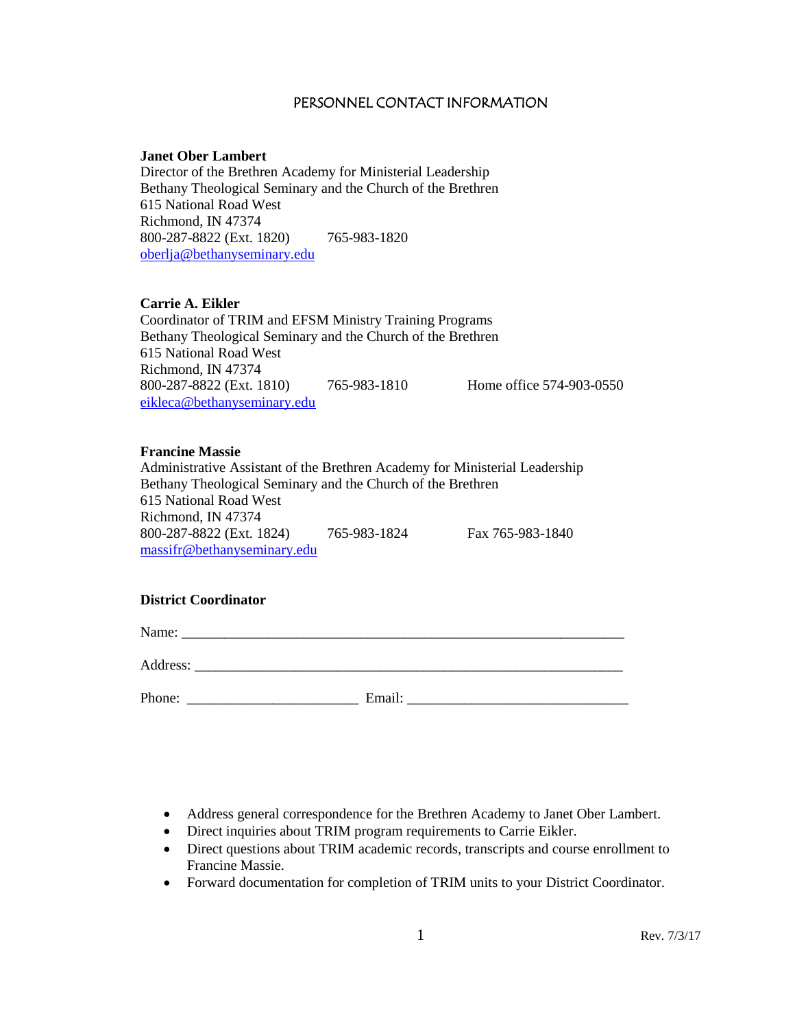# PERSONNEL CONTACT INFORMATION

**Janet Ober Lambert**
Director of the Brethren Academy for Ministerial Leadership
Bethany Theological Seminary and the Church of the Brethren
615 National Road West
Richmond, IN 47374
800-287-8822 (Ext. 1820)    765-983-1820
oberlja@bethanyseminary.edu

**Carrie A. Eikler**
Coordinator of TRIM and EFSM Ministry Training Programs
Bethany Theological Seminary and the Church of the Brethren
615 National Road West
Richmond, IN 47374
800-287-8822 (Ext. 1810)    765-983-1810    Home office 574-903-0550
eikleca@bethanyseminary.edu

**Francine Massie**
Administrative Assistant of the Brethren Academy for Ministerial Leadership
Bethany Theological Seminary and the Church of the Brethren
615 National Road West
Richmond, IN 47374
800-287-8822 (Ext. 1824)    765-983-1824    Fax 765-983-1840
massifr@bethanyseminary.edu

**District Coordinator**

Name: ______________________________________________________________

Address: ____________________________________________________________

Phone: ________________________ Email: ______________________________

- Address general correspondence for the Brethren Academy to Janet Ober Lambert.
- Direct inquiries about TRIM program requirements to Carrie Eikler.
- Direct questions about TRIM academic records, transcripts and course enrollment to Francine Massie.
- Forward documentation for completion of TRIM units to your District Coordinator.

Rev. 7/3/17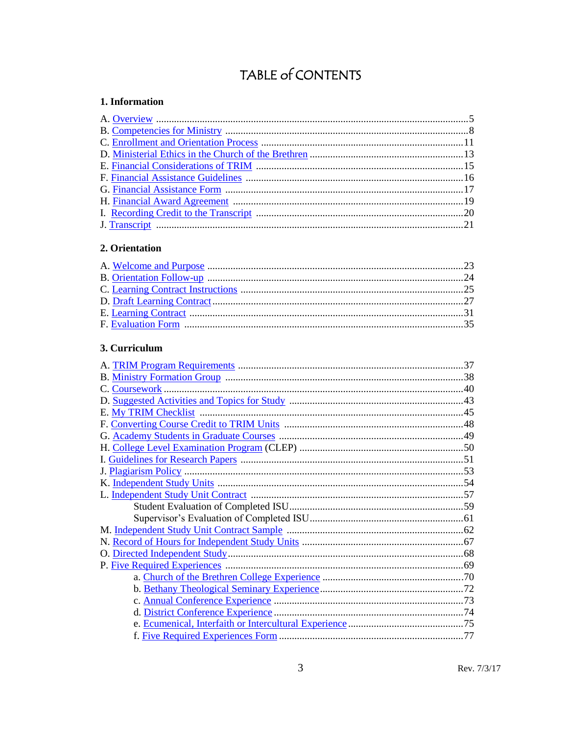# TABLE of CONTENTS

## 1. Information

A. Overview ........................................................................................................5
B. Competencies for Ministry ............................................................................8
C. Enrollment and Orientation Process ..........................................................11
D. Ministerial Ethics in the Church of the Brethren ........................................13
E. Financial Considerations of TRIM ...............................................................15
F. Financial Assistance Guidelines ..................................................................16
G. Financial Assistance Form ..........................................................................17
H. Financial Award Agreement .......................................................................19
I. Recording Credit to the Transcript ...............................................................20
J. Transcript .....................................................................................................21

## 2. Orientation

A. Welcome and Purpose ..................................................................................23
B. Orientation Follow-up ..................................................................................24
C. Learning Contract Instructions .....................................................................25
D. Draft Learning Contract ................................................................................27
E. Learning Contract .........................................................................................31
F. Evaluation Form ............................................................................................35

## 3. Curriculum

A. TRIM Program Requirements ......................................................................37
B. Ministry Formation Group ...........................................................................38
C. Coursework ...................................................................................................40
D. Suggested Activities and Topics for Study ...................................................43
E. My TRIM Checklist .......................................................................................45
F. Converting Course Credit to TRIM Units .....................................................48
G. Academy Students in Graduate Courses ......................................................49
H. College Level Examination Program (CLEP) ...............................................50
I. Guidelines for Research Papers .....................................................................51
J. Plagiarism Policy ...........................................................................................53
K. Independent Study Units ..............................................................................54
L. Independent Study Unit Contract .................................................................57
    Student Evaluation of Completed ISU..........................................................59
    Supervisor's Evaluation of Completed ISU...................................................61
M. Independent Study Unit Contract Sample ...................................................62
N. Record of Hours for Independent Study Units ..............................................67
O. Directed Independent Study..........................................................................68
P. Five Required Experiences ............................................................................69
    a. Church of the Brethren College Experience ............................................70
    b. Bethany Theological Seminary Experience..............................................72
    c. Annual Conference Experience ................................................................73
    d. District Conference Experience ................................................................74
    e. Ecumenical, Interfaith or Intercultural Experience ...................................75
    f. Five Required Experiences Form ...............................................................77

Rev. 7/3/17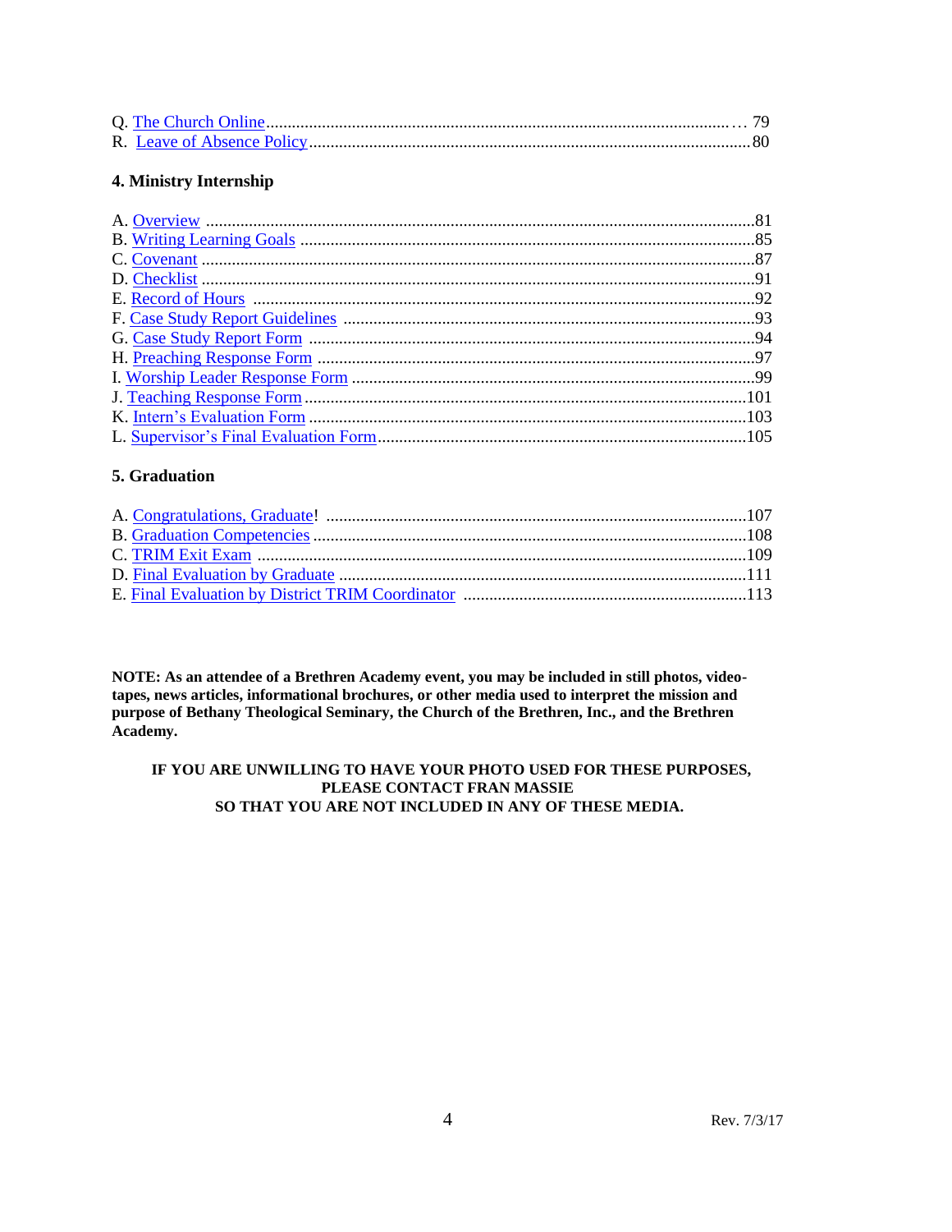Q. The Church Online ............................................................................................................ … 79
R. Leave of Absence Policy ........................................................................................................ 80

**4. Ministry Internship**

A. Overview ................................................................................................................................ 81
B. Writing Learning Goals ......................................................................................................... 85
C. Covenant ................................................................................................................................ 87
D. Checklist ................................................................................................................................ 91
E. Record of Hours ..................................................................................................................... 92
F. Case Study Report Guidelines ................................................................................................ 93
G. Case Study Report Form ........................................................................................................ 94
H. Preaching Response Form ..................................................................................................... 97
I. Worship Leader Response Form ............................................................................................. 99
J. Teaching Response Form ...................................................................................................... 101
K. Intern's Evaluation Form ...................................................................................................... 103
L. Supervisor's Final Evaluation Form ..................................................................................... 105

**5. Graduation**

A. Congratulations, Graduate! ................................................................................................. 107
B. Graduation Competencies .................................................................................................... 108
C. TRIM Exit Exam ................................................................................................................. 109
D. Final Evaluation by Graduate .............................................................................................. 111
E. Final Evaluation by District TRIM Coordinator .................................................................. 113

**NOTE: As an attendee of a Brethren Academy event, you may be included in still photos, video-tapes, news articles, informational brochures, or other media used to interpret the mission and purpose of Bethany Theological Seminary, the Church of the Brethren, Inc., and the Brethren Academy.**

**IF YOU ARE UNWILLING TO HAVE YOUR PHOTO USED FOR THESE PURPOSES, PLEASE CONTACT FRAN MASSIE SO THAT YOU ARE NOT INCLUDED IN ANY OF THESE MEDIA.**

Rev. 7/3/17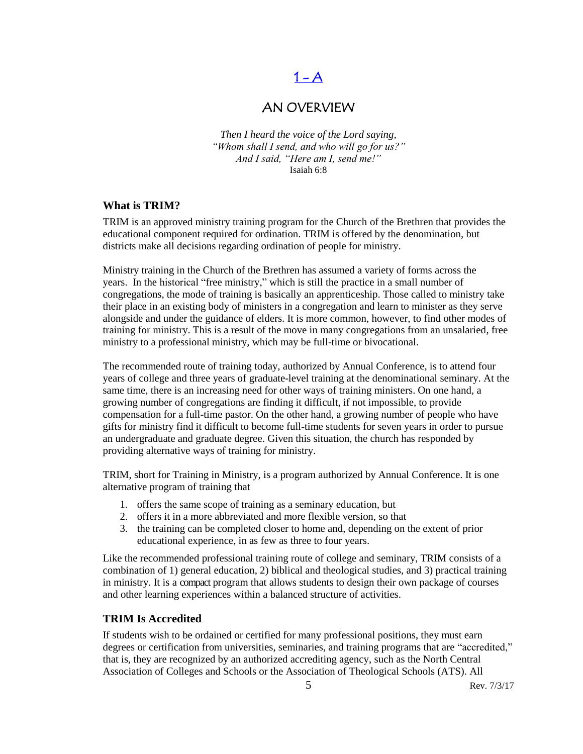# 1 – A

# AN OVERVIEW

*Then I heard the voice of the Lord saying,*
*"Whom shall I send, and who will go for us?"*
*And I said, "Here am I, send me!"*
Isaiah 6:8

## What is TRIM?

TRIM is an approved ministry training program for the Church of the Brethren that provides the educational component required for ordination. TRIM is offered by the denomination, but districts make all decisions regarding ordination of people for ministry.

Ministry training in the Church of the Brethren has assumed a variety of forms across the years. In the historical "free ministry," which is still the practice in a small number of congregations, the mode of training is basically an apprenticeship. Those called to ministry take their place in an existing body of ministers in a congregation and learn to minister as they serve alongside and under the guidance of elders. It is more common, however, to find other modes of training for ministry. This is a result of the move in many congregations from an unsalaried, free ministry to a professional ministry, which may be full-time or bivocational.

The recommended route of training today, authorized by Annual Conference, is to attend four years of college and three years of graduate-level training at the denominational seminary. At the same time, there is an increasing need for other ways of training ministers. On one hand, a growing number of congregations are finding it difficult, if not impossible, to provide compensation for a full-time pastor. On the other hand, a growing number of people who have gifts for ministry find it difficult to become full-time students for seven years in order to pursue an undergraduate and graduate degree. Given this situation, the church has responded by providing alternative ways of training for ministry.

TRIM, short for Training in Ministry, is a program authorized by Annual Conference. It is one alternative program of training that

1. offers the same scope of training as a seminary education, but
2. offers it in a more abbreviated and more flexible version, so that
3. the training can be completed closer to home and, depending on the extent of prior educational experience, in as few as three to four years.

Like the recommended professional training route of college and seminary, TRIM consists of a combination of 1) general education, 2) biblical and theological studies, and 3) practical training in ministry. It is a compact program that allows students to design their own package of courses and other learning experiences within a balanced structure of activities.

## TRIM Is Accredited

If students wish to be ordained or certified for many professional positions, they must earn degrees or certification from universities, seminaries, and training programs that are "accredited," that is, they are recognized by an authorized accrediting agency, such as the North Central Association of Colleges and Schools or the Association of Theological Schools (ATS). All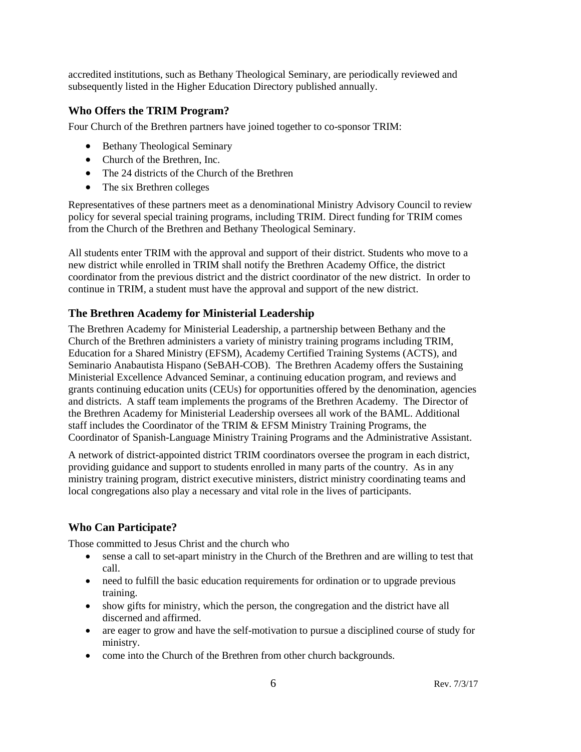accredited institutions, such as Bethany Theological Seminary, are periodically reviewed and subsequently listed in the Higher Education Directory published annually.

### Who Offers the TRIM Program?

Four Church of the Brethren partners have joined together to co-sponsor TRIM:

- Bethany Theological Seminary
- Church of the Brethren, Inc.
- The 24 districts of the Church of the Brethren
- The six Brethren colleges

Representatives of these partners meet as a denominational Ministry Advisory Council to review policy for several special training programs, including TRIM. Direct funding for TRIM comes from the Church of the Brethren and Bethany Theological Seminary.

All students enter TRIM with the approval and support of their district. Students who move to a new district while enrolled in TRIM shall notify the Brethren Academy Office, the district coordinator from the previous district and the district coordinator of the new district. In order to continue in TRIM, a student must have the approval and support of the new district.

### The Brethren Academy for Ministerial Leadership

The Brethren Academy for Ministerial Leadership, a partnership between Bethany and the Church of the Brethren administers a variety of ministry training programs including TRIM, Education for a Shared Ministry (EFSM), Academy Certified Training Systems (ACTS), and Seminario Anabautista Hispano (SeBAH-COB). The Brethren Academy offers the Sustaining Ministerial Excellence Advanced Seminar, a continuing education program, and reviews and grants continuing education units (CEUs) for opportunities offered by the denomination, agencies and districts. A staff team implements the programs of the Brethren Academy. The Director of the Brethren Academy for Ministerial Leadership oversees all work of the BAML. Additional staff includes the Coordinator of the TRIM & EFSM Ministry Training Programs, the Coordinator of Spanish-Language Ministry Training Programs and the Administrative Assistant.

A network of district-appointed district TRIM coordinators oversee the program in each district, providing guidance and support to students enrolled in many parts of the country. As in any ministry training program, district executive ministers, district ministry coordinating teams and local congregations also play a necessary and vital role in the lives of participants.

### Who Can Participate?

Those committed to Jesus Christ and the church who

- sense a call to set-apart ministry in the Church of the Brethren and are willing to test that call.
- need to fulfill the basic education requirements for ordination or to upgrade previous training.
- show gifts for ministry, which the person, the congregation and the district have all discerned and affirmed.
- are eager to grow and have the self-motivation to pursue a disciplined course of study for ministry.
- come into the Church of the Brethren from other church backgrounds.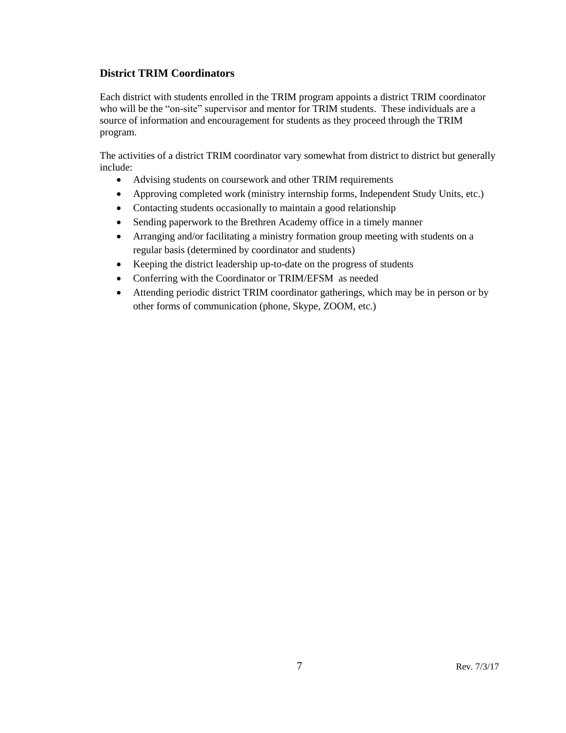### District TRIM Coordinators

Each district with students enrolled in the TRIM program appoints a district TRIM coordinator who will be the "on-site" supervisor and mentor for TRIM students. These individuals are a source of information and encouragement for students as they proceed through the TRIM program.

The activities of a district TRIM coordinator vary somewhat from district to district but generally include:

- Advising students on coursework and other TRIM requirements
- Approving completed work (ministry internship forms, Independent Study Units, etc.)
- Contacting students occasionally to maintain a good relationship
- Sending paperwork to the Brethren Academy office in a timely manner
- Arranging and/or facilitating a ministry formation group meeting with students on a regular basis (determined by coordinator and students)
- Keeping the district leadership up-to-date on the progress of students
- Conferring with the Coordinator or TRIM/EFSM as needed
- Attending periodic district TRIM coordinator gatherings, which may be in person or by other forms of communication (phone, Skype, ZOOM, etc.)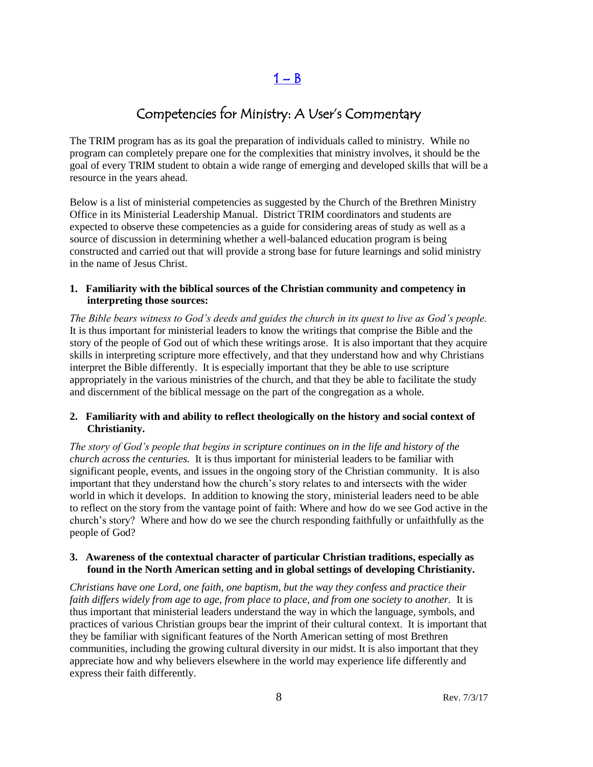# 1 – B

## Competencies for Ministry: A User's Commentary

The TRIM program has as its goal the preparation of individuals called to ministry. While no program can completely prepare one for the complexities that ministry involves, it should be the goal of every TRIM student to obtain a wide range of emerging and developed skills that will be a resource in the years ahead.

Below is a list of ministerial competencies as suggested by the Church of the Brethren Ministry Office in its Ministerial Leadership Manual. District TRIM coordinators and students are expected to observe these competencies as a guide for considering areas of study as well as a source of discussion in determining whether a well-balanced education program is being constructed and carried out that will provide a strong base for future learnings and solid ministry in the name of Jesus Christ.

**1. Familiarity with the biblical sources of the Christian community and competency in interpreting those sources:**

*The Bible bears witness to God's deeds and guides the church in its quest to live as God's people.* It is thus important for ministerial leaders to know the writings that comprise the Bible and the story of the people of God out of which these writings arose. It is also important that they acquire skills in interpreting scripture more effectively, and that they understand how and why Christians interpret the Bible differently. It is especially important that they be able to use scripture appropriately in the various ministries of the church, and that they be able to facilitate the study and discernment of the biblical message on the part of the congregation as a whole.

**2. Familiarity with and ability to reflect theologically on the history and social context of Christianity.**

*The story of God's people that begins in scripture continues on in the life and history of the church across the centuries.* It is thus important for ministerial leaders to be familiar with significant people, events, and issues in the ongoing story of the Christian community. It is also important that they understand how the church's story relates to and intersects with the wider world in which it develops. In addition to knowing the story, ministerial leaders need to be able to reflect on the story from the vantage point of faith: Where and how do we see God active in the church's story? Where and how do we see the church responding faithfully or unfaithfully as the people of God?

**3. Awareness of the contextual character of particular Christian traditions, especially as found in the North American setting and in global settings of developing Christianity.**

*Christians have one Lord, one faith, one baptism, but the way they confess and practice their faith differs widely from age to age, from place to place, and from one society to another.* It is thus important that ministerial leaders understand the way in which the language, symbols, and practices of various Christian groups bear the imprint of their cultural context. It is important that they be familiar with significant features of the North American setting of most Brethren communities, including the growing cultural diversity in our midst. It is also important that they appreciate how and why believers elsewhere in the world may experience life differently and express their faith differently.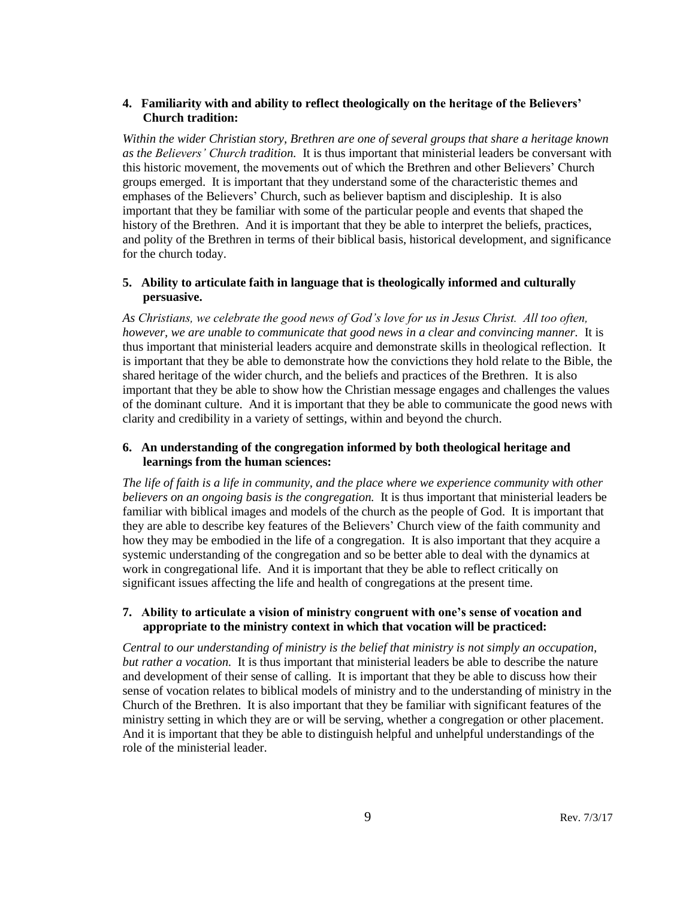**4. Familiarity with and ability to reflect theologically on the heritage of the Believers' Church tradition:**

*Within the wider Christian story, Brethren are one of several groups that share a heritage known as the Believers' Church tradition.* It is thus important that ministerial leaders be conversant with this historic movement, the movements out of which the Brethren and other Believers' Church groups emerged. It is important that they understand some of the characteristic themes and emphases of the Believers' Church, such as believer baptism and discipleship. It is also important that they be familiar with some of the particular people and events that shaped the history of the Brethren. And it is important that they be able to interpret the beliefs, practices, and polity of the Brethren in terms of their biblical basis, historical development, and significance for the church today.

**5. Ability to articulate faith in language that is theologically informed and culturally persuasive.**

*As Christians, we celebrate the good news of God's love for us in Jesus Christ. All too often, however, we are unable to communicate that good news in a clear and convincing manner.* It is thus important that ministerial leaders acquire and demonstrate skills in theological reflection. It is important that they be able to demonstrate how the convictions they hold relate to the Bible, the shared heritage of the wider church, and the beliefs and practices of the Brethren. It is also important that they be able to show how the Christian message engages and challenges the values of the dominant culture. And it is important that they be able to communicate the good news with clarity and credibility in a variety of settings, within and beyond the church.

**6. An understanding of the congregation informed by both theological heritage and learnings from the human sciences:**

*The life of faith is a life in community, and the place where we experience community with other believers on an ongoing basis is the congregation.* It is thus important that ministerial leaders be familiar with biblical images and models of the church as the people of God. It is important that they are able to describe key features of the Believers' Church view of the faith community and how they may be embodied in the life of a congregation. It is also important that they acquire a systemic understanding of the congregation and so be better able to deal with the dynamics at work in congregational life. And it is important that they be able to reflect critically on significant issues affecting the life and health of congregations at the present time.

**7. Ability to articulate a vision of ministry congruent with one's sense of vocation and appropriate to the ministry context in which that vocation will be practiced:**

*Central to our understanding of ministry is the belief that ministry is not simply an occupation, but rather a vocation.* It is thus important that ministerial leaders be able to describe the nature and development of their sense of calling. It is important that they be able to discuss how their sense of vocation relates to biblical models of ministry and to the understanding of ministry in the Church of the Brethren. It is also important that they be familiar with significant features of the ministry setting in which they are or will be serving, whether a congregation or other placement. And it is important that they be able to distinguish helpful and unhelpful understandings of the role of the ministerial leader.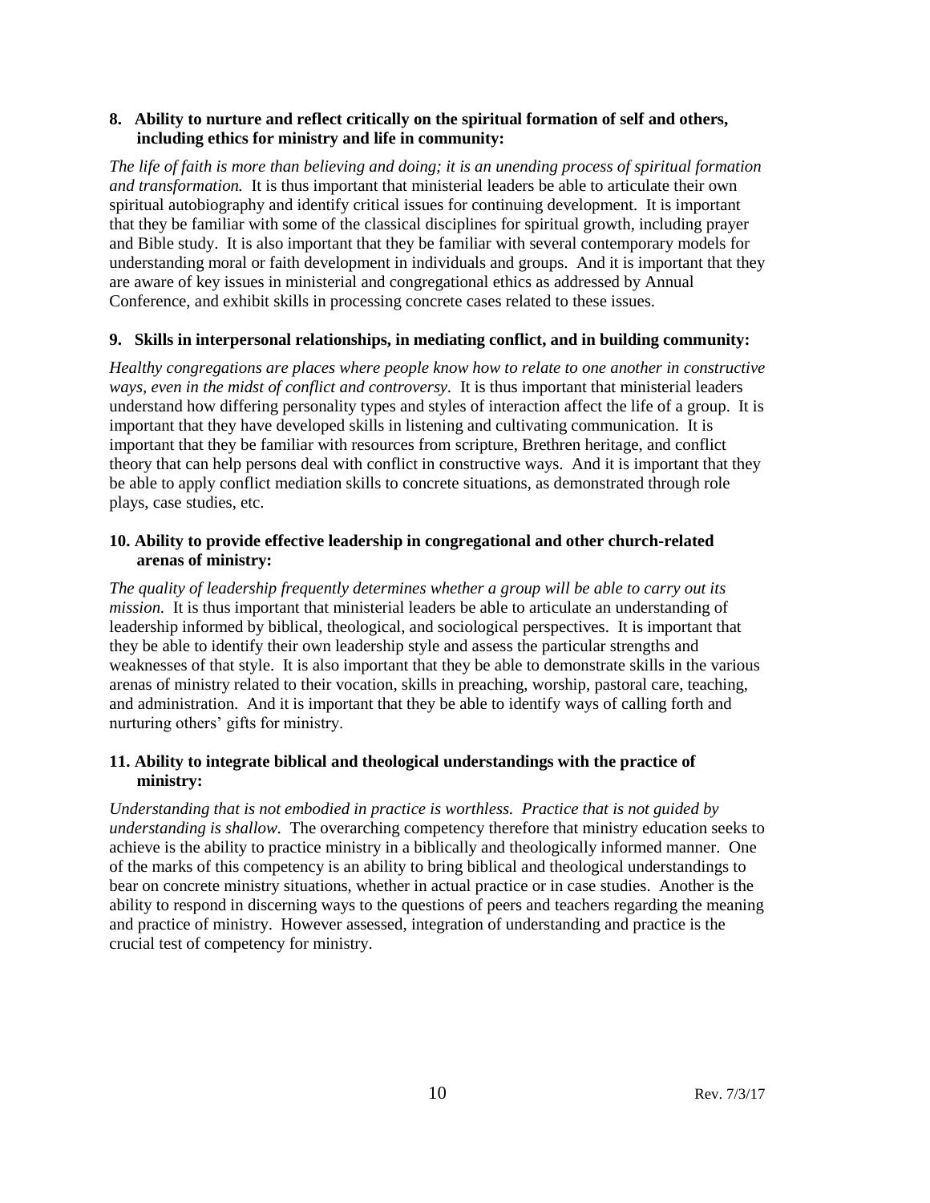**8. Ability to nurture and reflect critically on the spiritual formation of self and others, including ethics for ministry and life in community:**

*The life of faith is more than believing and doing; it is an unending process of spiritual formation and transformation.* It is thus important that ministerial leaders be able to articulate their own spiritual autobiography and identify critical issues for continuing development. It is important that they be familiar with some of the classical disciplines for spiritual growth, including prayer and Bible study. It is also important that they be familiar with several contemporary models for understanding moral or faith development in individuals and groups. And it is important that they are aware of key issues in ministerial and congregational ethics as addressed by Annual Conference, and exhibit skills in processing concrete cases related to these issues.

**9. Skills in interpersonal relationships, in mediating conflict, and in building community:**

*Healthy congregations are places where people know how to relate to one another in constructive ways, even in the midst of conflict and controversy.* It is thus important that ministerial leaders understand how differing personality types and styles of interaction affect the life of a group. It is important that they have developed skills in listening and cultivating communication. It is important that they be familiar with resources from scripture, Brethren heritage, and conflict theory that can help persons deal with conflict in constructive ways. And it is important that they be able to apply conflict mediation skills to concrete situations, as demonstrated through role plays, case studies, etc.

**10. Ability to provide effective leadership in congregational and other church-related arenas of ministry:**

*The quality of leadership frequently determines whether a group will be able to carry out its mission.* It is thus important that ministerial leaders be able to articulate an understanding of leadership informed by biblical, theological, and sociological perspectives. It is important that they be able to identify their own leadership style and assess the particular strengths and weaknesses of that style. It is also important that they be able to demonstrate skills in the various arenas of ministry related to their vocation, skills in preaching, worship, pastoral care, teaching, and administration. And it is important that they be able to identify ways of calling forth and nurturing others' gifts for ministry.

**11. Ability to integrate biblical and theological understandings with the practice of ministry:**

*Understanding that is not embodied in practice is worthless. Practice that is not guided by understanding is shallow.* The overarching competency therefore that ministry education seeks to achieve is the ability to practice ministry in a biblically and theologically informed manner. One of the marks of this competency is an ability to bring biblical and theological understandings to bear on concrete ministry situations, whether in actual practice or in case studies. Another is the ability to respond in discerning ways to the questions of peers and teachers regarding the meaning and practice of ministry. However assessed, integration of understanding and practice is the crucial test of competency for ministry.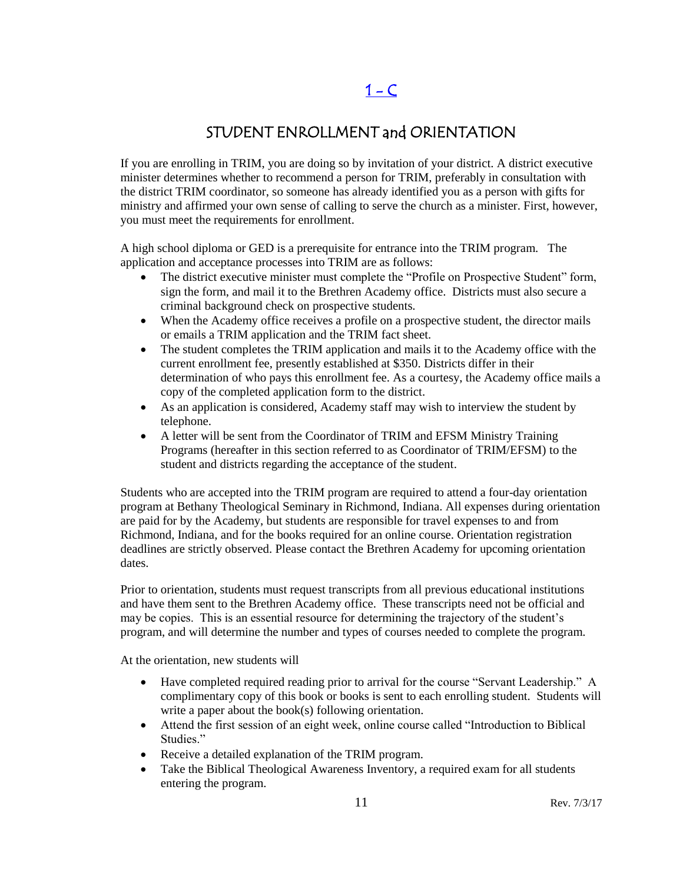# 1 - C

## STUDENT ENROLLMENT and ORIENTATION

If you are enrolling in TRIM, you are doing so by invitation of your district. A district executive minister determines whether to recommend a person for TRIM, preferably in consultation with the district TRIM coordinator, so someone has already identified you as a person with gifts for ministry and affirmed your own sense of calling to serve the church as a minister. First, however, you must meet the requirements for enrollment.

A high school diploma or GED is a prerequisite for entrance into the TRIM program. The application and acceptance processes into TRIM are as follows:

- The district executive minister must complete the "Profile on Prospective Student" form, sign the form, and mail it to the Brethren Academy office. Districts must also secure a criminal background check on prospective students.
- When the Academy office receives a profile on a prospective student, the director mails or emails a TRIM application and the TRIM fact sheet.
- The student completes the TRIM application and mails it to the Academy office with the current enrollment fee, presently established at $350. Districts differ in their determination of who pays this enrollment fee. As a courtesy, the Academy office mails a copy of the completed application form to the district.
- As an application is considered, Academy staff may wish to interview the student by telephone.
- A letter will be sent from the Coordinator of TRIM and EFSM Ministry Training Programs (hereafter in this section referred to as Coordinator of TRIM/EFSM) to the student and districts regarding the acceptance of the student.

Students who are accepted into the TRIM program are required to attend a four-day orientation program at Bethany Theological Seminary in Richmond, Indiana. All expenses during orientation are paid for by the Academy, but students are responsible for travel expenses to and from Richmond, Indiana, and for the books required for an online course. Orientation registration deadlines are strictly observed. Please contact the Brethren Academy for upcoming orientation dates.

Prior to orientation, students must request transcripts from all previous educational institutions and have them sent to the Brethren Academy office. These transcripts need not be official and may be copies. This is an essential resource for determining the trajectory of the student's program, and will determine the number and types of courses needed to complete the program.

At the orientation, new students will

- Have completed required reading prior to arrival for the course "Servant Leadership." A complimentary copy of this book or books is sent to each enrolling student. Students will write a paper about the book(s) following orientation.
- Attend the first session of an eight week, online course called "Introduction to Biblical Studies."
- Receive a detailed explanation of the TRIM program.
- Take the Biblical Theological Awareness Inventory, a required exam for all students entering the program.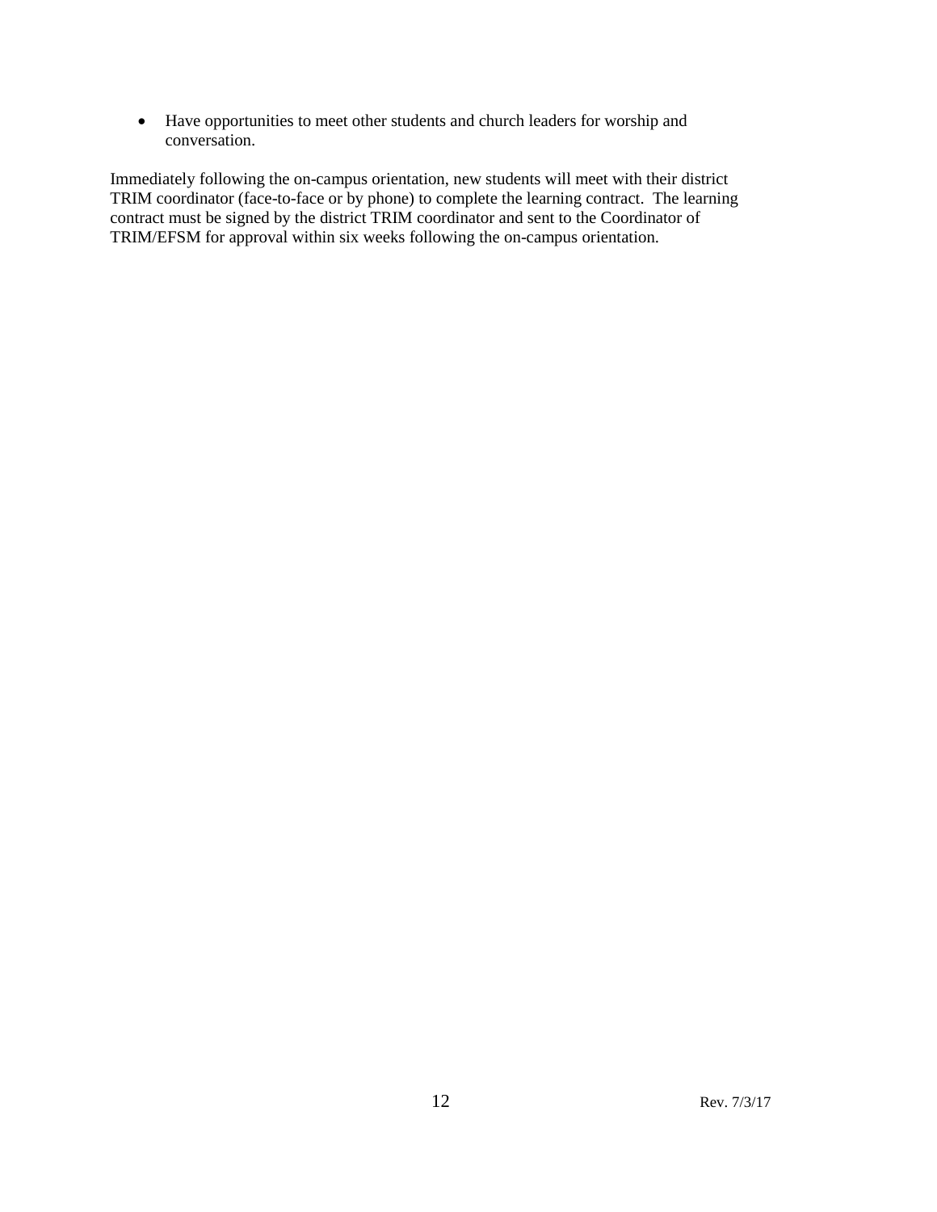- Have opportunities to meet other students and church leaders for worship and conversation.

Immediately following the on-campus orientation, new students will meet with their district TRIM coordinator (face-to-face or by phone) to complete the learning contract. The learning contract must be signed by the district TRIM coordinator and sent to the Coordinator of TRIM/EFSM for approval within six weeks following the on-campus orientation.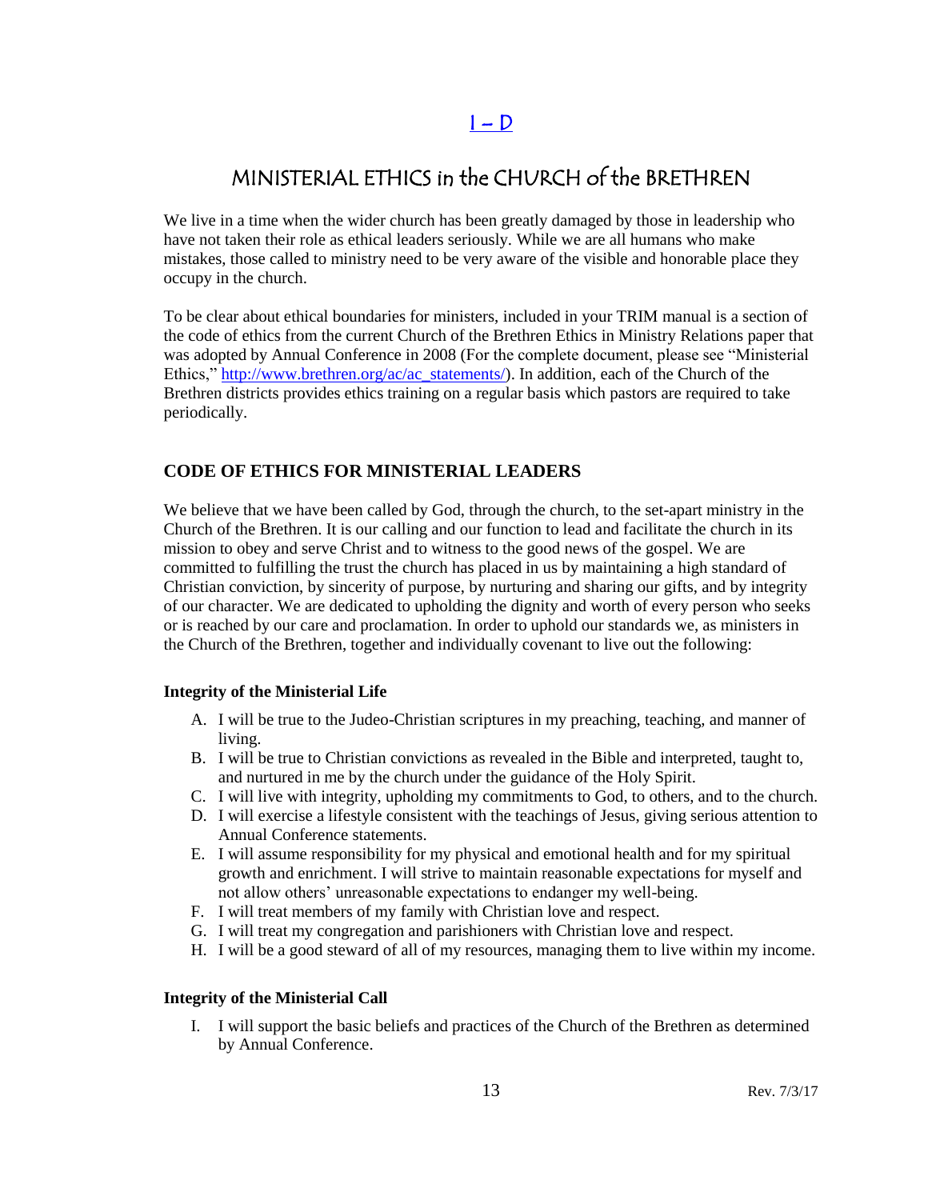# I – D

# MINISTERIAL ETHICS in the CHURCH of the BRETHREN

We live in a time when the wider church has been greatly damaged by those in leadership who have not taken their role as ethical leaders seriously. While we are all humans who make mistakes, those called to ministry need to be very aware of the visible and honorable place they occupy in the church.

To be clear about ethical boundaries for ministers, included in your TRIM manual is a section of the code of ethics from the current Church of the Brethren Ethics in Ministry Relations paper that was adopted by Annual Conference in 2008 (For the complete document, please see "Ministerial Ethics," http://www.brethren.org/ac/ac_statements/). In addition, each of the Church of the Brethren districts provides ethics training on a regular basis which pastors are required to take periodically.

## CODE OF ETHICS FOR MINISTERIAL LEADERS

We believe that we have been called by God, through the church, to the set-apart ministry in the Church of the Brethren. It is our calling and our function to lead and facilitate the church in its mission to obey and serve Christ and to witness to the good news of the gospel. We are committed to fulfilling the trust the church has placed in us by maintaining a high standard of Christian conviction, by sincerity of purpose, by nurturing and sharing our gifts, and by integrity of our character. We are dedicated to upholding the dignity and worth of every person who seeks or is reached by our care and proclamation. In order to uphold our standards we, as ministers in the Church of the Brethren, together and individually covenant to live out the following:

### Integrity of the Ministerial Life

A. I will be true to the Judeo-Christian scriptures in my preaching, teaching, and manner of living.
B. I will be true to Christian convictions as revealed in the Bible and interpreted, taught to, and nurtured in me by the church under the guidance of the Holy Spirit.
C. I will live with integrity, upholding my commitments to God, to others, and to the church.
D. I will exercise a lifestyle consistent with the teachings of Jesus, giving serious attention to Annual Conference statements.
E. I will assume responsibility for my physical and emotional health and for my spiritual growth and enrichment. I will strive to maintain reasonable expectations for myself and not allow others' unreasonable expectations to endanger my well-being.
F. I will treat members of my family with Christian love and respect.
G. I will treat my congregation and parishioners with Christian love and respect.
H. I will be a good steward of all of my resources, managing them to live within my income.

### Integrity of the Ministerial Call

I. I will support the basic beliefs and practices of the Church of the Brethren as determined by Annual Conference.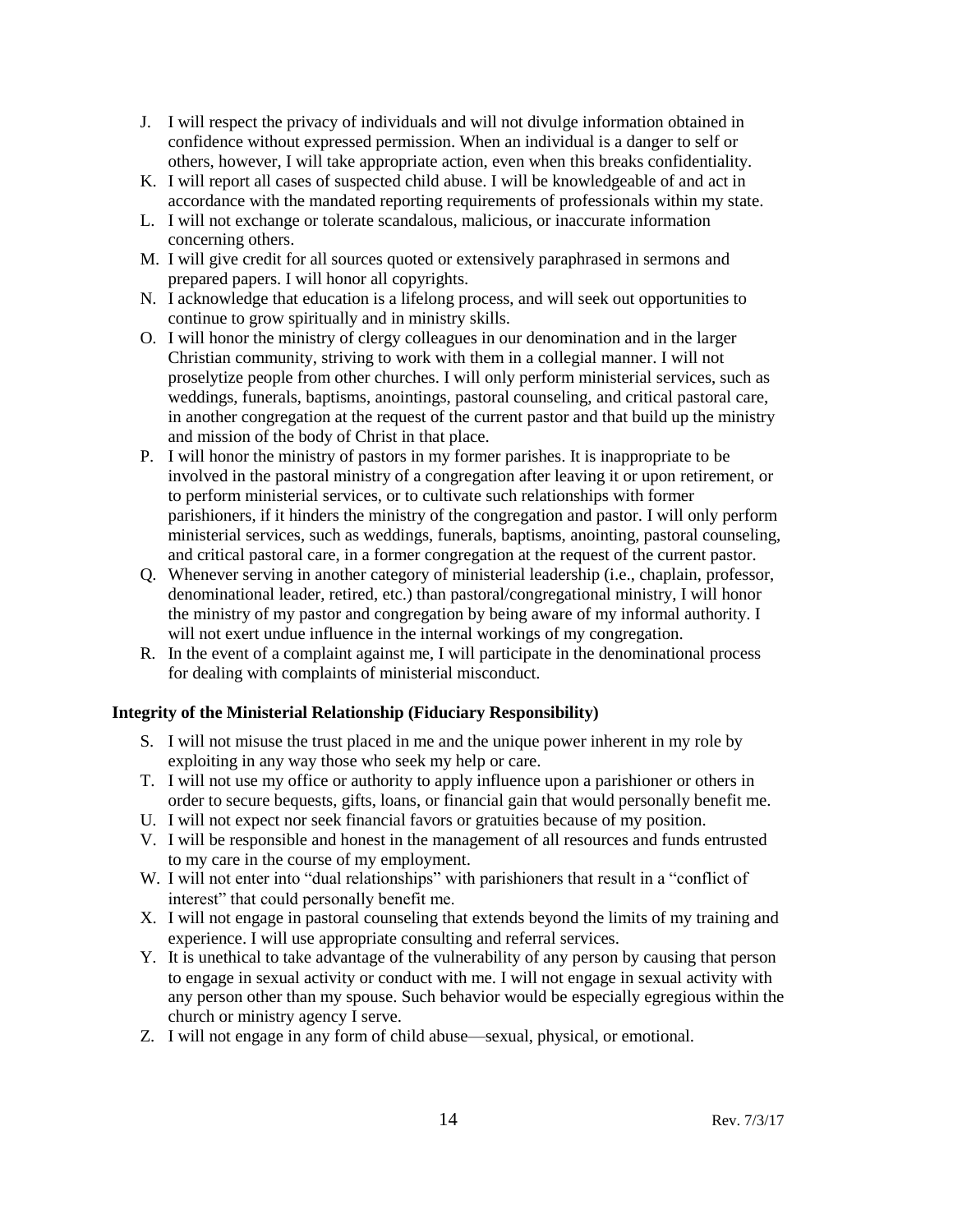J. I will respect the privacy of individuals and will not divulge information obtained in confidence without expressed permission. When an individual is a danger to self or others, however, I will take appropriate action, even when this breaks confidentiality.

K. I will report all cases of suspected child abuse. I will be knowledgeable of and act in accordance with the mandated reporting requirements of professionals within my state.

L. I will not exchange or tolerate scandalous, malicious, or inaccurate information concerning others.

M. I will give credit for all sources quoted or extensively paraphrased in sermons and prepared papers. I will honor all copyrights.

N. I acknowledge that education is a lifelong process, and will seek out opportunities to continue to grow spiritually and in ministry skills.

O. I will honor the ministry of clergy colleagues in our denomination and in the larger Christian community, striving to work with them in a collegial manner. I will not proselytize people from other churches. I will only perform ministerial services, such as weddings, funerals, baptisms, anointings, pastoral counseling, and critical pastoral care, in another congregation at the request of the current pastor and that build up the ministry and mission of the body of Christ in that place.

P. I will honor the ministry of pastors in my former parishes. It is inappropriate to be involved in the pastoral ministry of a congregation after leaving it or upon retirement, or to perform ministerial services, or to cultivate such relationships with former parishioners, if it hinders the ministry of the congregation and pastor. I will only perform ministerial services, such as weddings, funerals, baptisms, anointing, pastoral counseling, and critical pastoral care, in a former congregation at the request of the current pastor.

Q. Whenever serving in another category of ministerial leadership (i.e., chaplain, professor, denominational leader, retired, etc.) than pastoral/congregational ministry, I will honor the ministry of my pastor and congregation by being aware of my informal authority. I will not exert undue influence in the internal workings of my congregation.

R. In the event of a complaint against me, I will participate in the denominational process for dealing with complaints of ministerial misconduct.

**Integrity of the Ministerial Relationship (Fiduciary Responsibility)**

S. I will not misuse the trust placed in me and the unique power inherent in my role by exploiting in any way those who seek my help or care.

T. I will not use my office or authority to apply influence upon a parishioner or others in order to secure bequests, gifts, loans, or financial gain that would personally benefit me.

U. I will not expect nor seek financial favors or gratuities because of my position.

V. I will be responsible and honest in the management of all resources and funds entrusted to my care in the course of my employment.

W. I will not enter into "dual relationships" with parishioners that result in a "conflict of interest" that could personally benefit me.

X. I will not engage in pastoral counseling that extends beyond the limits of my training and experience. I will use appropriate consulting and referral services.

Y. It is unethical to take advantage of the vulnerability of any person by causing that person to engage in sexual activity or conduct with me. I will not engage in sexual activity with any person other than my spouse. Such behavior would be especially egregious within the church or ministry agency I serve.

Z. I will not engage in any form of child abuse—sexual, physical, or emotional.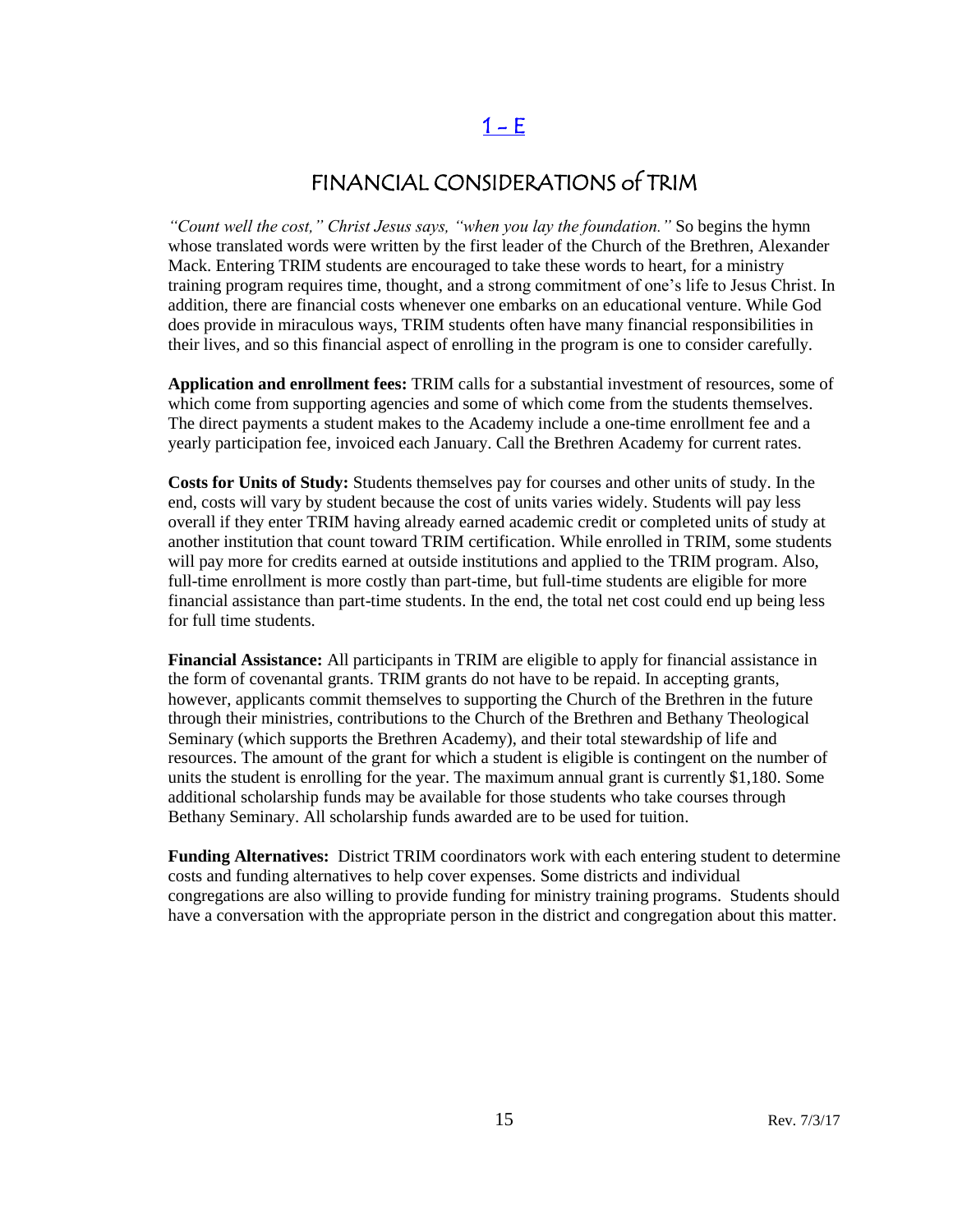# 1 – E

## FINANCIAL CONSIDERATIONS of TRIM

*"Count well the cost," Christ Jesus says, "when you lay the foundation."* So begins the hymn whose translated words were written by the first leader of the Church of the Brethren, Alexander Mack. Entering TRIM students are encouraged to take these words to heart, for a ministry training program requires time, thought, and a strong commitment of one's life to Jesus Christ. In addition, there are financial costs whenever one embarks on an educational venture. While God does provide in miraculous ways, TRIM students often have many financial responsibilities in their lives, and so this financial aspect of enrolling in the program is one to consider carefully.

**Application and enrollment fees:** TRIM calls for a substantial investment of resources, some of which come from supporting agencies and some of which come from the students themselves. The direct payments a student makes to the Academy include a one-time enrollment fee and a yearly participation fee, invoiced each January. Call the Brethren Academy for current rates.

**Costs for Units of Study:** Students themselves pay for courses and other units of study. In the end, costs will vary by student because the cost of units varies widely. Students will pay less overall if they enter TRIM having already earned academic credit or completed units of study at another institution that count toward TRIM certification. While enrolled in TRIM, some students will pay more for credits earned at outside institutions and applied to the TRIM program. Also, full-time enrollment is more costly than part-time, but full-time students are eligible for more financial assistance than part-time students. In the end, the total net cost could end up being less for full time students.

**Financial Assistance:** All participants in TRIM are eligible to apply for financial assistance in the form of covenantal grants. TRIM grants do not have to be repaid. In accepting grants, however, applicants commit themselves to supporting the Church of the Brethren in the future through their ministries, contributions to the Church of the Brethren and Bethany Theological Seminary (which supports the Brethren Academy), and their total stewardship of life and resources. The amount of the grant for which a student is eligible is contingent on the number of units the student is enrolling for the year. The maximum annual grant is currently $1,180. Some additional scholarship funds may be available for those students who take courses through Bethany Seminary. All scholarship funds awarded are to be used for tuition.

**Funding Alternatives:** District TRIM coordinators work with each entering student to determine costs and funding alternatives to help cover expenses. Some districts and individual congregations are also willing to provide funding for ministry training programs. Students should have a conversation with the appropriate person in the district and congregation about this matter.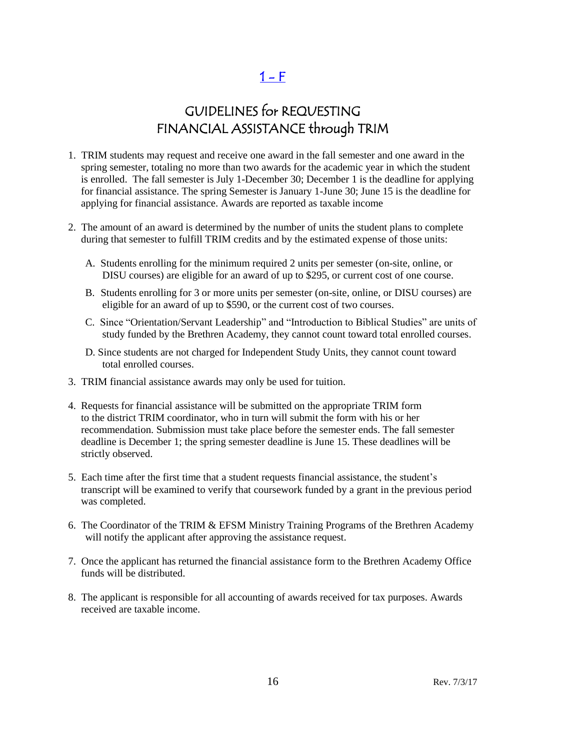## 1 - F

# GUIDELINES for REQUESTING FINANCIAL ASSISTANCE through TRIM

1. TRIM students may request and receive one award in the fall semester and one award in the spring semester, totaling no more than two awards for the academic year in which the student is enrolled. The fall semester is July 1-December 30; December 1 is the deadline for applying for financial assistance. The spring Semester is January 1-June 30; June 15 is the deadline for applying for financial assistance. Awards are reported as taxable income

2. The amount of an award is determined by the number of units the student plans to complete during that semester to fulfill TRIM credits and by the estimated expense of those units:

   A. Students enrolling for the minimum required 2 units per semester (on-site, online, or DISU courses) are eligible for an award of up to $295, or current cost of one course.

   B. Students enrolling for 3 or more units per semester (on-site, online, or DISU courses) are eligible for an award of up to $590, or the current cost of two courses.

   C. Since "Orientation/Servant Leadership" and "Introduction to Biblical Studies" are units of study funded by the Brethren Academy, they cannot count toward total enrolled courses.

   D. Since students are not charged for Independent Study Units, they cannot count toward total enrolled courses.

3. TRIM financial assistance awards may only be used for tuition.

4. Requests for financial assistance will be submitted on the appropriate TRIM form to the district TRIM coordinator, who in turn will submit the form with his or her recommendation. Submission must take place before the semester ends. The fall semester deadline is December 1; the spring semester deadline is June 15. These deadlines will be strictly observed.

5. Each time after the first time that a student requests financial assistance, the student's transcript will be examined to verify that coursework funded by a grant in the previous period was completed.

6. The Coordinator of the TRIM & EFSM Ministry Training Programs of the Brethren Academy will notify the applicant after approving the assistance request.

7. Once the applicant has returned the financial assistance form to the Brethren Academy Office funds will be distributed.

8. The applicant is responsible for all accounting of awards received for tax purposes. Awards received are taxable income.

Rev. 7/3/17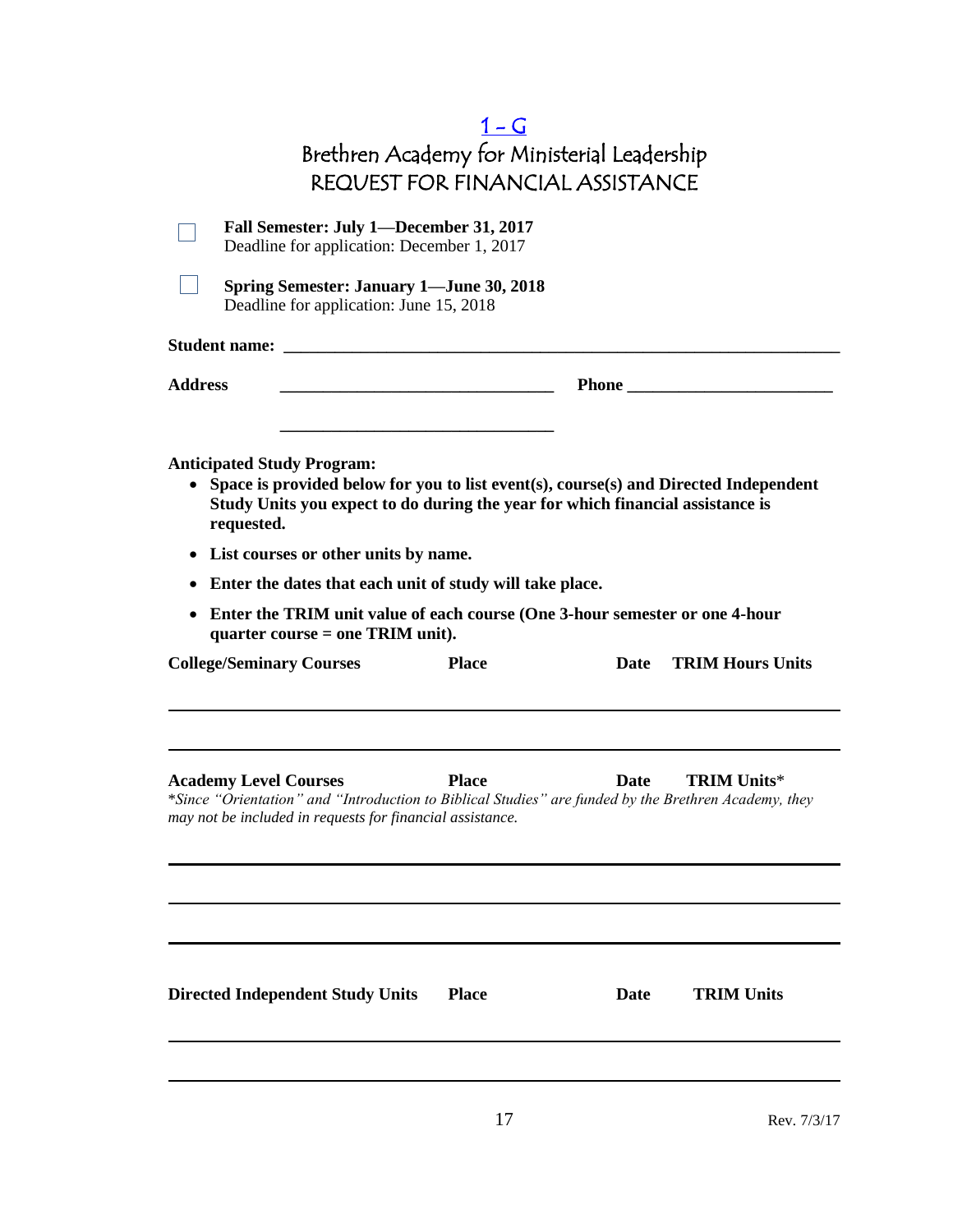# 1 – G

## Brethren Academy for Ministerial Leadership
## REQUEST FOR FINANCIAL ASSISTANCE

☐ **Fall Semester: July 1—December 31, 2017**
Deadline for application: December 1, 2017

☐ **Spring Semester: January 1—June 30, 2018**
Deadline for application: June 15, 2018

**Student name:** ______________________________________________________________

**Address** ________________________________ **Phone** ________________________

________________________________

**Anticipated Study Program:**

- **Space is provided below for you to list event(s), course(s) and Directed Independent Study Units you expect to do during the year for which financial assistance is requested.**
- **List courses or other units by name.**
- **Enter the dates that each unit of study will take place.**
- **Enter the TRIM unit value of each course (One 3-hour semester or one 4-hour quarter course = one TRIM unit).**

| College/Seminary Courses | Place | Date | TRIM Hours Units |
|---|---|---|---|
| | | | |
| | | | |

| Academy Level Courses | Place | Date | TRIM Units* |
|---|---|---|---|
| | | | |
| | | | |
| | | | |

*\*Since "Orientation" and "Introduction to Biblical Studies" are funded by the Brethren Academy, they may not be included in requests for financial assistance.*

| Directed Independent Study Units | Place | Date | TRIM Units |
|---|---|---|---|
| | | | |
| | | | |

Rev. 7/3/17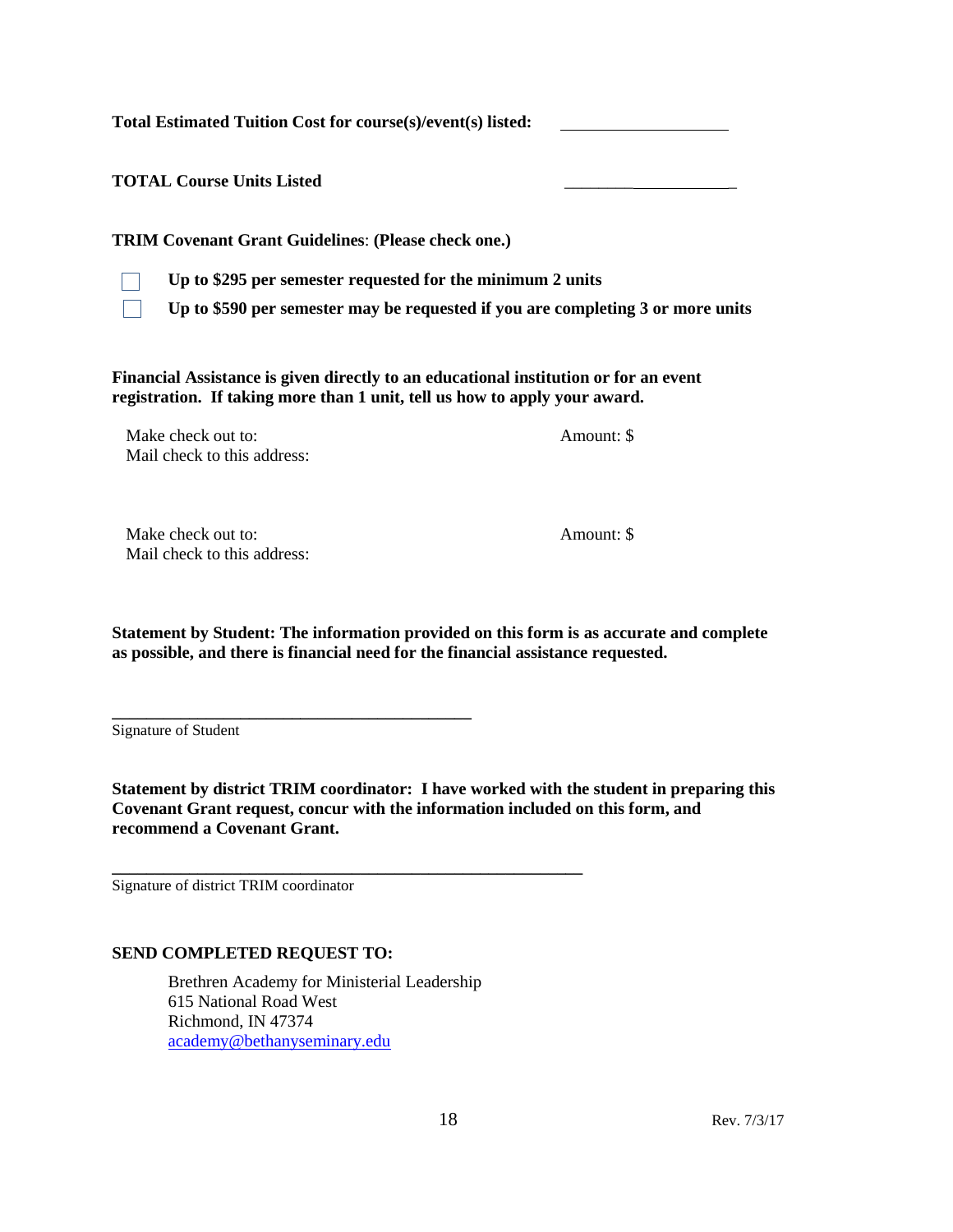**Total Estimated Tuition Cost for course(s)/event(s) listed:** \_\_\_\_\_\_\_\_\_\_\_\_\_\_\_\_\_\_\_\_

**TOTAL Course Units Listed** \_\_\_\_\_\_\_\_\_\_\_\_\_\_\_\_\_\_\_\_\_

**TRIM Covenant Grant Guidelines**: **(Please check one.)**

- ☐ **Up to $295 per semester requested for the minimum 2 units**
- ☐ **Up to $590 per semester may be requested if you are completing 3 or more units**

**Financial Assistance is given directly to an educational institution or for an event registration. If taking more than 1 unit, tell us how to apply your award.**

Make check out to: Amount: $
Mail check to this address:

Make check out to: Amount: $
Mail check to this address:

**Statement by Student: The information provided on this form is as accurate and complete as possible, and there is financial need for the financial assistance requested.**

\_\_\_\_\_\_\_\_\_\_\_\_\_\_\_\_\_\_\_\_\_\_\_\_\_\_\_\_\_\_\_\_\_\_\_\_\_\_\_\_\_\_\_\_
Signature of Student

**Statement by district TRIM coordinator: I have worked with the student in preparing this Covenant Grant request, concur with the information included on this form, and recommend a Covenant Grant.**

\_\_\_\_\_\_\_\_\_\_\_\_\_\_\_\_\_\_\_\_\_\_\_\_\_\_\_\_\_\_\_\_\_\_\_\_\_\_\_\_\_\_\_\_\_\_\_\_\_\_\_\_\_\_\_\_\_\_
Signature of district TRIM coordinator

**SEND COMPLETED REQUEST TO:**

Brethren Academy for Ministerial Leadership
615 National Road West
Richmond, IN 47374
academy@bethanyseminary.edu

Rev. 7/3/17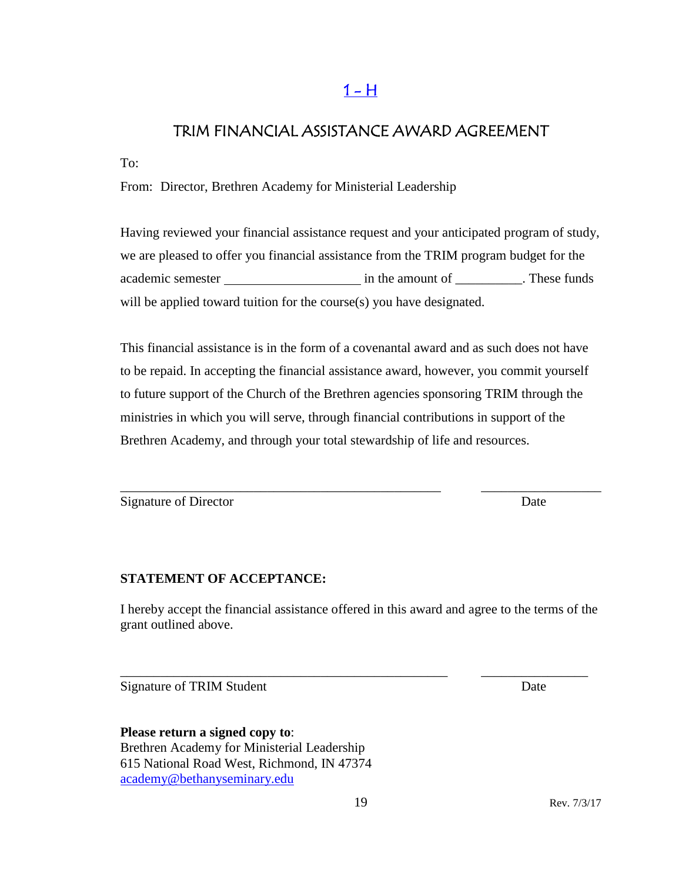1 – H

# TRIM FINANCIAL ASSISTANCE AWARD AGREEMENT

To:

From: Director, Brethren Academy for Ministerial Leadership

Having reviewed your financial assistance request and your anticipated program of study, we are pleased to offer you financial assistance from the TRIM program budget for the academic semester ____________________ in the amount of __________. These funds will be applied toward tuition for the course(s) you have designated.

This financial assistance is in the form of a covenantal award and as such does not have to be repaid. In accepting the financial assistance award, however, you commit yourself to future support of the Church of the Brethren agencies sponsoring TRIM through the ministries in which you will serve, through financial contributions in support of the Brethren Academy, and through your total stewardship of life and resources.

_______________________________________________ __________________

Signature of Director Date

**STATEMENT OF ACCEPTANCE:**

I hereby accept the financial assistance offered in this award and agree to the terms of the grant outlined above.

_______________________________________________ ________________

Signature of TRIM Student Date

**Please return a signed copy to**:
Brethren Academy for Ministerial Leadership
615 National Road West, Richmond, IN 47374
academy@bethanyseminary.edu

Rev. 7/3/17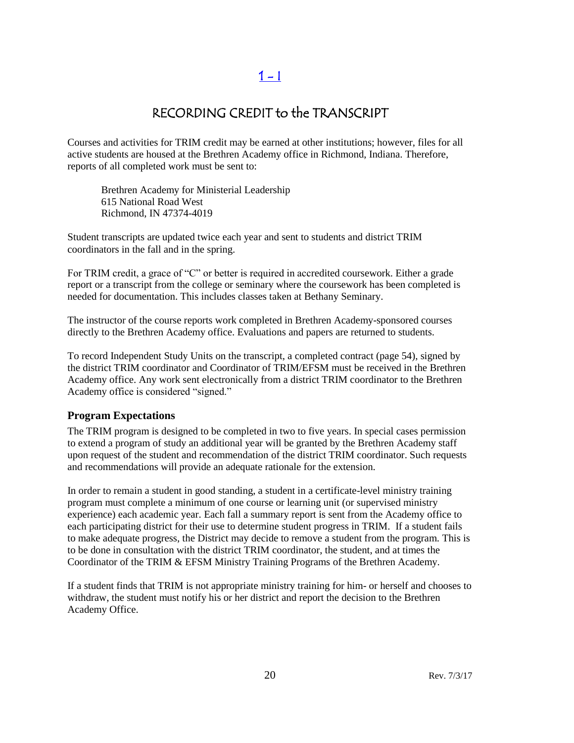[1 - 1]

# RECORDING CREDIT to the TRANSCRIPT

Courses and activities for TRIM credit may be earned at other institutions; however, files for all active students are housed at the Brethren Academy office in Richmond, Indiana. Therefore, reports of all completed work must be sent to:

Brethren Academy for Ministerial Leadership
615 National Road West
Richmond, IN 47374-4019

Student transcripts are updated twice each year and sent to students and district TRIM coordinators in the fall and in the spring.

For TRIM credit, a grace of "C" or better is required in accredited coursework. Either a grade report or a transcript from the college or seminary where the coursework has been completed is needed for documentation. This includes classes taken at Bethany Seminary.

The instructor of the course reports work completed in Brethren Academy-sponsored courses directly to the Brethren Academy office. Evaluations and papers are returned to students.

To record Independent Study Units on the transcript, a completed contract (page 54), signed by the district TRIM coordinator and Coordinator of TRIM/EFSM must be received in the Brethren Academy office. Any work sent electronically from a district TRIM coordinator to the Brethren Academy office is considered "signed."

## Program Expectations

The TRIM program is designed to be completed in two to five years. In special cases permission to extend a program of study an additional year will be granted by the Brethren Academy staff upon request of the student and recommendation of the district TRIM coordinator. Such requests and recommendations will provide an adequate rationale for the extension.

In order to remain a student in good standing, a student in a certificate-level ministry training program must complete a minimum of one course or learning unit (or supervised ministry experience) each academic year. Each fall a summary report is sent from the Academy office to each participating district for their use to determine student progress in TRIM. If a student fails to make adequate progress, the District may decide to remove a student from the program. This is to be done in consultation with the district TRIM coordinator, the student, and at times the Coordinator of the TRIM & EFSM Ministry Training Programs of the Brethren Academy.

If a student finds that TRIM is not appropriate ministry training for him- or herself and chooses to withdraw, the student must notify his or her district and report the decision to the Brethren Academy Office.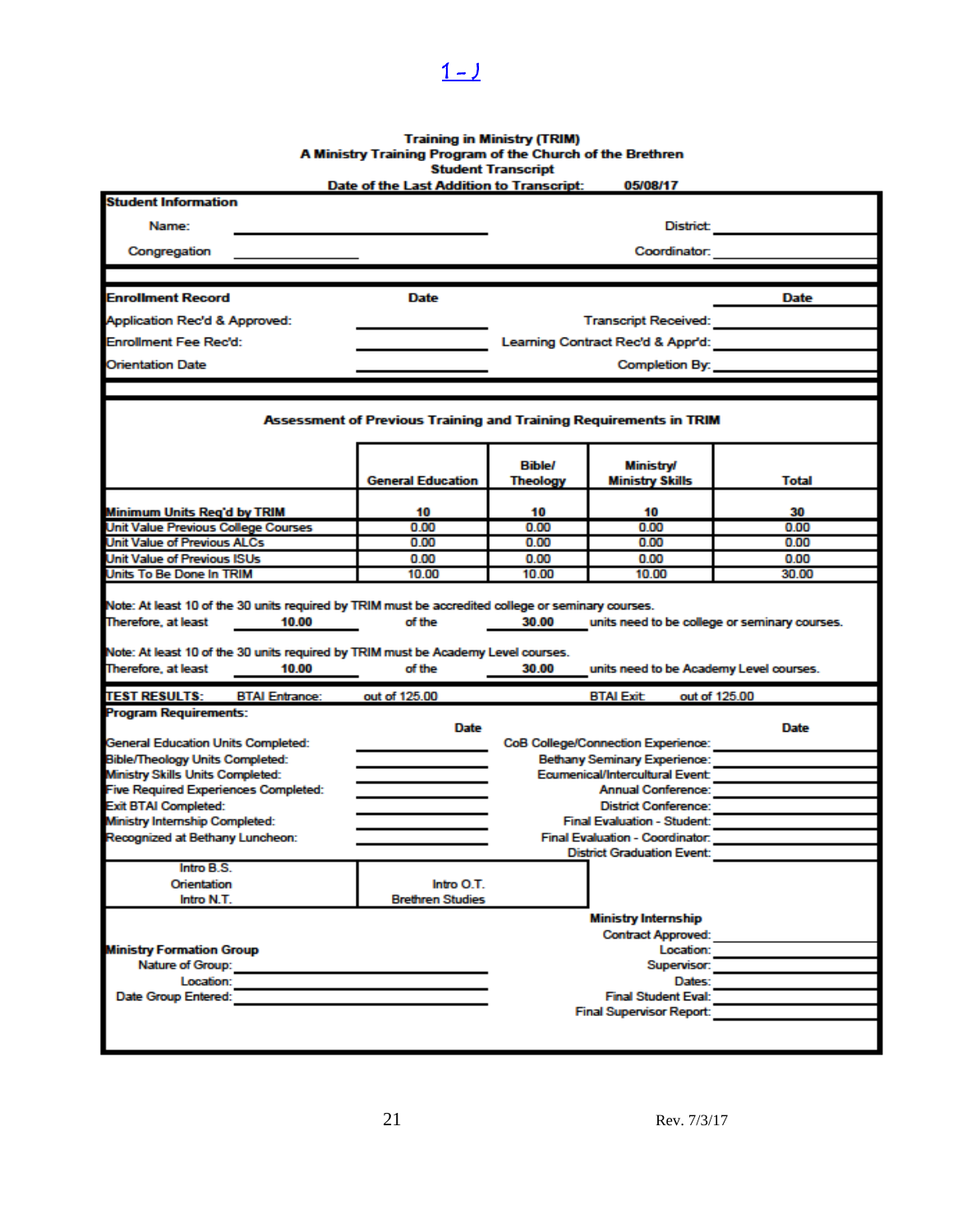1 - J

**Training in Ministry (TRIM)**
**A Ministry Training Program of the Church of the Brethren**
**Student Transcript**
**Date of the Last Addition to Transcript: 05/08/17**

**Student Information**

Name: ______________________ District: ______________________

Congregation ______________________ Coordinator: ______________________

| **Enrollment Record** | **Date** | | **Date** |
|---|---|---|---|
| Application Rec'd & Approved: | | Transcript Received: | |
| Enrollment Fee Rec'd: | | Learning Contract Rec'd & Appr'd: | |
| Orientation Date | | Completion By: | |

**Assessment of Previous Training and Training Requirements in TRIM**

| | General Education | Bible/ Theology | Ministry/ Ministry Skills | Total |
|---|---|---|---|---|
| Minimum Units Req'd by TRIM | 10 | 10 | 10 | 30 |
| Unit Value Previous College Courses | 0.00 | 0.00 | 0.00 | 0.00 |
| Unit Value of Previous ALCs | 0.00 | 0.00 | 0.00 | 0.00 |
| Unit Value of Previous ISUs | 0.00 | 0.00 | 0.00 | 0.00 |
| Units To Be Done In TRIM | 10.00 | 10.00 | 10.00 | 30.00 |

Note: At least 10 of the 30 units required by TRIM must be accredited college or seminary courses.
Therefore, at least 10.00 of the 30.00 units need to be college or seminary courses.

Note: At least 10 of the 30 units required by TRIM must be Academy Level courses.
Therefore, at least 10.00 of the 30.00 units need to be Academy Level courses.

**TEST RESULTS:** BTAI Entrance: out of 125.00 BTAI Exit: out of 125.00

**Program Requirements:**

| | Date | | Date |
|---|---|---|---|
| General Education Units Completed: | | CoB College/Connection Experience: | |
| Bible/Theology Units Completed: | | Bethany Seminary Experience: | |
| Ministry Skills Units Completed: | | Ecumenical/Intercultural Event: | |
| Five Required Experiences Completed: | | Annual Conference: | |
| Exit BTAI Completed: | | District Conference: | |
| Ministry Internship Completed: | | Final Evaluation - Student: | |
| Recognized at Bethany Luncheon: | | Final Evaluation - Coordinator: | |
| | | District Graduation Event: | |

| | |
|---|---|
| Intro B.S.<br>Orientation<br>Intro N.T. | Intro O.T.<br>Brethren Studies |

**Ministry Formation Group**

Nature of Group: ______________________
Location: ______________________
Date Group Entered: ______________________

**Ministry Internship**

Contract Approved: ______________________
Location: ______________________
Supervisor: ______________________
Dates: ______________________
Final Student Eval: ______________________
Final Supervisor Report: ______________________

Rev. 7/3/17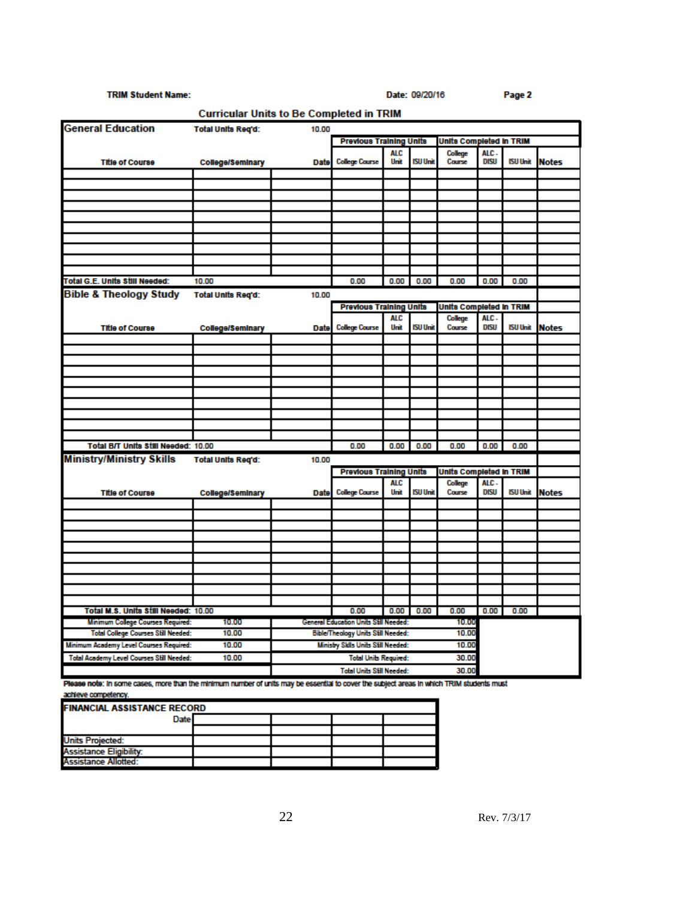**TRIM Student Name:** Date: 09/20/16 Page 2

## Curricular Units to Be Completed in TRIM

| General Education | Total Units Req'd: | 10.00 | | | | | | | |
|---|---|---|---|---|---|---|---|---|---|
| | | | Previous Training Units | | | Units Completed in TRIM | | | |
| Title of Course | College/Seminary | Date | College Course | ALC Unit | ISU Unit | College Course | ALC - DISU | ISU Unit | Notes |
| | | | | | | | | | |
| | | | | | | | | | |
| | | | | | | | | | |
| | | | | | | | | | |
| | | | | | | | | | |
| | | | | | | | | | |
| | | | | | | | | | |
| | | | | | | | | | |
| | | | | | | | | | |
| | | | | | | | | | |
| Total G.E. Units Still Needed: | 10.00 | | 0.00 | 0.00 | 0.00 | 0.00 | 0.00 | 0.00 | |

| Bible & Theology Study | Total Units Req'd: | 10.00 | | | | | | | |
|---|---|---|---|---|---|---|---|---|---|
| | | | Previous Training Units | | | Units Completed in TRIM | | | |
| Title of Course | College/Seminary | Date | College Course | ALC Unit | ISU Unit | College Course | ALC - DISU | ISU Unit | Notes |
| | | | | | | | | | |
| | | | | | | | | | |
| | | | | | | | | | |
| | | | | | | | | | |
| | | | | | | | | | |
| | | | | | | | | | |
| | | | | | | | | | |
| | | | | | | | | | |
| | | | | | | | | | |
| | | | | | | | | | |
| Total B/T Units Still Needed: 10.00 | | | 0.00 | 0.00 | 0.00 | 0.00 | 0.00 | 0.00 | |

| Ministry/Ministry Skills | Total Units Req'd: | 10.00 | | | | | | | |
|---|---|---|---|---|---|---|---|---|---|
| | | | Previous Training Units | | | Units Completed in TRIM | | | |
| Title of Course | College/Seminary | Date | College Course | ALC Unit | ISU Unit | College Course | ALC - DISU | ISU Unit | Notes |
| | | | | | | | | | |
| | | | | | | | | | |
| | | | | | | | | | |
| | | | | | | | | | |
| | | | | | | | | | |
| | | | | | | | | | |
| | | | | | | | | | |
| | | | | | | | | | |
| | | | | | | | | | |
| | | | | | | | | | |
| Total M.S. Units Still Needed: 10.00 | | | 0.00 | 0.00 | 0.00 | 0.00 | 0.00 | 0.00 | |

| | | | |
|---|---|---|---|
| Minimum College Courses Required: | 10.00 | General Education Units Still Needed: | 10.00 |
| Total College Courses Still Needed: | 10.00 | Bible/Theology Units Still Needed: | 10.00 |
| Minimum Academy Level Courses Required: | 10.00 | Ministry Skills Units Still Needed: | 10.00 |
| Total Academy Level Courses Still Needed: | 10.00 | Total Units Required: | 30.00 |
| | | Total Units Still Needed: | 30.00 |

Please note: In some cases, more than the minimum number of units may be essential to cover the subject areas in which TRIM students must achieve competency.

| FINANCIAL ASSISTANCE RECORD | | | | |
|---|---|---|---|---|
| Date | | | | |
| Units Projected: | | | | |
| Assistance Eligibility: | | | | |
| Assistance Allotted: | | | | |

Rev. 7/3/17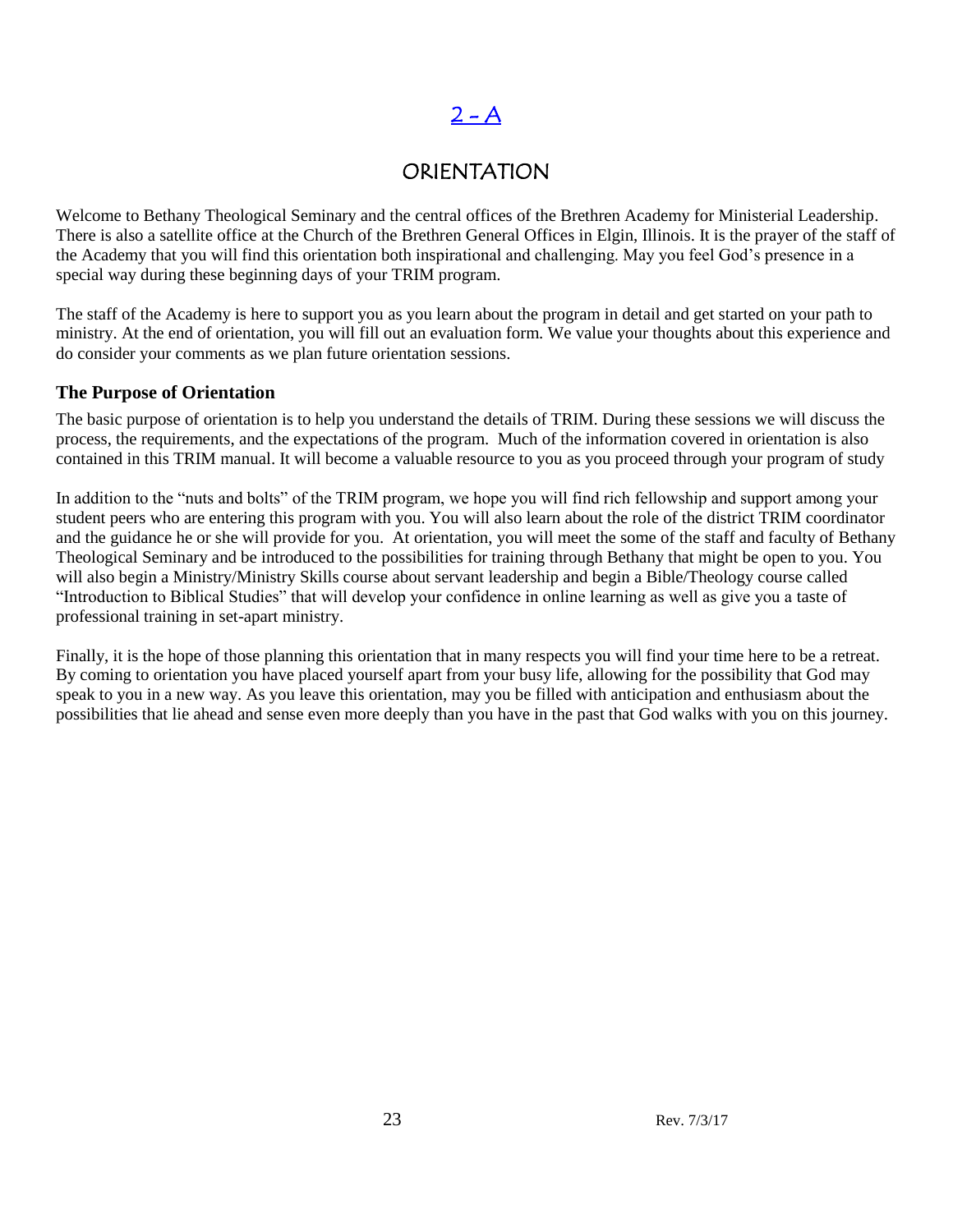# 2 - A

## ORIENTATION

Welcome to Bethany Theological Seminary and the central offices of the Brethren Academy for Ministerial Leadership. There is also a satellite office at the Church of the Brethren General Offices in Elgin, Illinois. It is the prayer of the staff of the Academy that you will find this orientation both inspirational and challenging. May you feel God's presence in a special way during these beginning days of your TRIM program.

The staff of the Academy is here to support you as you learn about the program in detail and get started on your path to ministry. At the end of orientation, you will fill out an evaluation form. We value your thoughts about this experience and do consider your comments as we plan future orientation sessions.

### The Purpose of Orientation

The basic purpose of orientation is to help you understand the details of TRIM. During these sessions we will discuss the process, the requirements, and the expectations of the program. Much of the information covered in orientation is also contained in this TRIM manual. It will become a valuable resource to you as you proceed through your program of study

In addition to the "nuts and bolts" of the TRIM program, we hope you will find rich fellowship and support among your student peers who are entering this program with you. You will also learn about the role of the district TRIM coordinator and the guidance he or she will provide for you. At orientation, you will meet the some of the staff and faculty of Bethany Theological Seminary and be introduced to the possibilities for training through Bethany that might be open to you. You will also begin a Ministry/Ministry Skills course about servant leadership and begin a Bible/Theology course called "Introduction to Biblical Studies" that will develop your confidence in online learning as well as give you a taste of professional training in set-apart ministry.

Finally, it is the hope of those planning this orientation that in many respects you will find your time here to be a retreat. By coming to orientation you have placed yourself apart from your busy life, allowing for the possibility that God may speak to you in a new way. As you leave this orientation, may you be filled with anticipation and enthusiasm about the possibilities that lie ahead and sense even more deeply than you have in the past that God walks with you on this journey.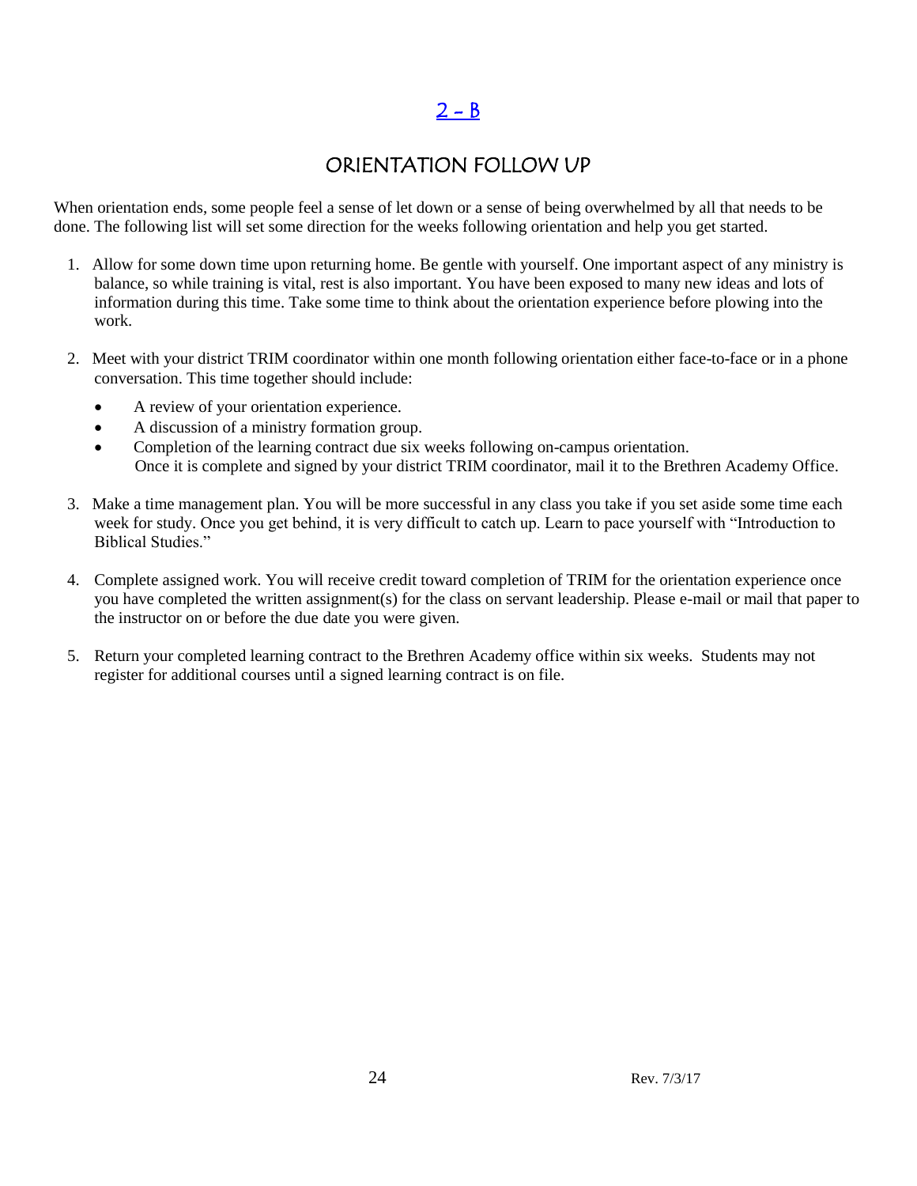## 2 – B

## ORIENTATION FOLLOW UP

When orientation ends, some people feel a sense of let down or a sense of being overwhelmed by all that needs to be done. The following list will set some direction for the weeks following orientation and help you get started.

1. Allow for some down time upon returning home. Be gentle with yourself. One important aspect of any ministry is balance, so while training is vital, rest is also important. You have been exposed to many new ideas and lots of information during this time. Take some time to think about the orientation experience before plowing into the work.

2. Meet with your district TRIM coordinator within one month following orientation either face-to-face or in a phone conversation. This time together should include:
   - A review of your orientation experience.
   - A discussion of a ministry formation group.
   - Completion of the learning contract due six weeks following on-campus orientation. Once it is complete and signed by your district TRIM coordinator, mail it to the Brethren Academy Office.

3. Make a time management plan. You will be more successful in any class you take if you set aside some time each week for study. Once you get behind, it is very difficult to catch up. Learn to pace yourself with "Introduction to Biblical Studies."

4. Complete assigned work. You will receive credit toward completion of TRIM for the orientation experience once you have completed the written assignment(s) for the class on servant leadership. Please e-mail or mail that paper to the instructor on or before the due date you were given.

5. Return your completed learning contract to the Brethren Academy office within six weeks. Students may not register for additional courses until a signed learning contract is on file.

Rev. 7/3/17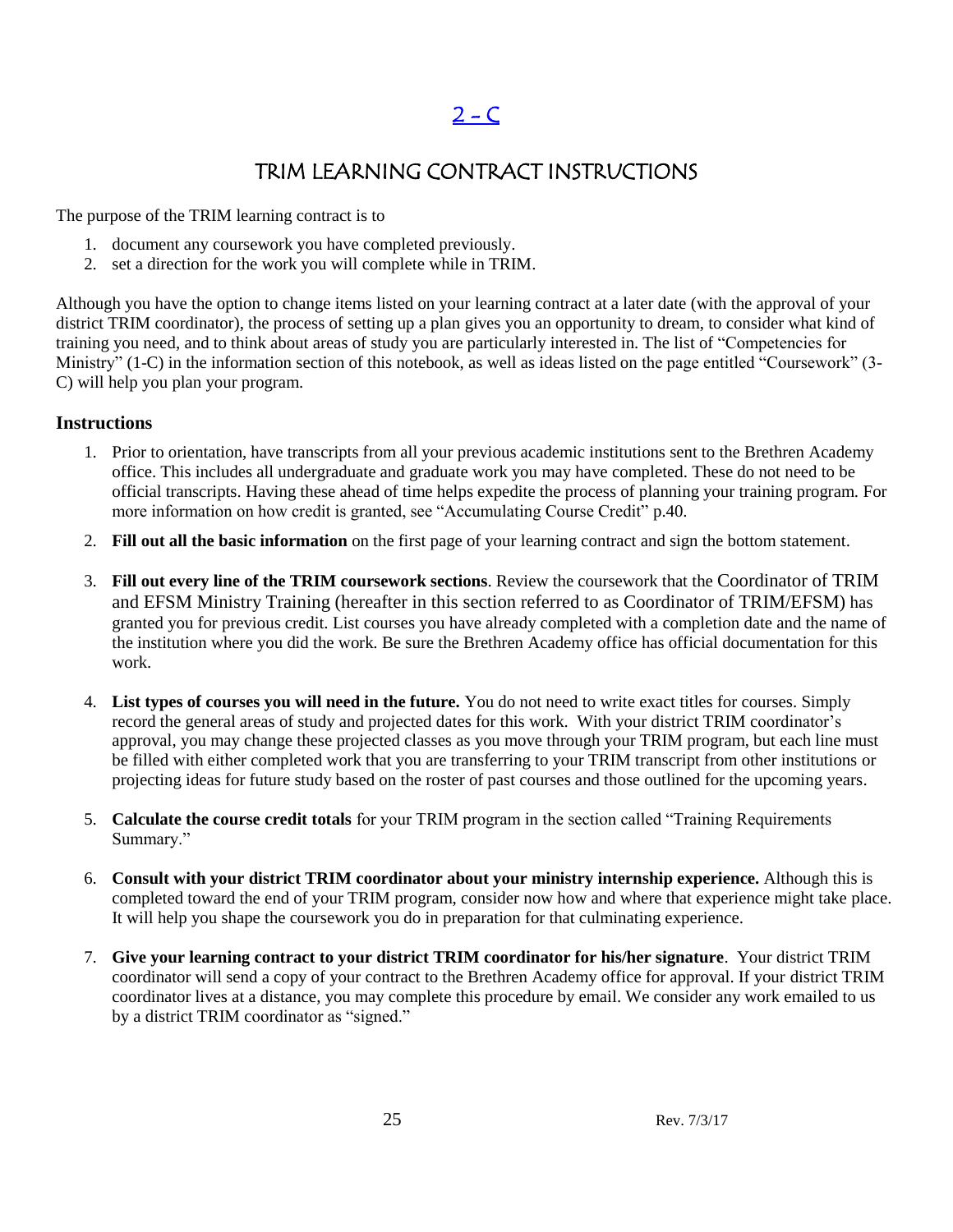# 2 – C

## TRIM LEARNING CONTRACT INSTRUCTIONS

The purpose of the TRIM learning contract is to

1. document any coursework you have completed previously.
2. set a direction for the work you will complete while in TRIM.

Although you have the option to change items listed on your learning contract at a later date (with the approval of your district TRIM coordinator), the process of setting up a plan gives you an opportunity to dream, to consider what kind of training you need, and to think about areas of study you are particularly interested in. The list of "Competencies for Ministry" (1-C) in the information section of this notebook, as well as ideas listed on the page entitled "Coursework" (3-C) will help you plan your program.

### Instructions

1. Prior to orientation, have transcripts from all your previous academic institutions sent to the Brethren Academy office. This includes all undergraduate and graduate work you may have completed. These do not need to be official transcripts. Having these ahead of time helps expedite the process of planning your training program. For more information on how credit is granted, see "Accumulating Course Credit" p.40.
2. **Fill out all the basic information** on the first page of your learning contract and sign the bottom statement.
3. **Fill out every line of the TRIM coursework sections**. Review the coursework that the Coordinator of TRIM and EFSM Ministry Training (hereafter in this section referred to as Coordinator of TRIM/EFSM) has granted you for previous credit. List courses you have already completed with a completion date and the name of the institution where you did the work. Be sure the Brethren Academy office has official documentation for this work.
4. **List types of courses you will need in the future.** You do not need to write exact titles for courses. Simply record the general areas of study and projected dates for this work. With your district TRIM coordinator's approval, you may change these projected classes as you move through your TRIM program, but each line must be filled with either completed work that you are transferring to your TRIM transcript from other institutions or projecting ideas for future study based on the roster of past courses and those outlined for the upcoming years.
5. **Calculate the course credit totals** for your TRIM program in the section called "Training Requirements Summary."
6. **Consult with your district TRIM coordinator about your ministry internship experience.** Although this is completed toward the end of your TRIM program, consider now how and where that experience might take place. It will help you shape the coursework you do in preparation for that culminating experience.
7. **Give your learning contract to your district TRIM coordinator for his/her signature**. Your district TRIM coordinator will send a copy of your contract to the Brethren Academy office for approval. If your district TRIM coordinator lives at a distance, you may complete this procedure by email. We consider any work emailed to us by a district TRIM coordinator as "signed."

Rev. 7/3/17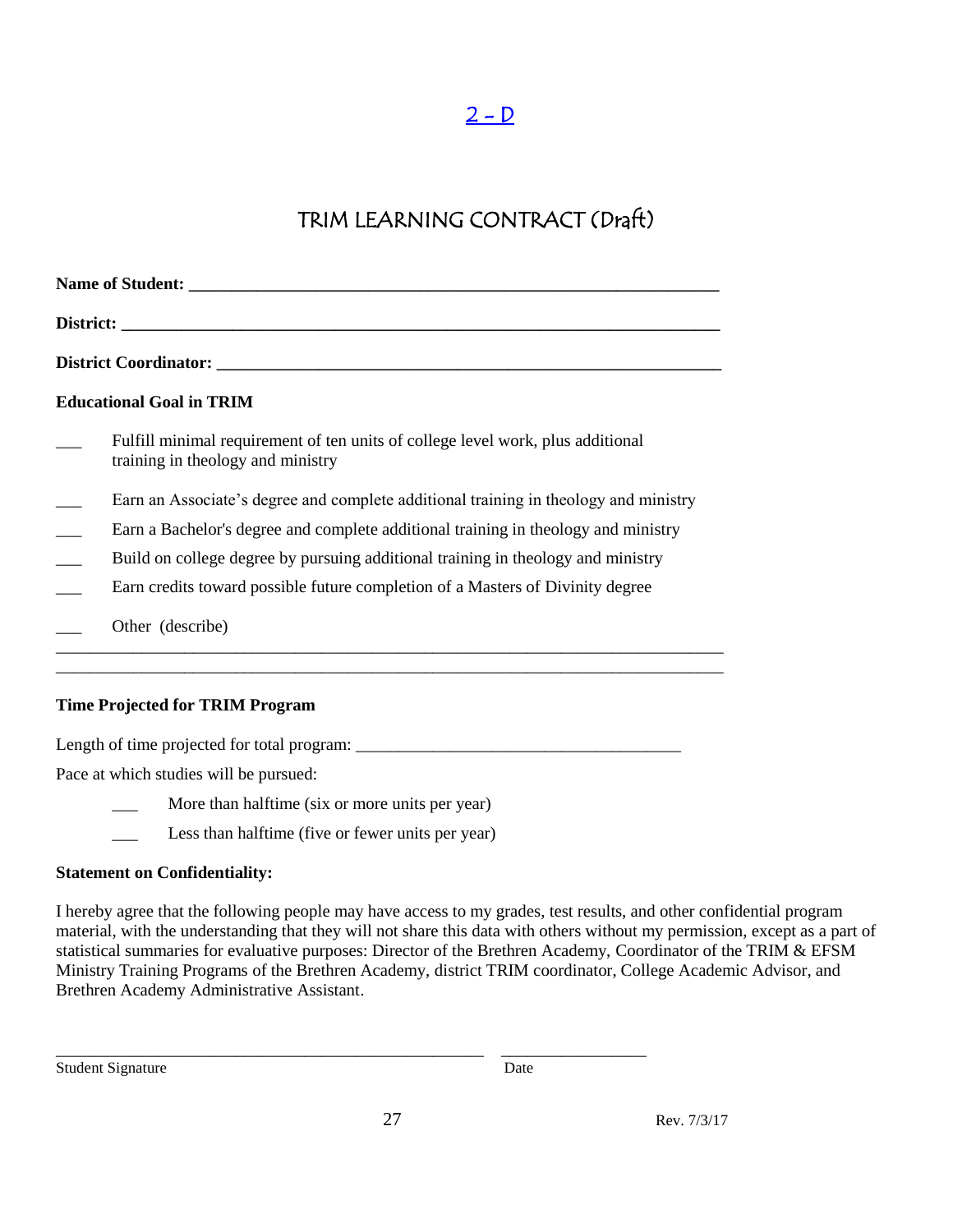2 - D

# TRIM LEARNING CONTRACT (Draft)

**Name of Student: ______________________________________________________________**

**District: ____________________________________________________________________**

**District Coordinator: __________________________________________________________**

**Educational Goal in TRIM**

___ Fulfill minimal requirement of ten units of college level work, plus additional training in theology and ministry

___ Earn an Associate's degree and complete additional training in theology and ministry

___ Earn a Bachelor's degree and complete additional training in theology and ministry

___ Build on college degree by pursuing additional training in theology and ministry

___ Earn credits toward possible future completion of a Masters of Divinity degree

___ Other (describe)

______________________________________________________________________________

______________________________________________________________________________

**Time Projected for TRIM Program**

Length of time projected for total program: ______________________________________

Pace at which studies will be pursued:

___ More than halftime (six or more units per year)

___ Less than halftime (five or fewer units per year)

**Statement on Confidentiality:**

I hereby agree that the following people may have access to my grades, test results, and other confidential program material, with the understanding that they will not share this data with others without my permission, except as a part of statistical summaries for evaluative purposes: Director of the Brethren Academy, Coordinator of the TRIM & EFSM Ministry Training Programs of the Brethren Academy, district TRIM coordinator, College Academic Advisor, and Brethren Academy Administrative Assistant.

______________________________________________ ________________

Student Signature Date

Rev. 7/3/17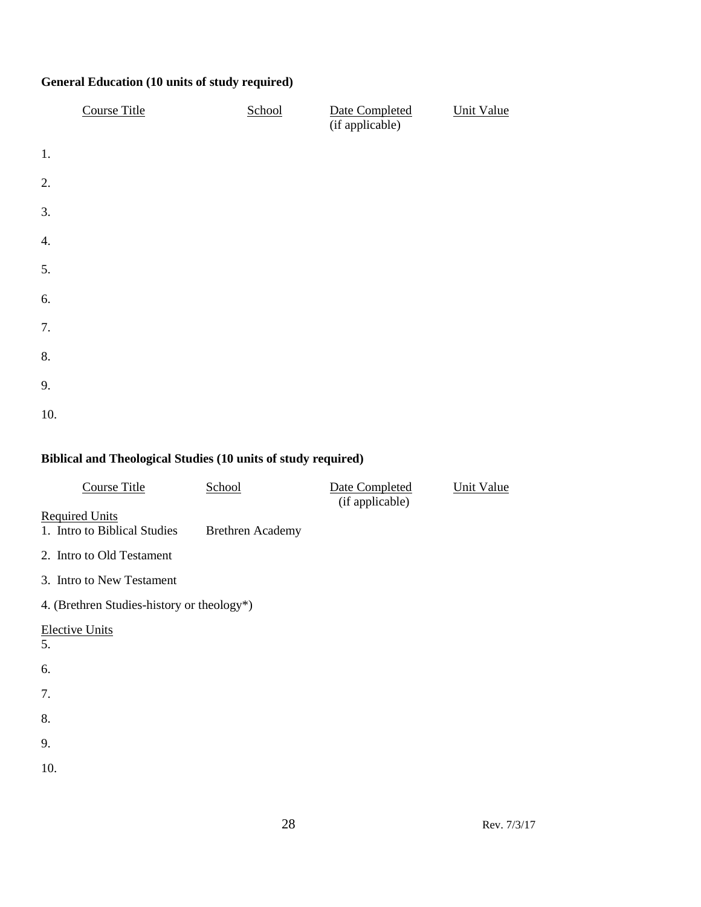**General Education (10 units of study required)**

| Course Title | School | Date Completed (if applicable) | Unit Value |
|---|---|---|---|
| 1. | | | |
| 2. | | | |
| 3. | | | |
| 4. | | | |
| 5. | | | |
| 6. | | | |
| 7. | | | |
| 8. | | | |
| 9. | | | |
| 10. | | | |

**Biblical and Theological Studies (10 units of study required)**

| Course Title | School | Date Completed (if applicable) | Unit Value |
|---|---|---|---|
| Required Units | | | |
| 1. Intro to Biblical Studies | Brethren Academy | | |
| 2. Intro to Old Testament | | | |
| 3. Intro to New Testament | | | |
| 4. (Brethren Studies-history or theology*) | | | |
| Elective Units | | | |
| 5. | | | |
| 6. | | | |
| 7. | | | |
| 8. | | | |
| 9. | | | |
| 10. | | | |

Rev. 7/3/17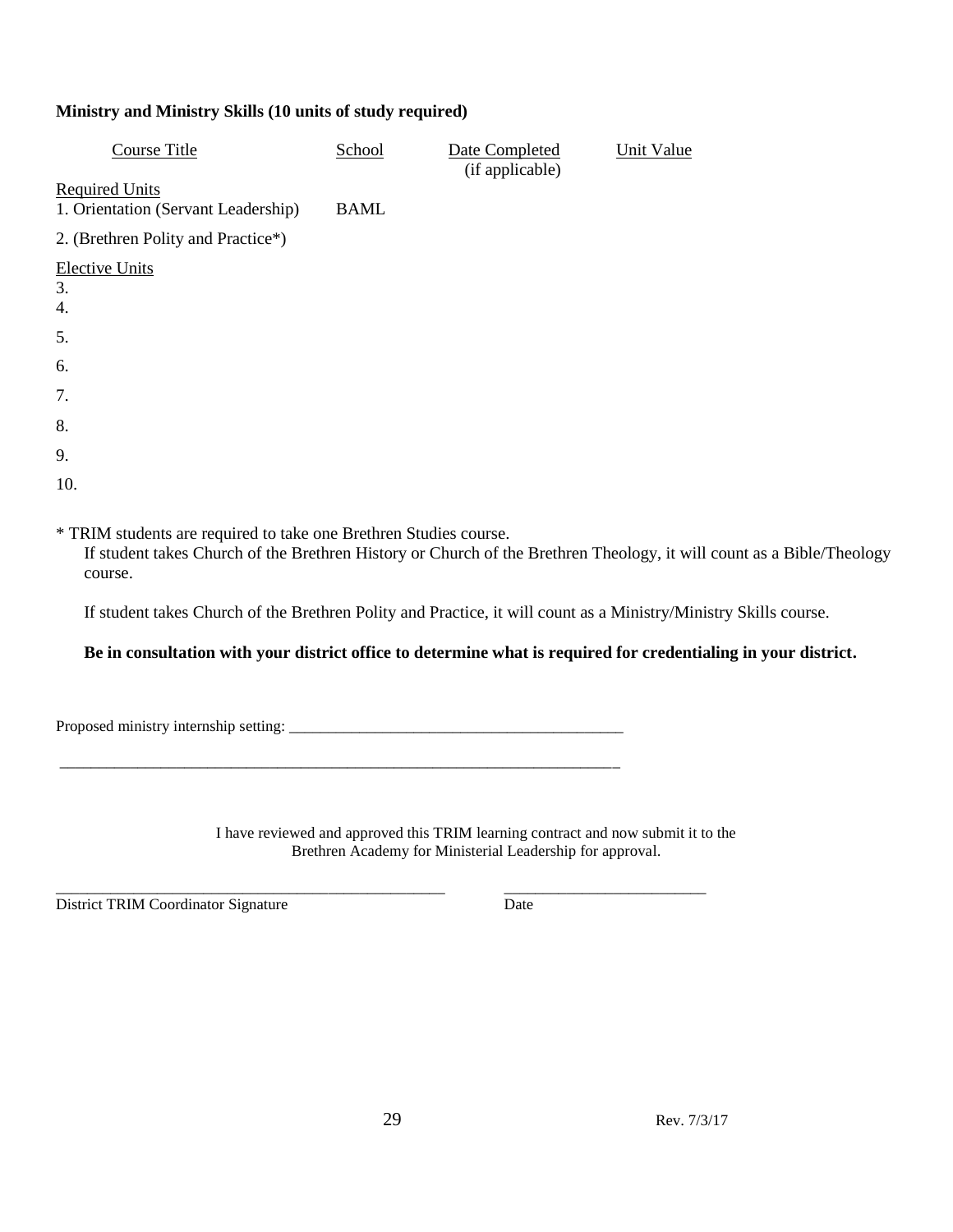**Ministry and Ministry Skills (10 units of study required)**

| Course Title | School | Date Completed (if applicable) | Unit Value |
|---|---|---|---|
| Required Units | | | |
| 1. Orientation (Servant Leadership) | BAML | | |
| 2. (Brethren Polity and Practice*) | | | |
| Elective Units | | | |
| 3. | | | |
| 4. | | | |
| 5. | | | |
| 6. | | | |
| 7. | | | |
| 8. | | | |
| 9. | | | |
| 10. | | | |

* TRIM students are required to take one Brethren Studies course.
  If student takes Church of the Brethren History or Church of the Brethren Theology, it will count as a Bible/Theology course.

  If student takes Church of the Brethren Polity and Practice, it will count as a Ministry/Ministry Skills course.

  **Be in consultation with your district office to determine what is required for credentialing in your district.**

Proposed ministry internship setting: ___________________________________________

___________________________________________________________________________

I have reviewed and approved this TRIM learning contract and now submit it to the Brethren Academy for Ministerial Leadership for approval.

___________________________________________________ ___________________________

District TRIM Coordinator Signature Date

Rev. 7/3/17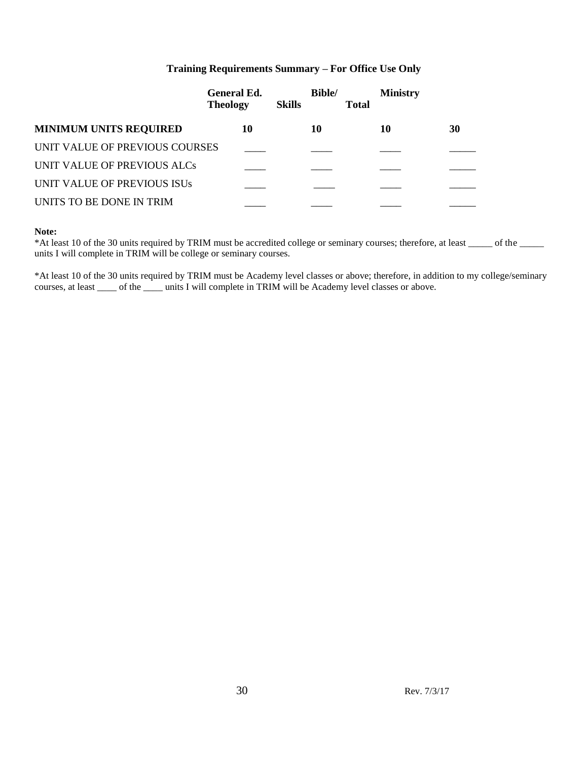### Training Requirements Summary – For Office Use Only

| | General Ed. | Bible/ Theology | Ministry Skills | Total |
|---|---|---|---|---|
| **MINIMUM UNITS REQUIRED** | **10** | **10** | **10** | **30** |
| UNIT VALUE OF PREVIOUS COURSES | ____ | ____ | ____ | _____ |
| UNIT VALUE OF PREVIOUS ALCs | ____ | ____ | ____ | _____ |
| UNIT VALUE OF PREVIOUS ISUs | ____ | ____ | ____ | _____ |
| UNITS TO BE DONE IN TRIM | ____ | ____ | ____ | _____ |

**Note:**

*At least 10 of the 30 units required by TRIM must be accredited college or seminary courses; therefore, at least _____ of the _____ units I will complete in TRIM will be college or seminary courses.

*At least 10 of the 30 units required by TRIM must be Academy level classes or above; therefore, in addition to my college/seminary courses, at least ____ of the ____ units I will complete in TRIM will be Academy level classes or above.

Rev. 7/3/17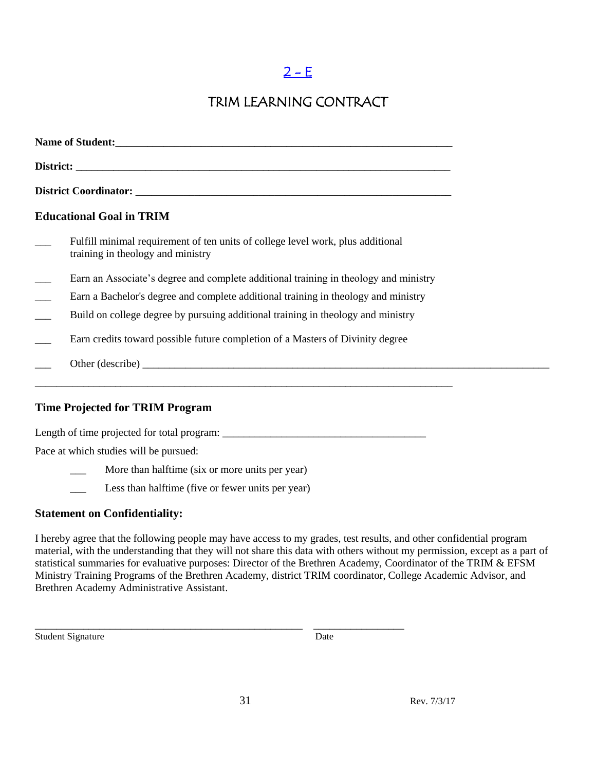# 2 – E

## TRIM LEARNING CONTRACT

**Name of Student:**_______________________________________________________________

**District:** _____________________________________________________________________

**District Coordinator:** ___________________________________________________________

### Educational Goal in TRIM

___ Fulfill minimal requirement of ten units of college level work, plus additional training in theology and ministry

___ Earn an Associate's degree and complete additional training in theology and ministry

___ Earn a Bachelor's degree and complete additional training in theology and ministry

___ Build on college degree by pursuing additional training in theology and ministry

___ Earn credits toward possible future completion of a Masters of Divinity degree

___ Other (describe) ________________________________________________________________________

_____________________________________________________________________________

### Time Projected for TRIM Program

Length of time projected for total program: ____________________________________

Pace at which studies will be pursued:

___ More than halftime (six or more units per year)

___ Less than halftime (five or fewer units per year)

### Statement on Confidentiality:

I hereby agree that the following people may have access to my grades, test results, and other confidential program material, with the understanding that they will not share this data with others without my permission, except as a part of statistical summaries for evaluative purposes: Director of the Brethren Academy, Coordinator of the TRIM & EFSM Ministry Training Programs of the Brethren Academy, district TRIM coordinator, College Academic Advisor, and Brethren Academy Administrative Assistant.

_____________________________________________________ _________________

Student Signature Date

Rev. 7/3/17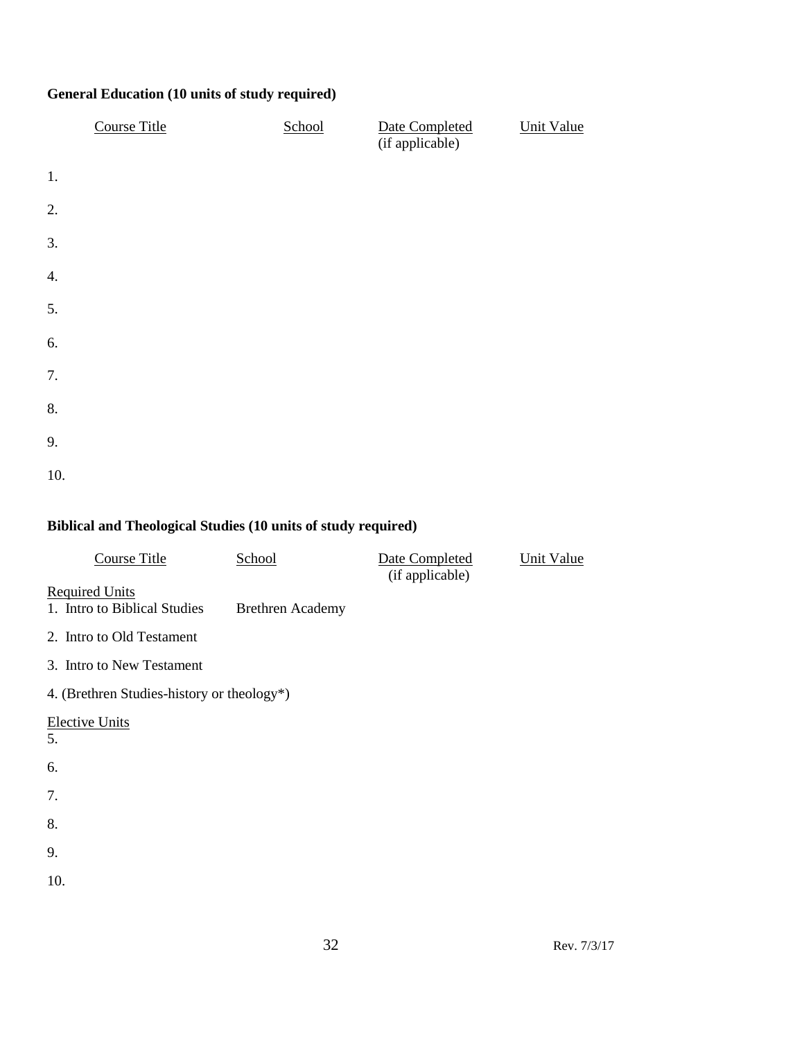**General Education (10 units of study required)**

| | Course Title | School | Date Completed (if applicable) | Unit Value |
|---|---|---|---|---|
| 1. | | | | |
| 2. | | | | |
| 3. | | | | |
| 4. | | | | |
| 5. | | | | |
| 6. | | | | |
| 7. | | | | |
| 8. | | | | |
| 9. | | | | |
| 10. | | | | |

**Biblical and Theological Studies (10 units of study required)**

| Course Title | School | Date Completed (if applicable) | Unit Value |
|---|---|---|---|
| Required Units | | | |
| 1. Intro to Biblical Studies | Brethren Academy | | |
| 2. Intro to Old Testament | | | |
| 3. Intro to New Testament | | | |
| 4. (Brethren Studies-history or theology*) | | | |
| Elective Units | | | |
| 5. | | | |
| 6. | | | |
| 7. | | | |
| 8. | | | |
| 9. | | | |
| 10. | | | |

Rev. 7/3/17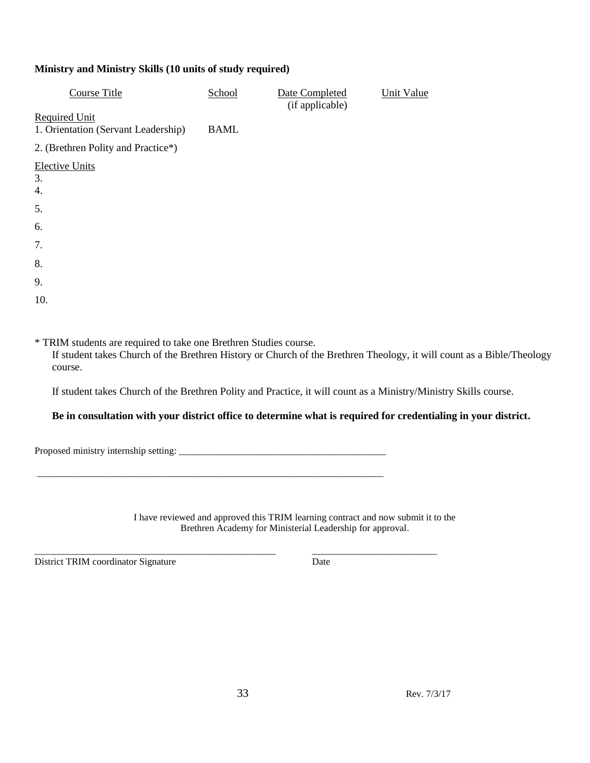**Ministry and Ministry Skills (10 units of study required)**

| Course Title | School | Date Completed (if applicable) | Unit Value |
|---|---|---|---|
| Required Unit | | | |
| 1. Orientation (Servant Leadership) | BAML | | |
| 2. (Brethren Polity and Practice*) | | | |
| Elective Units | | | |
| 3. | | | |
| 4. | | | |
| 5. | | | |
| 6. | | | |
| 7. | | | |
| 8. | | | |
| 9. | | | |
| 10. | | | |

* TRIM students are required to take one Brethren Studies course.
  If student takes Church of the Brethren History or Church of the Brethren Theology, it will count as a Bible/Theology course.

  If student takes Church of the Brethren Polity and Practice, it will count as a Ministry/Ministry Skills course.

  **Be in consultation with your district office to determine what is required for credentialing in your district.**

Proposed ministry internship setting: ___________________________________________

___________________________________________________________________________

I have reviewed and approved this TRIM learning contract and now submit it to the Brethren Academy for Ministerial Leadership for approval.

___________________________________________________ \_\_\_\_\_\_\_\_\_\_\_\_\_\_\_\_\_\_\_\_\_\_\_\_\_\_

District TRIM coordinator Signature Date

Rev. 7/3/17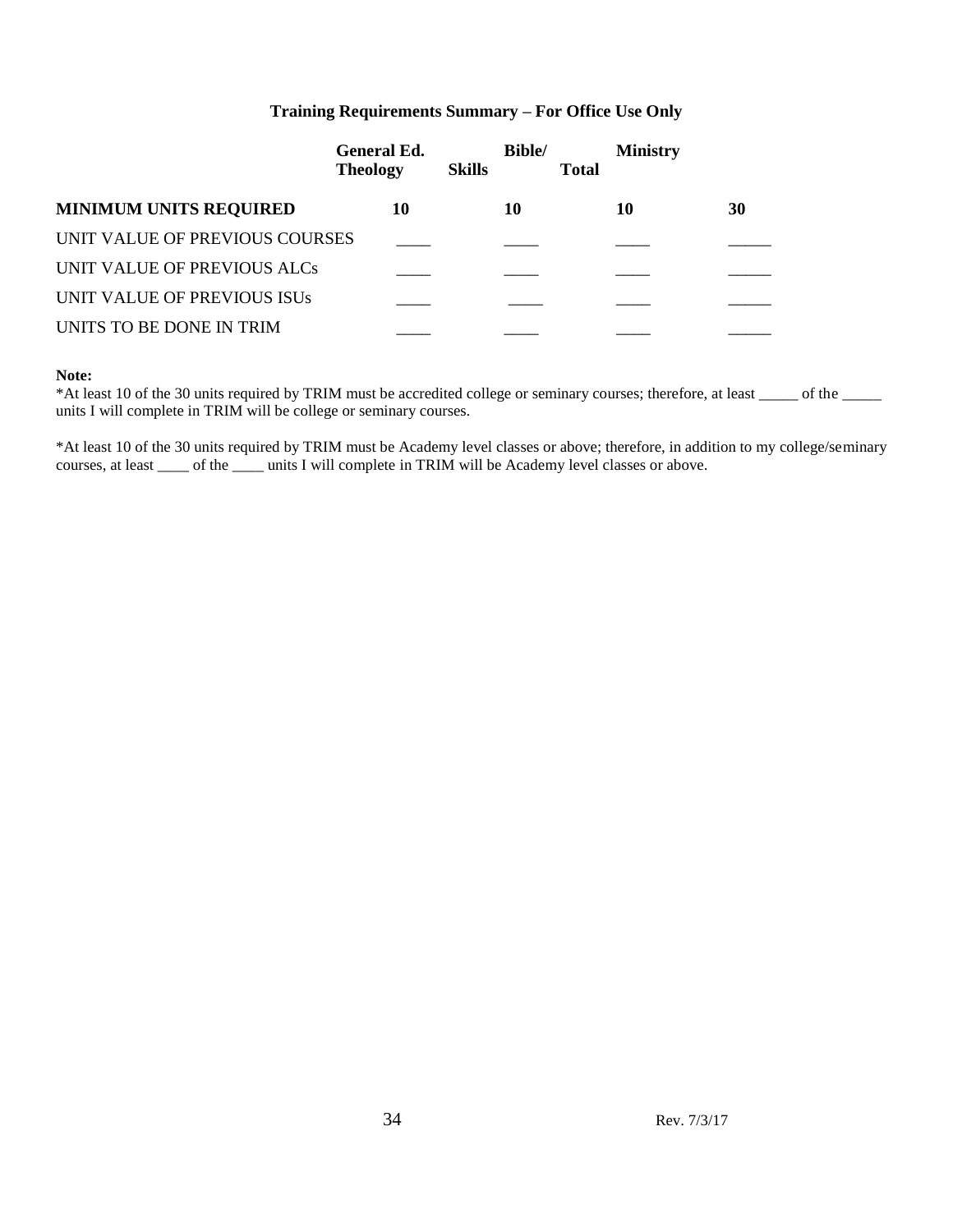**Training Requirements Summary – For Office Use Only**

| | General Ed./Skills | Bible/Theology | Ministry | Total |
|---|---|---|---|---|
| **MINIMUM UNITS REQUIRED** | **10** | **10** | **10** | **30** |
| UNIT VALUE OF PREVIOUS COURSES | ____ | ____ | ____ | _____ |
| UNIT VALUE OF PREVIOUS ALCs | ____ | ____ | ____ | _____ |
| UNIT VALUE OF PREVIOUS ISUs | ____ | ____ | ____ | _____ |
| UNITS TO BE DONE IN TRIM | ____ | ____ | ____ | _____ |

**Note:**

*At least 10 of the 30 units required by TRIM must be accredited college or seminary courses; therefore, at least _____ of the _____ units I will complete in TRIM will be college or seminary courses.

*At least 10 of the 30 units required by TRIM must be Academy level classes or above; therefore, in addition to my college/seminary courses, at least ____ of the ____ units I will complete in TRIM will be Academy level classes or above.

Rev. 7/3/17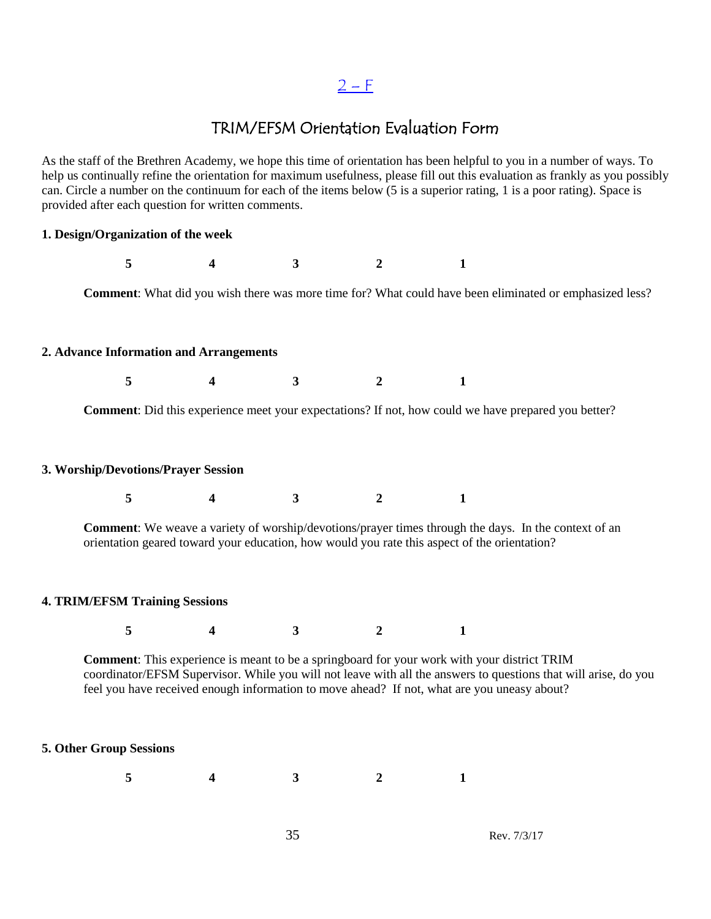2 – F

# TRIM/EFSM Orientation Evaluation Form

As the staff of the Brethren Academy, we hope this time of orientation has been helpful to you in a number of ways. To help us continually refine the orientation for maximum usefulness, please fill out this evaluation as frankly as you possibly can. Circle a number on the continuum for each of the items below (5 is a superior rating, 1 is a poor rating). Space is provided after each question for written comments.

**1. Design/Organization of the week**

**5 4 3 2 1**

**Comment**: What did you wish there was more time for? What could have been eliminated or emphasized less?

**2. Advance Information and Arrangements**

**5 4 3 2 1**

**Comment**: Did this experience meet your expectations? If not, how could we have prepared you better?

**3. Worship/Devotions/Prayer Session**

**5 4 3 2 1**

**Comment**: We weave a variety of worship/devotions/prayer times through the days. In the context of an orientation geared toward your education, how would you rate this aspect of the orientation?

**4. TRIM/EFSM Training Sessions**

**5 4 3 2 1**

**Comment**: This experience is meant to be a springboard for your work with your district TRIM coordinator/EFSM Supervisor. While you will not leave with all the answers to questions that will arise, do you feel you have received enough information to move ahead? If not, what are you uneasy about?

**5. Other Group Sessions**

**5 4 3 2 1**

Rev. 7/3/17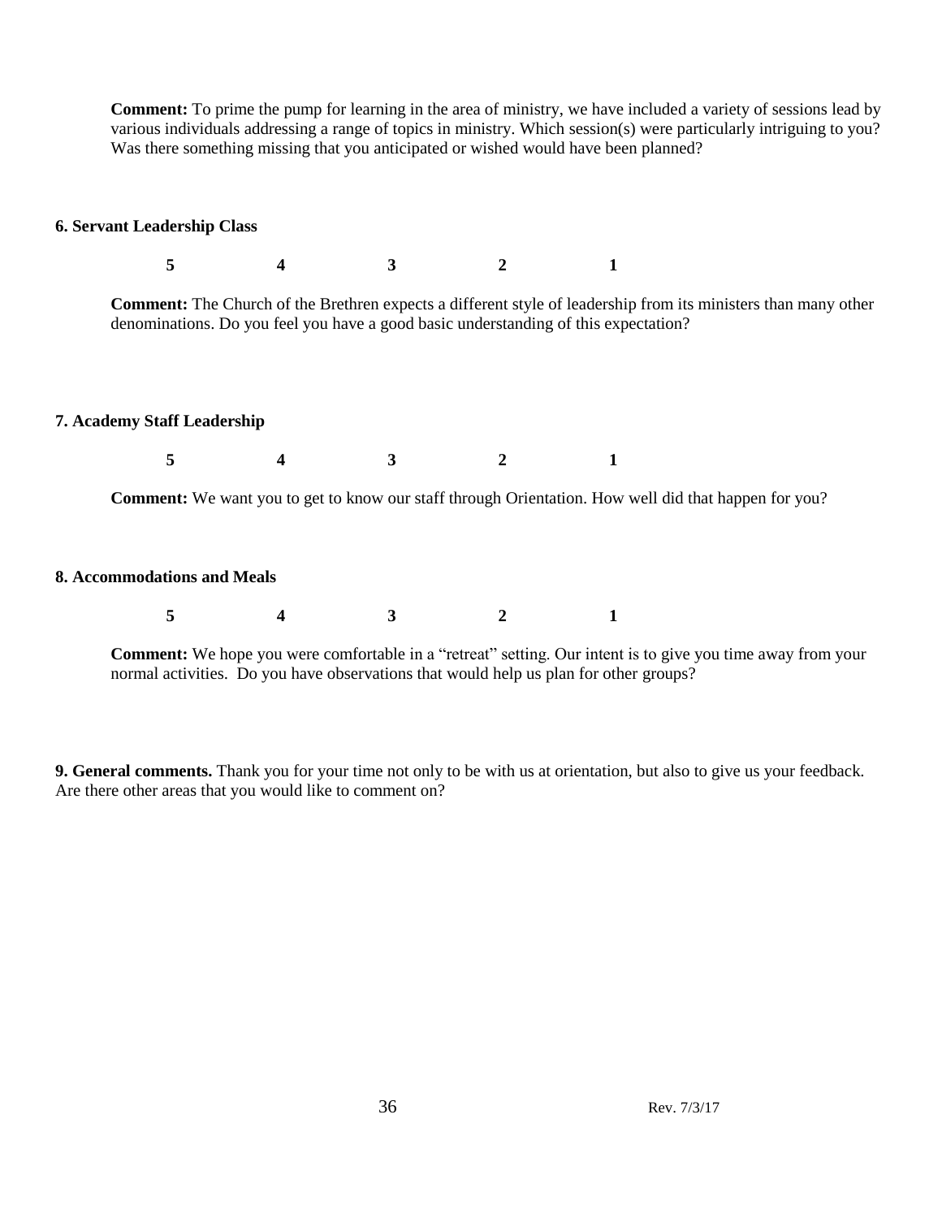**Comment:** To prime the pump for learning in the area of ministry, we have included a variety of sessions lead by various individuals addressing a range of topics in ministry. Which session(s) were particularly intriguing to you? Was there something missing that you anticipated or wished would have been planned?

**6. Servant Leadership Class**

**5 4 3 2 1**

**Comment:** The Church of the Brethren expects a different style of leadership from its ministers than many other denominations. Do you feel you have a good basic understanding of this expectation?

**7. Academy Staff Leadership**

**5 4 3 2 1**

**Comment:** We want you to get to know our staff through Orientation. How well did that happen for you?

**8. Accommodations and Meals**

**5 4 3 2 1**

**Comment:** We hope you were comfortable in a "retreat" setting. Our intent is to give you time away from your normal activities. Do you have observations that would help us plan for other groups?

**9. General comments.** Thank you for your time not only to be with us at orientation, but also to give us your feedback. Are there other areas that you would like to comment on?

Rev. 7/3/17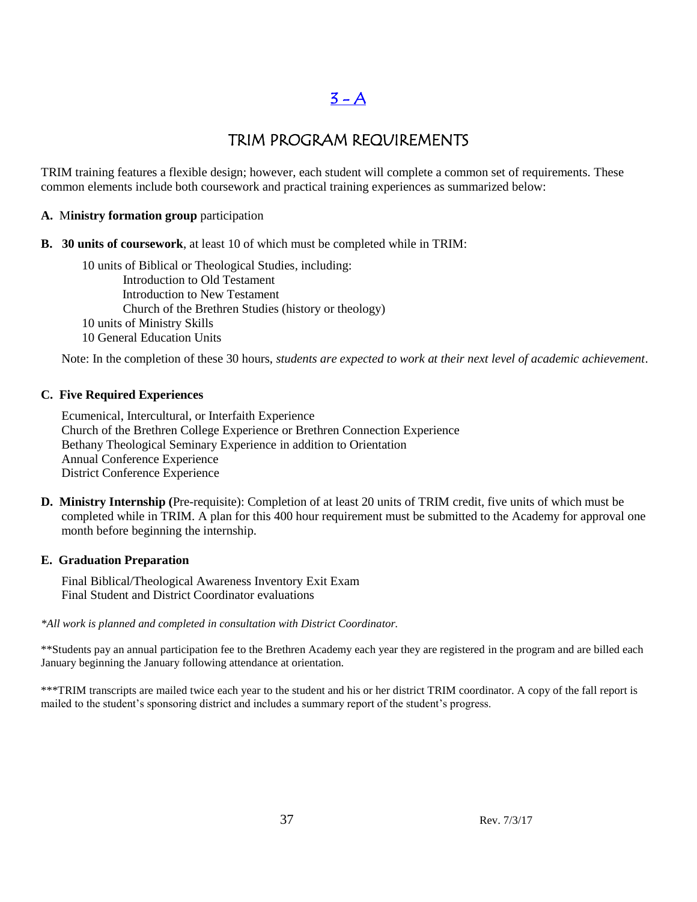# 3 - A

## TRIM PROGRAM REQUIREMENTS

TRIM training features a flexible design; however, each student will complete a common set of requirements. These common elements include both coursework and practical training experiences as summarized below:

**A. Ministry formation group** participation

**B. 30 units of coursework**, at least 10 of which must be completed while in TRIM:

- 10 units of Biblical or Theological Studies, including:
  - Introduction to Old Testament
  - Introduction to New Testament
  - Church of the Brethren Studies (history or theology)
- 10 units of Ministry Skills
- 10 General Education Units

Note: In the completion of these 30 hours, *students are expected to work at their next level of academic achievement*.

**C. Five Required Experiences**

- Ecumenical, Intercultural, or Interfaith Experience
- Church of the Brethren College Experience or Brethren Connection Experience
- Bethany Theological Seminary Experience in addition to Orientation
- Annual Conference Experience
- District Conference Experience

**D. Ministry Internship (**Pre-requisite): Completion of at least 20 units of TRIM credit, five units of which must be completed while in TRIM. A plan for this 400 hour requirement must be submitted to the Academy for approval one month before beginning the internship.

**E. Graduation Preparation**

- Final Biblical/Theological Awareness Inventory Exit Exam
- Final Student and District Coordinator evaluations

*\*All work is planned and completed in consultation with District Coordinator.*

**Students pay an annual participation fee to the Brethren Academy each year they are registered in the program and are billed each January beginning the January following attendance at orientation.

***TRIM transcripts are mailed twice each year to the student and his or her district TRIM coordinator. A copy of the fall report is mailed to the student's sponsoring district and includes a summary report of the student's progress.

Rev. 7/3/17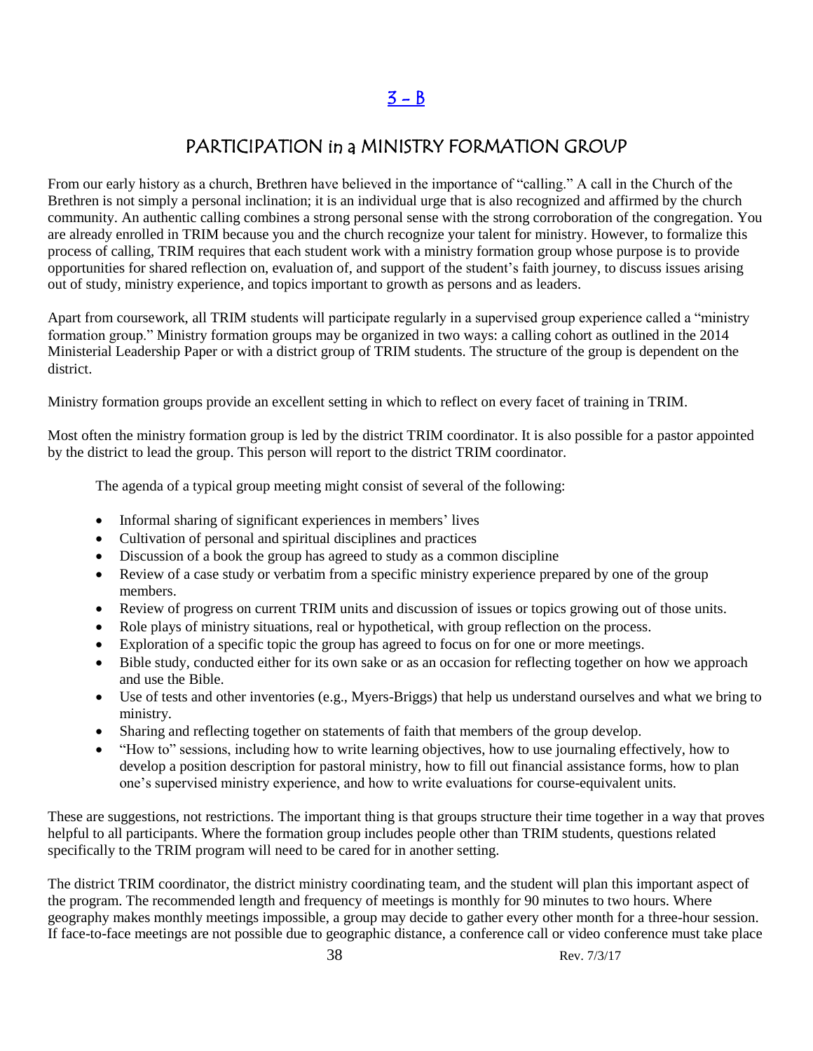## 3 – B

## PARTICIPATION in a MINISTRY FORMATION GROUP

From our early history as a church, Brethren have believed in the importance of "calling." A call in the Church of the Brethren is not simply a personal inclination; it is an individual urge that is also recognized and affirmed by the church community. An authentic calling combines a strong personal sense with the strong corroboration of the congregation. You are already enrolled in TRIM because you and the church recognize your talent for ministry. However, to formalize this process of calling, TRIM requires that each student work with a ministry formation group whose purpose is to provide opportunities for shared reflection on, evaluation of, and support of the student's faith journey, to discuss issues arising out of study, ministry experience, and topics important to growth as persons and as leaders.

Apart from coursework, all TRIM students will participate regularly in a supervised group experience called a "ministry formation group." Ministry formation groups may be organized in two ways: a calling cohort as outlined in the 2014 Ministerial Leadership Paper or with a district group of TRIM students. The structure of the group is dependent on the district.

Ministry formation groups provide an excellent setting in which to reflect on every facet of training in TRIM.

Most often the ministry formation group is led by the district TRIM coordinator. It is also possible for a pastor appointed by the district to lead the group. This person will report to the district TRIM coordinator.

The agenda of a typical group meeting might consist of several of the following:

- Informal sharing of significant experiences in members' lives
- Cultivation of personal and spiritual disciplines and practices
- Discussion of a book the group has agreed to study as a common discipline
- Review of a case study or verbatim from a specific ministry experience prepared by one of the group members.
- Review of progress on current TRIM units and discussion of issues or topics growing out of those units.
- Role plays of ministry situations, real or hypothetical, with group reflection on the process.
- Exploration of a specific topic the group has agreed to focus on for one or more meetings.
- Bible study, conducted either for its own sake or as an occasion for reflecting together on how we approach and use the Bible.
- Use of tests and other inventories (e.g., Myers-Briggs) that help us understand ourselves and what we bring to ministry.
- Sharing and reflecting together on statements of faith that members of the group develop.
- "How to" sessions, including how to write learning objectives, how to use journaling effectively, how to develop a position description for pastoral ministry, how to fill out financial assistance forms, how to plan one's supervised ministry experience, and how to write evaluations for course-equivalent units.

These are suggestions, not restrictions. The important thing is that groups structure their time together in a way that proves helpful to all participants. Where the formation group includes people other than TRIM students, questions related specifically to the TRIM program will need to be cared for in another setting.

The district TRIM coordinator, the district ministry coordinating team, and the student will plan this important aspect of the program. The recommended length and frequency of meetings is monthly for 90 minutes to two hours. Where geography makes monthly meetings impossible, a group may decide to gather every other month for a three-hour session. If face-to-face meetings are not possible due to geographic distance, a conference call or video conference must take place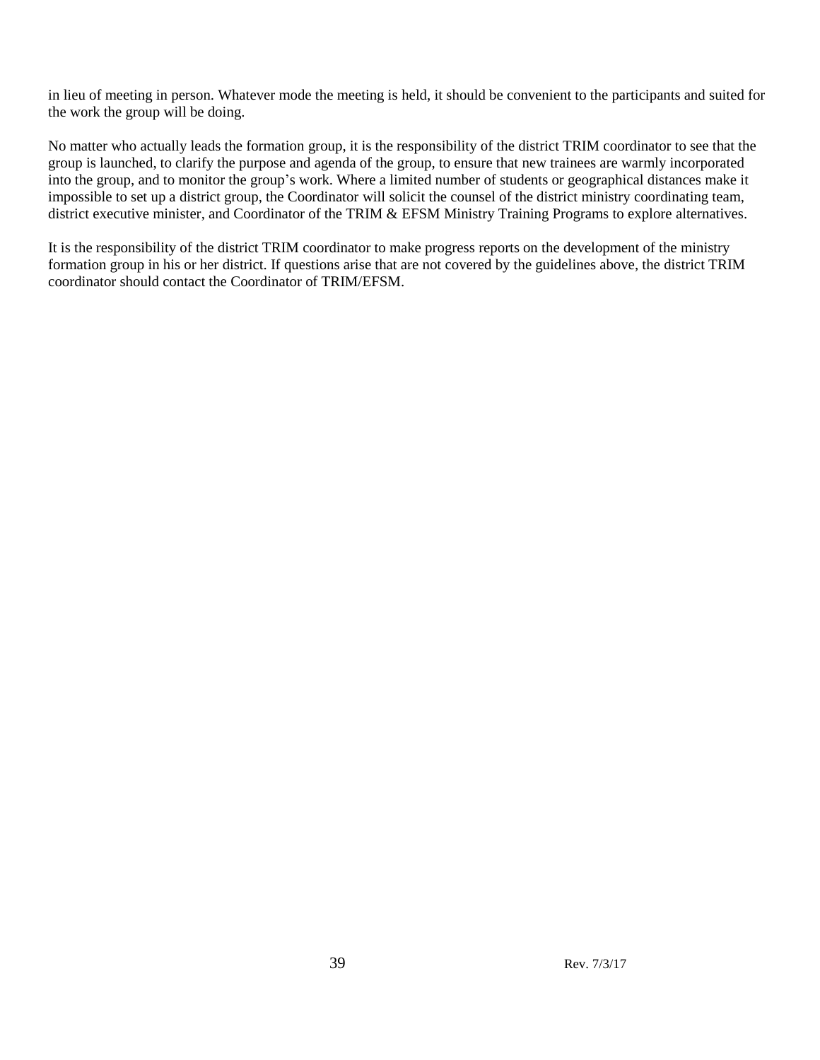in lieu of meeting in person. Whatever mode the meeting is held, it should be convenient to the participants and suited for the work the group will be doing.

No matter who actually leads the formation group, it is the responsibility of the district TRIM coordinator to see that the group is launched, to clarify the purpose and agenda of the group, to ensure that new trainees are warmly incorporated into the group, and to monitor the group's work. Where a limited number of students or geographical distances make it impossible to set up a district group, the Coordinator will solicit the counsel of the district ministry coordinating team, district executive minister, and Coordinator of the TRIM & EFSM Ministry Training Programs to explore alternatives.

It is the responsibility of the district TRIM coordinator to make progress reports on the development of the ministry formation group in his or her district. If questions arise that are not covered by the guidelines above, the district TRIM coordinator should contact the Coordinator of TRIM/EFSM.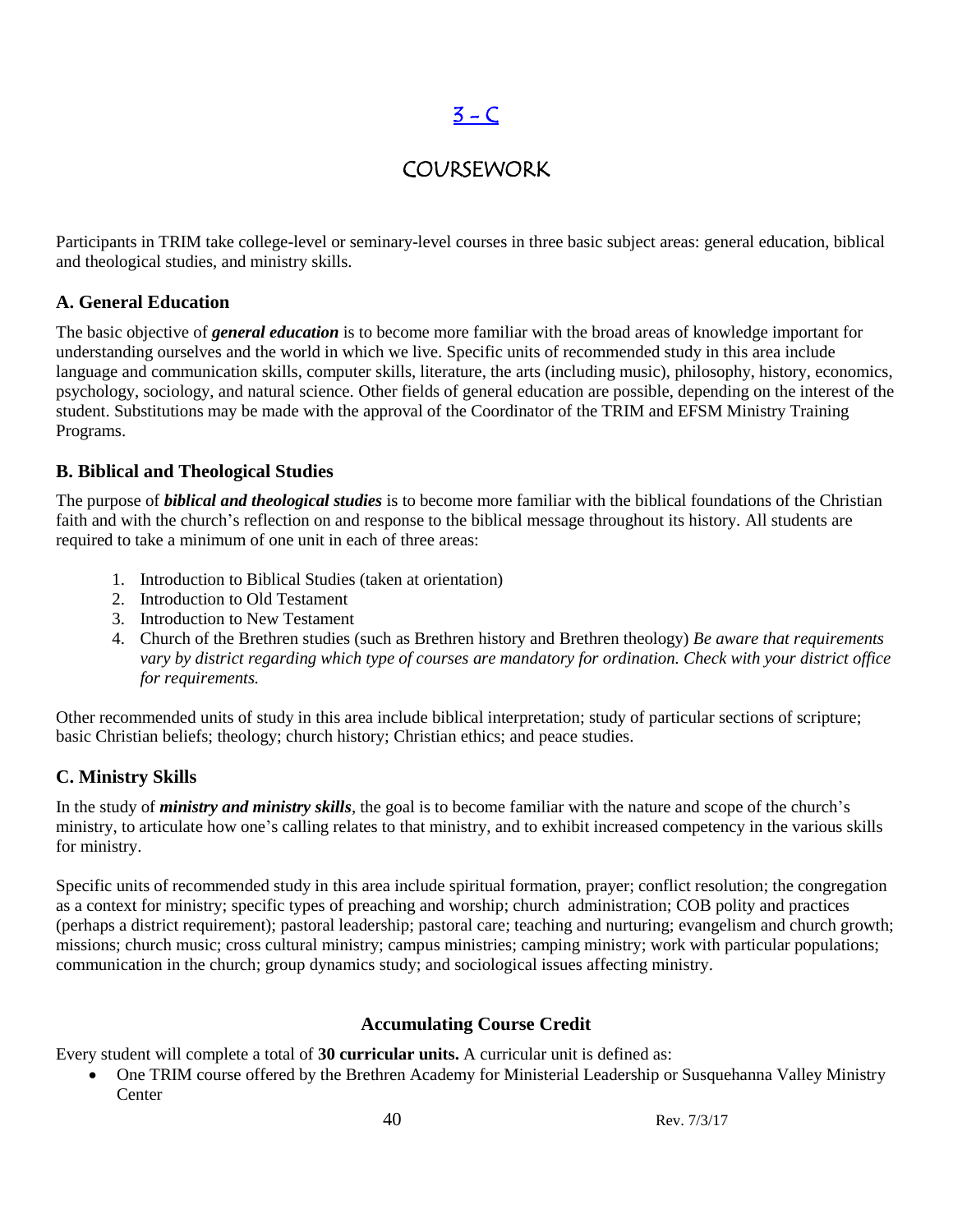# 3 – C

## COURSEWORK

Participants in TRIM take college-level or seminary-level courses in three basic subject areas: general education, biblical and theological studies, and ministry skills.

### A. General Education

The basic objective of ***general education*** is to become more familiar with the broad areas of knowledge important for understanding ourselves and the world in which we live. Specific units of recommended study in this area include language and communication skills, computer skills, literature, the arts (including music), philosophy, history, economics, psychology, sociology, and natural science. Other fields of general education are possible, depending on the interest of the student. Substitutions may be made with the approval of the Coordinator of the TRIM and EFSM Ministry Training Programs.

### B. Biblical and Theological Studies

The purpose of ***biblical and theological studies*** is to become more familiar with the biblical foundations of the Christian faith and with the church's reflection on and response to the biblical message throughout its history. All students are required to take a minimum of one unit in each of three areas:

1. Introduction to Biblical Studies (taken at orientation)
2. Introduction to Old Testament
3. Introduction to New Testament
4. Church of the Brethren studies (such as Brethren history and Brethren theology) *Be aware that requirements vary by district regarding which type of courses are mandatory for ordination. Check with your district office for requirements.*

Other recommended units of study in this area include biblical interpretation; study of particular sections of scripture; basic Christian beliefs; theology; church history; Christian ethics; and peace studies.

### C. Ministry Skills

In the study of ***ministry and ministry skills***, the goal is to become familiar with the nature and scope of the church's ministry, to articulate how one's calling relates to that ministry, and to exhibit increased competency in the various skills for ministry.

Specific units of recommended study in this area include spiritual formation, prayer; conflict resolution; the congregation as a context for ministry; specific types of preaching and worship; church administration; COB polity and practices (perhaps a district requirement); pastoral leadership; pastoral care; teaching and nurturing; evangelism and church growth; missions; church music; cross cultural ministry; campus ministries; camping ministry; work with particular populations; communication in the church; group dynamics study; and sociological issues affecting ministry.

### Accumulating Course Credit

Every student will complete a total of **30 curricular units.** A curricular unit is defined as:

- One TRIM course offered by the Brethren Academy for Ministerial Leadership or Susquehanna Valley Ministry Center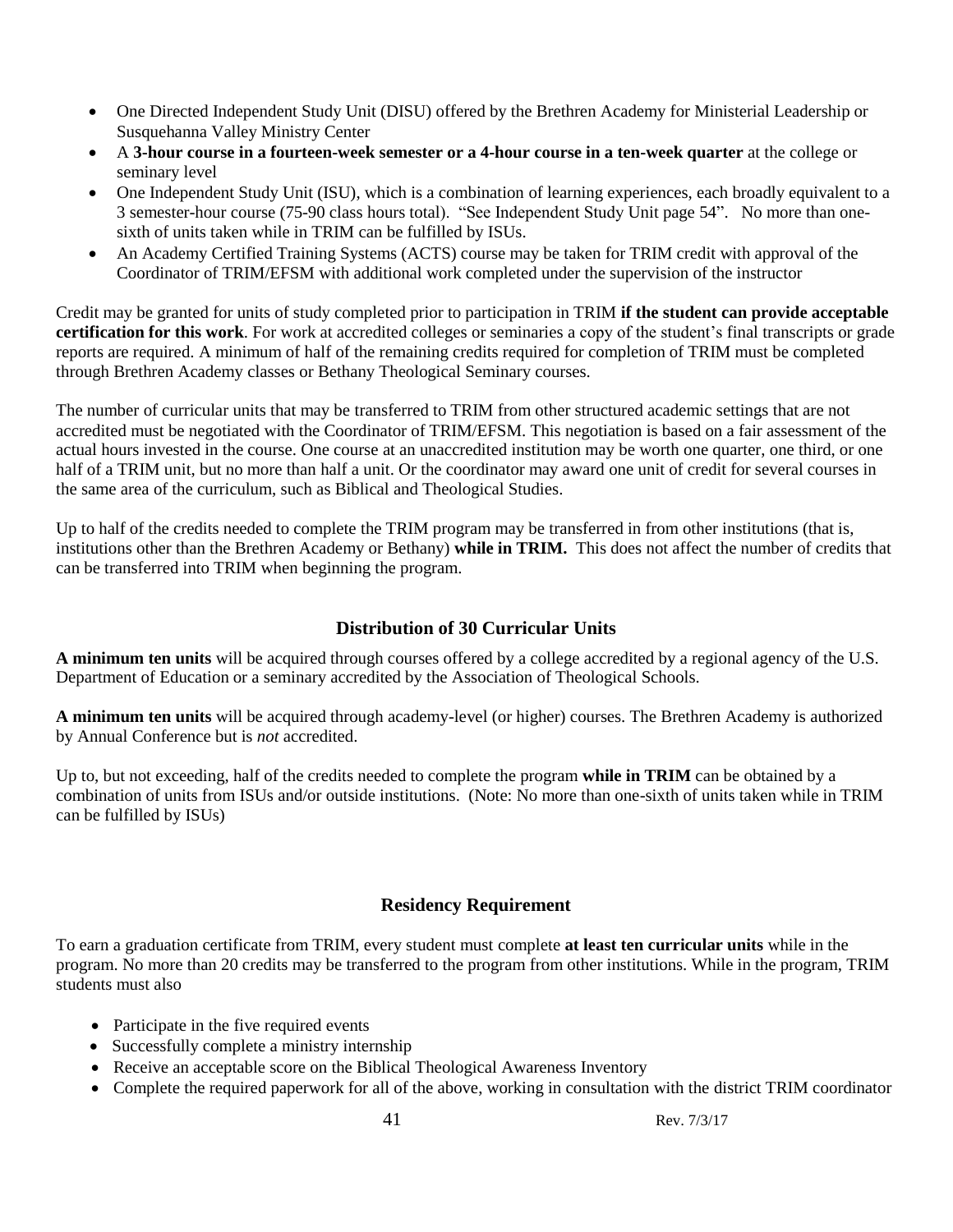- One Directed Independent Study Unit (DISU) offered by the Brethren Academy for Ministerial Leadership or Susquehanna Valley Ministry Center
- A **3-hour course in a fourteen-week semester or a 4-hour course in a ten-week quarter** at the college or seminary level
- One Independent Study Unit (ISU), which is a combination of learning experiences, each broadly equivalent to a 3 semester-hour course (75-90 class hours total). "See Independent Study Unit page 54". No more than one-sixth of units taken while in TRIM can be fulfilled by ISUs.
- An Academy Certified Training Systems (ACTS) course may be taken for TRIM credit with approval of the Coordinator of TRIM/EFSM with additional work completed under the supervision of the instructor

Credit may be granted for units of study completed prior to participation in TRIM **if the student can provide acceptable certification for this work**. For work at accredited colleges or seminaries a copy of the student's final transcripts or grade reports are required. A minimum of half of the remaining credits required for completion of TRIM must be completed through Brethren Academy classes or Bethany Theological Seminary courses.

The number of curricular units that may be transferred to TRIM from other structured academic settings that are not accredited must be negotiated with the Coordinator of TRIM/EFSM. This negotiation is based on a fair assessment of the actual hours invested in the course. One course at an unaccredited institution may be worth one quarter, one third, or one half of a TRIM unit, but no more than half a unit. Or the coordinator may award one unit of credit for several courses in the same area of the curriculum, such as Biblical and Theological Studies.

Up to half of the credits needed to complete the TRIM program may be transferred in from other institutions (that is, institutions other than the Brethren Academy or Bethany) **while in TRIM.** This does not affect the number of credits that can be transferred into TRIM when beginning the program.

## Distribution of 30 Curricular Units

**A minimum ten units** will be acquired through courses offered by a college accredited by a regional agency of the U.S. Department of Education or a seminary accredited by the Association of Theological Schools.

**A minimum ten units** will be acquired through academy-level (or higher) courses. The Brethren Academy is authorized by Annual Conference but is *not* accredited.

Up to, but not exceeding, half of the credits needed to complete the program **while in TRIM** can be obtained by a combination of units from ISUs and/or outside institutions. (Note: No more than one-sixth of units taken while in TRIM can be fulfilled by ISUs)

## Residency Requirement

To earn a graduation certificate from TRIM, every student must complete **at least ten curricular units** while in the program. No more than 20 credits may be transferred to the program from other institutions. While in the program, TRIM students must also

- Participate in the five required events
- Successfully complete a ministry internship
- Receive an acceptable score on the Biblical Theological Awareness Inventory
- Complete the required paperwork for all of the above, working in consultation with the district TRIM coordinator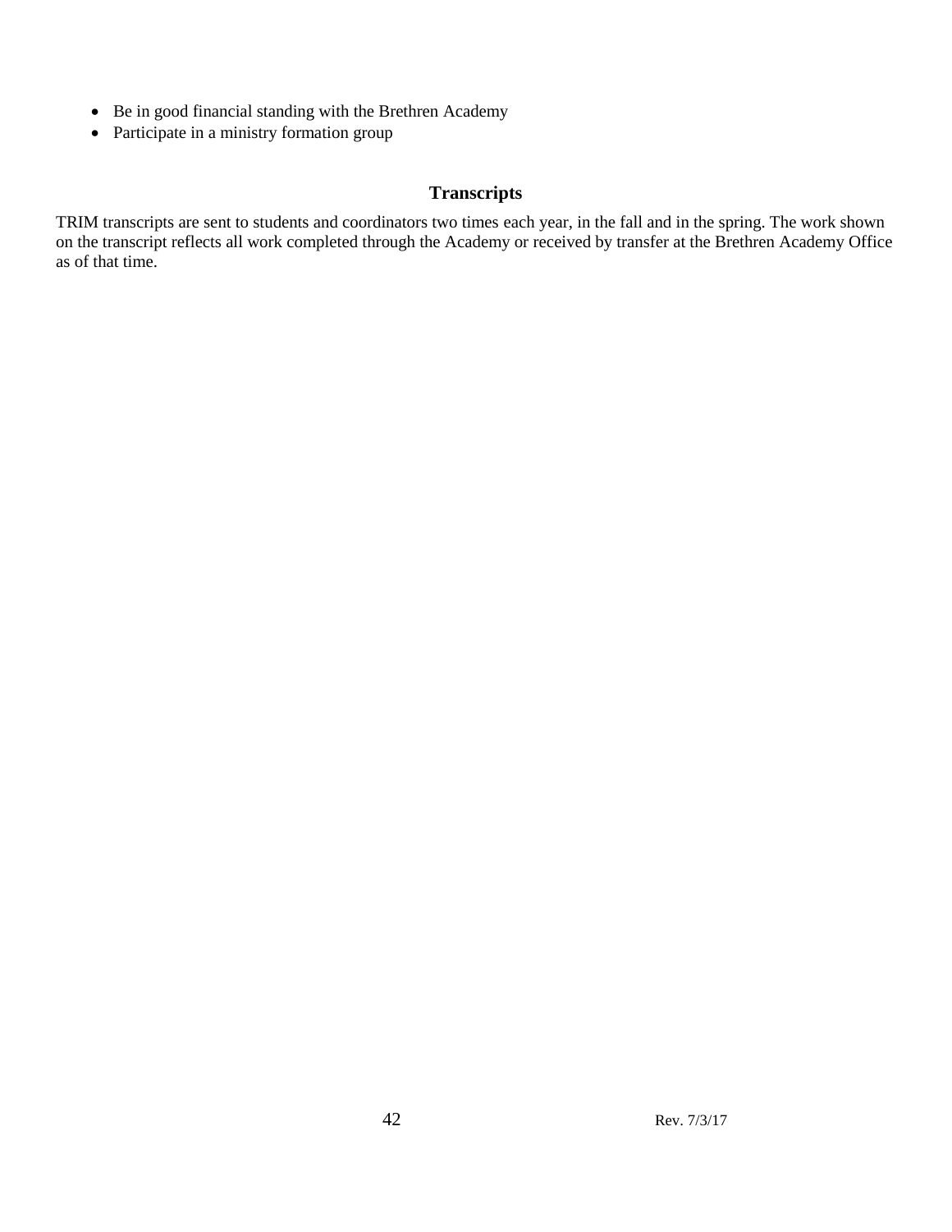- Be in good financial standing with the Brethren Academy
- Participate in a ministry formation group

## Transcripts

TRIM transcripts are sent to students and coordinators two times each year, in the fall and in the spring. The work shown on the transcript reflects all work completed through the Academy or received by transfer at the Brethren Academy Office as of that time.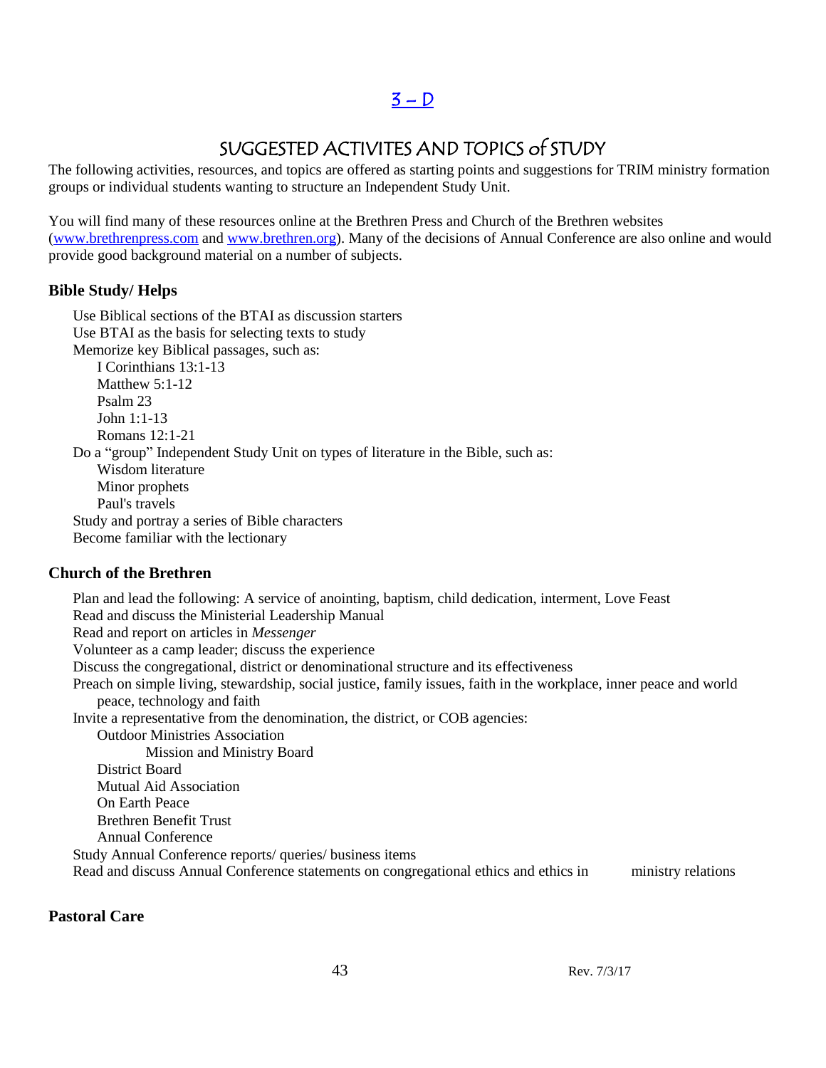## [3 – D]

## SUGGESTED ACTIVITES AND TOPICS of STUDY

The following activities, resources, and topics are offered as starting points and suggestions for TRIM ministry formation groups or individual students wanting to structure an Independent Study Unit.

You will find many of these resources online at the Brethren Press and Church of the Brethren websites ([www.brethrenpress.com](www.brethrenpress.com) and [www.brethren.org](www.brethren.org)). Many of the decisions of Annual Conference are also online and would provide good background material on a number of subjects.

### Bible Study/ Helps

- Use Biblical sections of the BTAI as discussion starters
- Use BTAI as the basis for selecting texts to study
- Memorize key Biblical passages, such as:
  - I Corinthians 13:1-13
  - Matthew 5:1-12
  - Psalm 23
  - John 1:1-13
  - Romans 12:1-21
- Do a "group" Independent Study Unit on types of literature in the Bible, such as:
  - Wisdom literature
  - Minor prophets
  - Paul's travels
- Study and portray a series of Bible characters
- Become familiar with the lectionary

### Church of the Brethren

- Plan and lead the following: A service of anointing, baptism, child dedication, interment, Love Feast
- Read and discuss the Ministerial Leadership Manual
- Read and report on articles in *Messenger*
- Volunteer as a camp leader; discuss the experience
- Discuss the congregational, district or denominational structure and its effectiveness
- Preach on simple living, stewardship, social justice, family issues, faith in the workplace, inner peace and world peace, technology and faith
- Invite a representative from the denomination, the district, or COB agencies:
  - Outdoor Ministries Association
    - Mission and Ministry Board
  - District Board
  - Mutual Aid Association
  - On Earth Peace
  - Brethren Benefit Trust
  - Annual Conference
- Study Annual Conference reports/ queries/ business items
- Read and discuss Annual Conference statements on congregational ethics and ethics in ministry relations

### Pastoral Care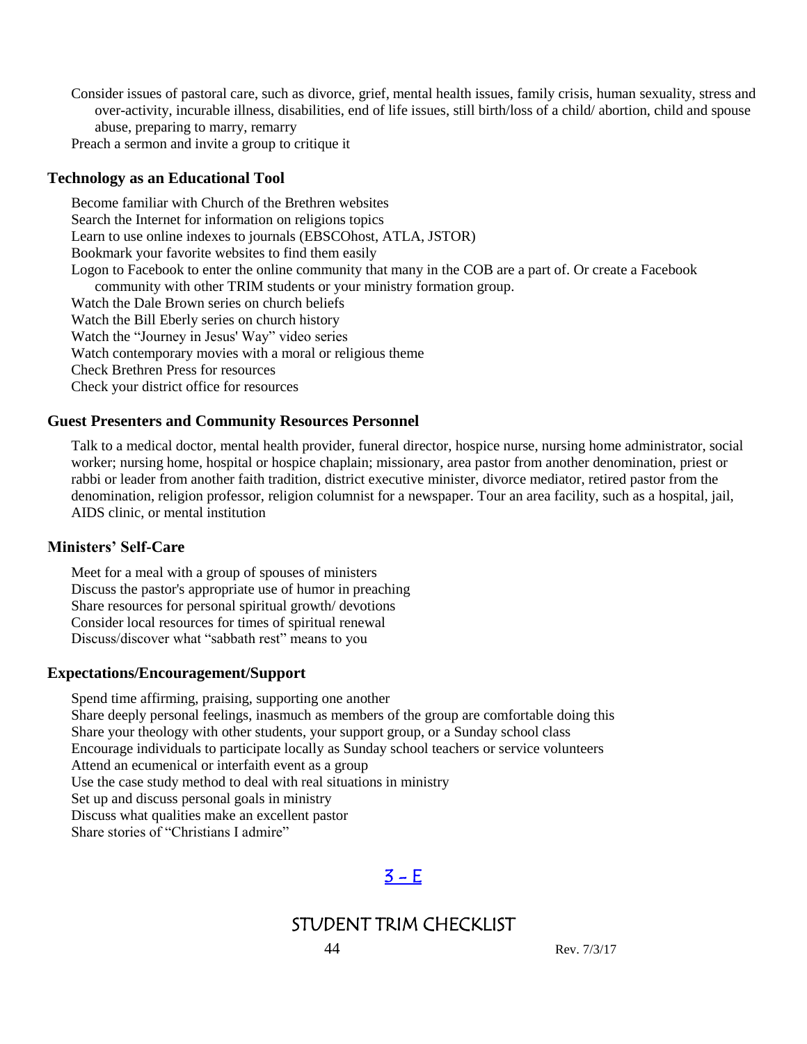Consider issues of pastoral care, such as divorce, grief, mental health issues, family crisis, human sexuality, stress and over-activity, incurable illness, disabilities, end of life issues, still birth/loss of a child/ abortion, child and spouse abuse, preparing to marry, remarry

Preach a sermon and invite a group to critique it

### Technology as an Educational Tool

Become familiar with Church of the Brethren websites

Search the Internet for information on religions topics

Learn to use online indexes to journals (EBSCOhost, ATLA, JSTOR)

Bookmark your favorite websites to find them easily

Logon to Facebook to enter the online community that many in the COB are a part of. Or create a Facebook community with other TRIM students or your ministry formation group.

Watch the Dale Brown series on church beliefs

Watch the Bill Eberly series on church history

Watch the "Journey in Jesus' Way" video series

Watch contemporary movies with a moral or religious theme

Check Brethren Press for resources

Check your district office for resources

### Guest Presenters and Community Resources Personnel

Talk to a medical doctor, mental health provider, funeral director, hospice nurse, nursing home administrator, social worker; nursing home, hospital or hospice chaplain; missionary, area pastor from another denomination, priest or rabbi or leader from another faith tradition, district executive minister, divorce mediator, retired pastor from the denomination, religion professor, religion columnist for a newspaper. Tour an area facility, such as a hospital, jail, AIDS clinic, or mental institution

### Ministers' Self-Care

Meet for a meal with a group of spouses of ministers

Discuss the pastor's appropriate use of humor in preaching

Share resources for personal spiritual growth/ devotions

Consider local resources for times of spiritual renewal

Discuss/discover what "sabbath rest" means to you

### Expectations/Encouragement/Support

Spend time affirming, praising, supporting one another

Share deeply personal feelings, inasmuch as members of the group are comfortable doing this

Share your theology with other students, your support group, or a Sunday school class

Encourage individuals to participate locally as Sunday school teachers or service volunteers

Attend an ecumenical or interfaith event as a group

Use the case study method to deal with real situations in ministry

Set up and discuss personal goals in ministry

Discuss what qualities make an excellent pastor

Share stories of "Christians I admire"

## 3 – E

## STUDENT TRIM CHECKLIST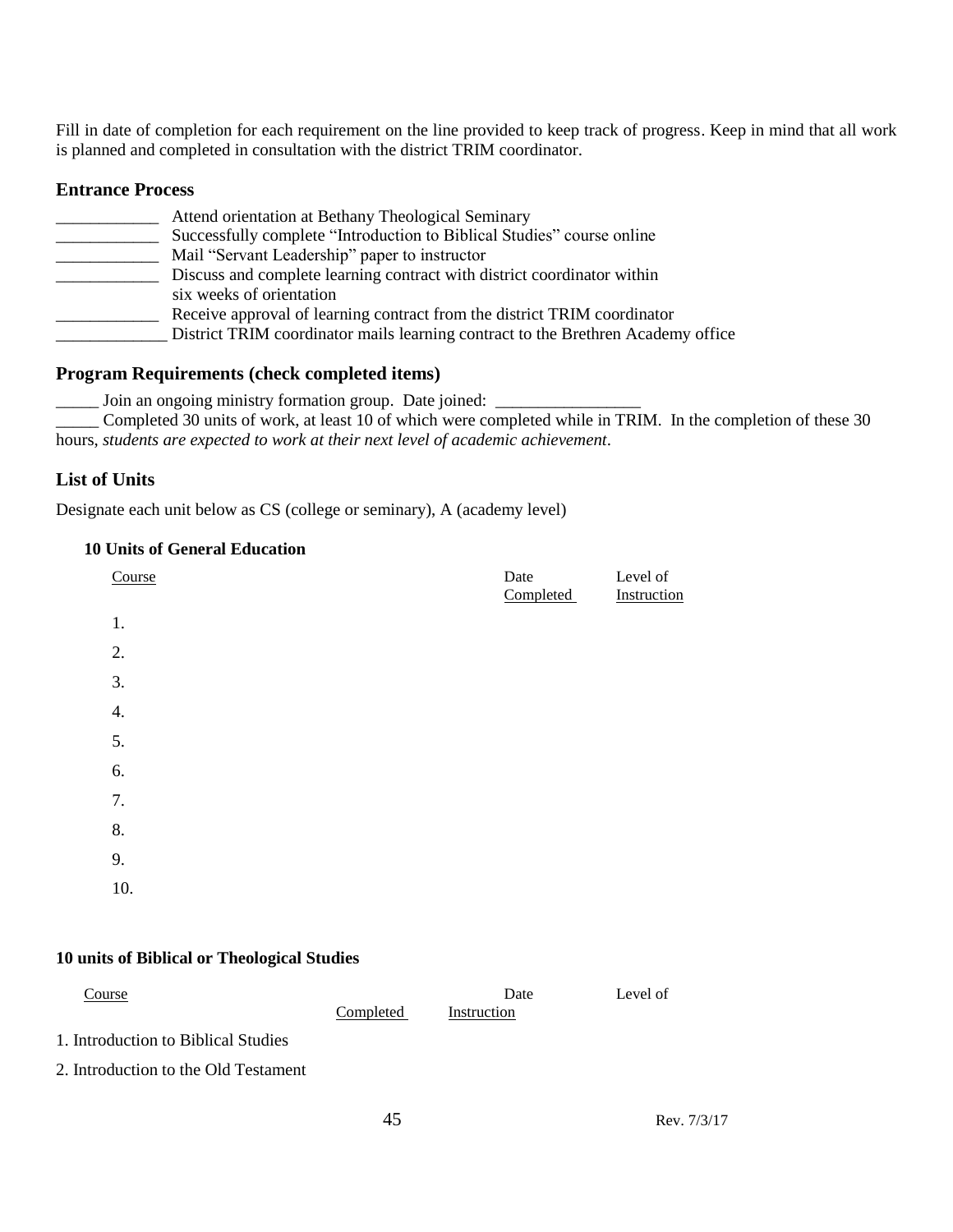Fill in date of completion for each requirement on the line provided to keep track of progress. Keep in mind that all work is planned and completed in consultation with the district TRIM coordinator.

### Entrance Process

____________ Attend orientation at Bethany Theological Seminary
____________ Successfully complete "Introduction to Biblical Studies" course online
____________ Mail "Servant Leadership" paper to instructor
____________ Discuss and complete learning contract with district coordinator within six weeks of orientation
____________ Receive approval of learning contract from the district TRIM coordinator
_____________ District TRIM coordinator mails learning contract to the Brethren Academy office

### Program Requirements (check completed items)

_____ Join an ongoing ministry formation group. Date joined: _________________
_____ Completed 30 units of work, at least 10 of which were completed while in TRIM. In the completion of these 30 hours, *students are expected to work at their next level of academic achievement*.

### List of Units

Designate each unit below as CS (college or seminary), A (academy level)

#### 10 Units of General Education

| Course | Date Completed | Level of Instruction |
|---|---|---|
| 1. | | |
| 2. | | |
| 3. | | |
| 4. | | |
| 5. | | |
| 6. | | |
| 7. | | |
| 8. | | |
| 9. | | |
| 10. | | |

#### 10 units of Biblical or Theological Studies

| Course | Date Completed | Level of Instruction |
|---|---|---|
| 1. Introduction to Biblical Studies | | |
| 2. Introduction to the Old Testament | | |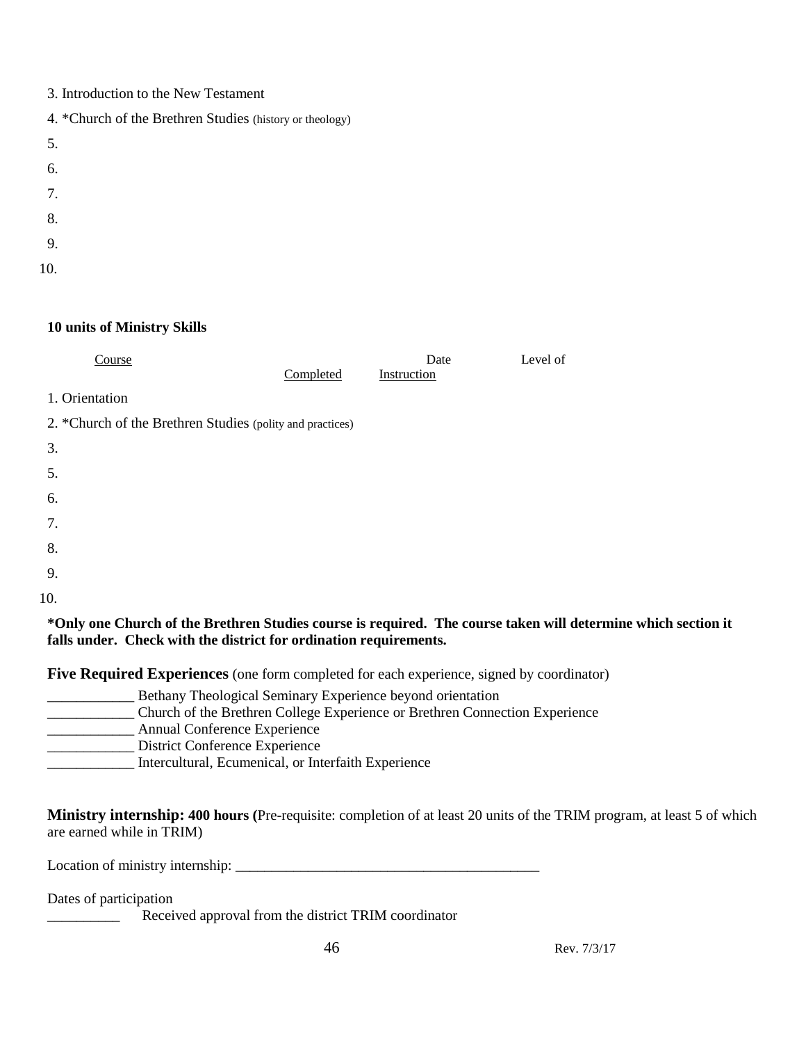3. Introduction to the New Testament

4. *Church of the Brethren Studies (history or theology)

5.

6.

7.

8.

9.

10.

**10 units of Ministry Skills**

| Course | Date Completed | Level of Instruction |
|---|---|---|
| 1. Orientation | | |
| 2. *Church of the Brethren Studies (polity and practices) | | |
| 3. | | |
| 5. | | |
| 6. | | |
| 7. | | |
| 8. | | |
| 9. | | |
| 10. | | |

**\*Only one Church of the Brethren Studies course is required. The course taken will determine which section it falls under. Check with the district for ordination requirements.**

**Five Required Experiences** (one form completed for each experience, signed by coordinator)

____________ Bethany Theological Seminary Experience beyond orientation  
____________ Church of the Brethren College Experience or Brethren Connection Experience  
____________ Annual Conference Experience  
____________ District Conference Experience  
____________ Intercultural, Ecumenical, or Interfaith Experience

**Ministry internship: 400 hours (**Pre-requisite: completion of at least 20 units of the TRIM program, at least 5 of which are earned while in TRIM)

Location of ministry internship: ___________________________________________

Dates of participation  
__________ Received approval from the district TRIM coordinator

Rev. 7/3/17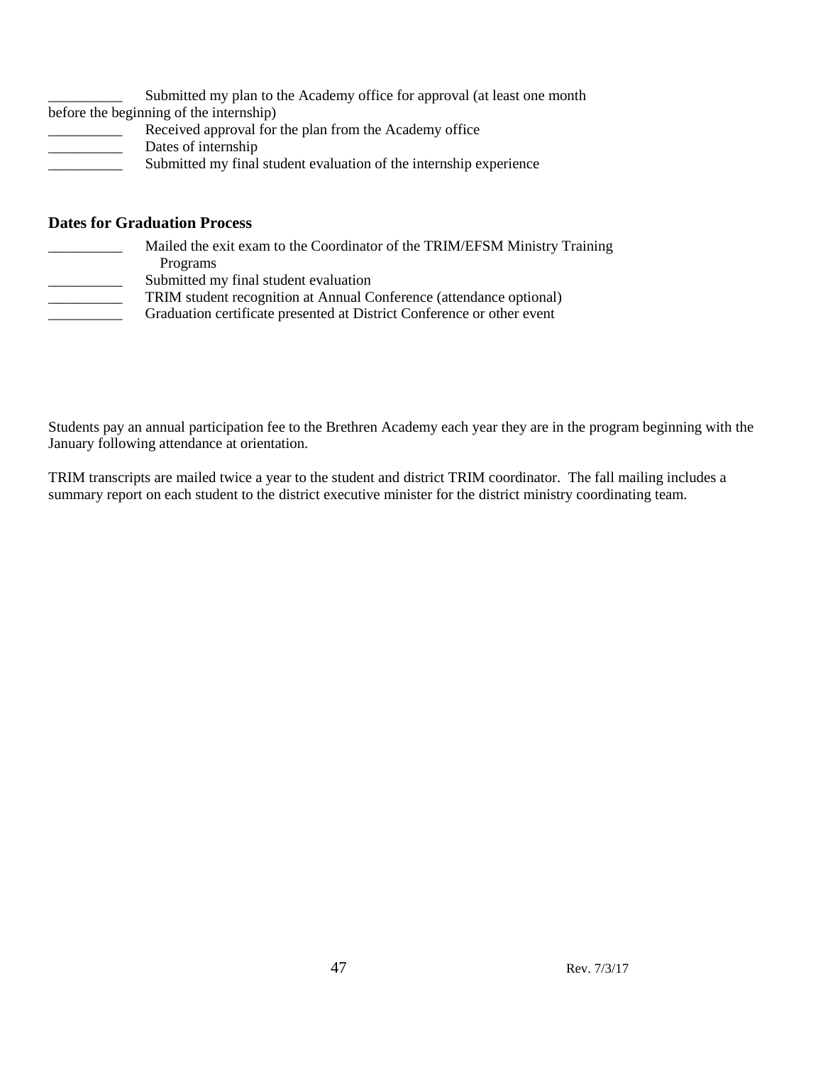__________ Submitted my plan to the Academy office for approval (at least one month before the beginning of the internship)

__________ Received approval for the plan from the Academy office

__________ Dates of internship

__________ Submitted my final student evaluation of the internship experience

### Dates for Graduation Process

__________ Mailed the exit exam to the Coordinator of the TRIM/EFSM Ministry Training Programs

__________ Submitted my final student evaluation

__________ TRIM student recognition at Annual Conference (attendance optional)

__________ Graduation certificate presented at District Conference or other event

Students pay an annual participation fee to the Brethren Academy each year they are in the program beginning with the January following attendance at orientation.

TRIM transcripts are mailed twice a year to the student and district TRIM coordinator. The fall mailing includes a summary report on each student to the district executive minister for the district ministry coordinating team.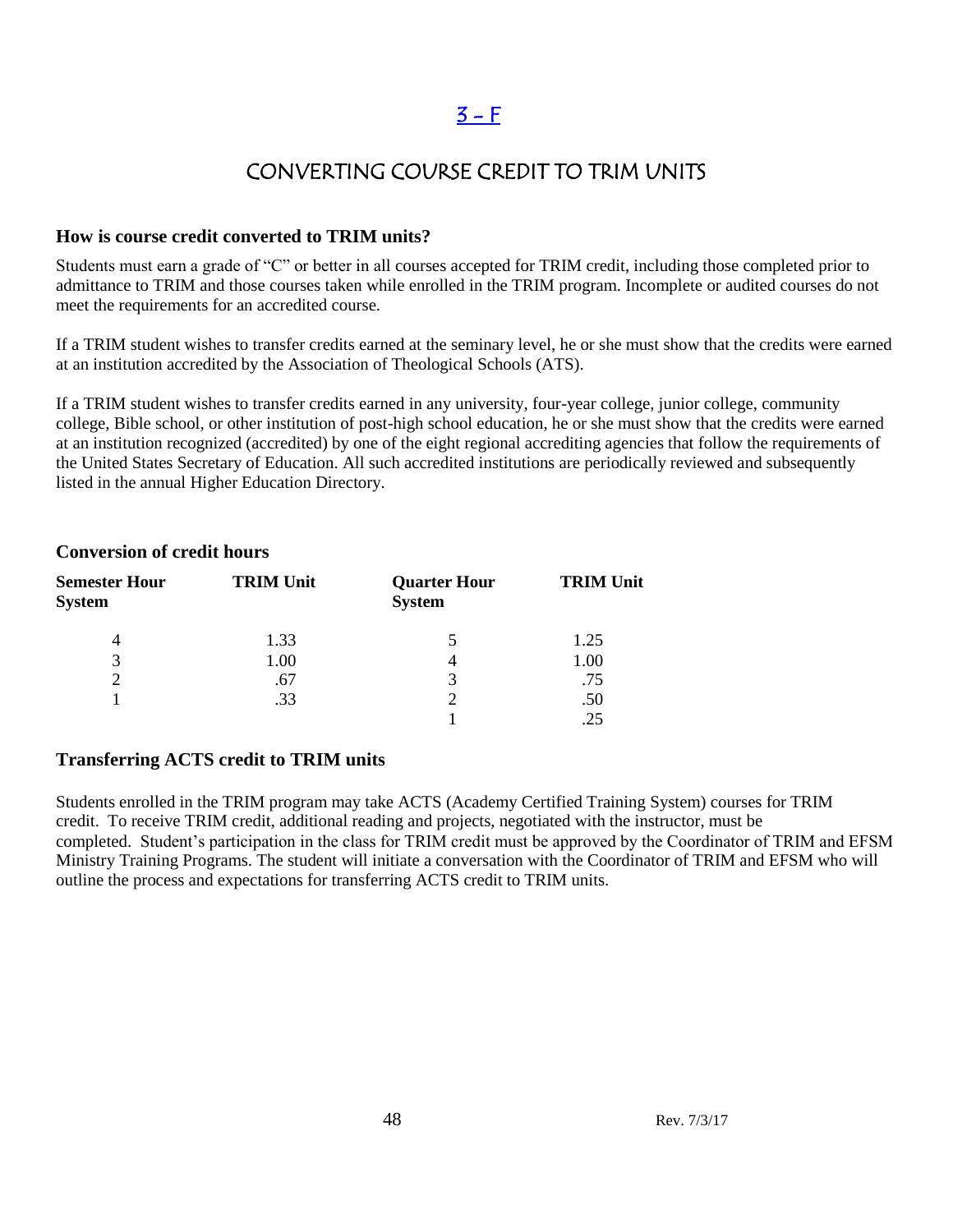# 3 – F

## CONVERTING COURSE CREDIT TO TRIM UNITS

### How is course credit converted to TRIM units?

Students must earn a grade of "C" or better in all courses accepted for TRIM credit, including those completed prior to admittance to TRIM and those courses taken while enrolled in the TRIM program. Incomplete or audited courses do not meet the requirements for an accredited course.

If a TRIM student wishes to transfer credits earned at the seminary level, he or she must show that the credits were earned at an institution accredited by the Association of Theological Schools (ATS).

If a TRIM student wishes to transfer credits earned in any university, four-year college, junior college, community college, Bible school, or other institution of post-high school education, he or she must show that the credits were earned at an institution recognized (accredited) by one of the eight regional accrediting agencies that follow the requirements of the United States Secretary of Education. All such accredited institutions are periodically reviewed and subsequently listed in the annual Higher Education Directory.

### Conversion of credit hours

| Semester Hour System | TRIM Unit | Quarter Hour System | TRIM Unit |
|---|---|---|---|
| 4 | 1.33 | 5 | 1.25 |
| 3 | 1.00 | 4 | 1.00 |
| 2 | .67 | 3 | .75 |
| 1 | .33 | 2 | .50 |
| | | 1 | .25 |

### Transferring ACTS credit to TRIM units

Students enrolled in the TRIM program may take ACTS (Academy Certified Training System) courses for TRIM credit. To receive TRIM credit, additional reading and projects, negotiated with the instructor, must be completed. Student's participation in the class for TRIM credit must be approved by the Coordinator of TRIM and EFSM Ministry Training Programs. The student will initiate a conversation with the Coordinator of TRIM and EFSM who will outline the process and expectations for transferring ACTS credit to TRIM units.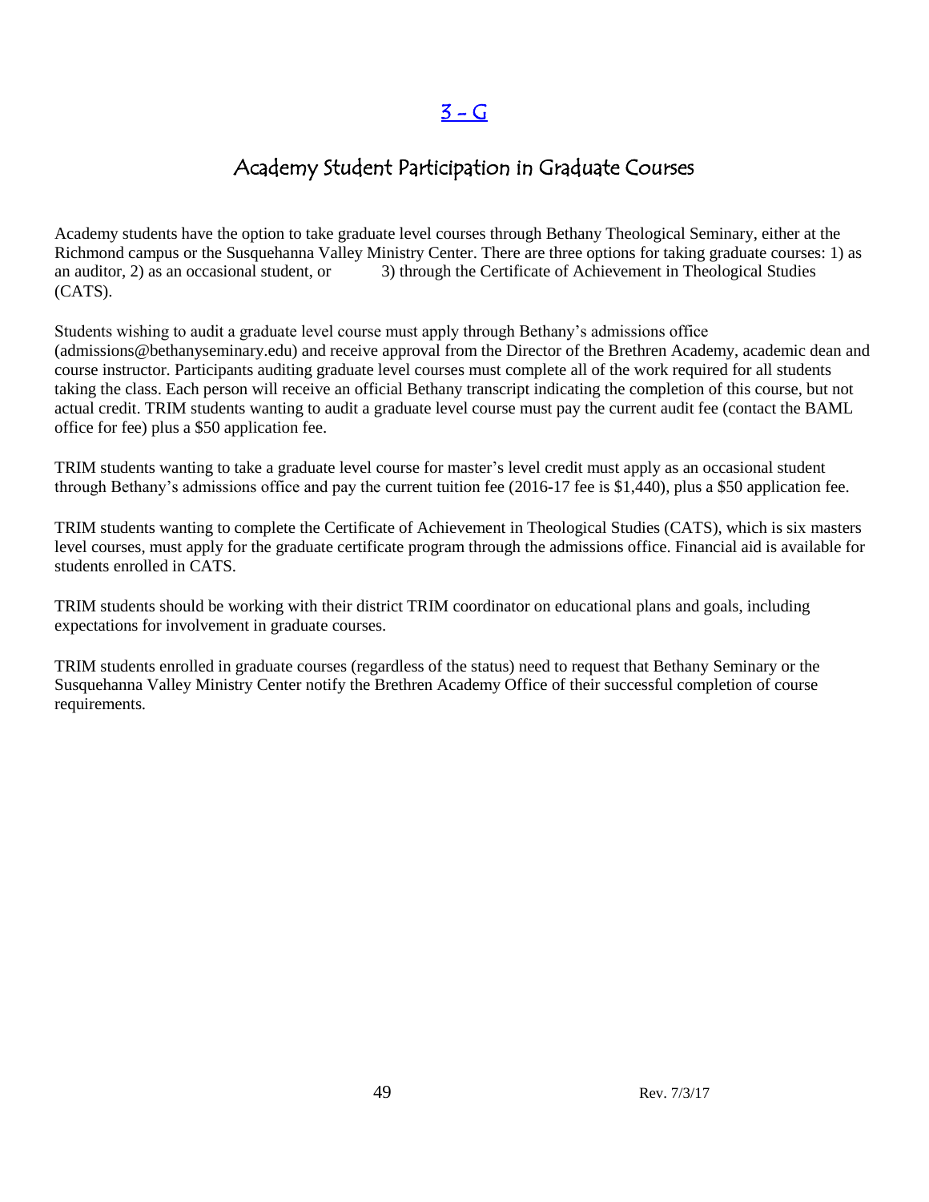# 3 - G

## Academy Student Participation in Graduate Courses

Academy students have the option to take graduate level courses through Bethany Theological Seminary, either at the Richmond campus or the Susquehanna Valley Ministry Center. There are three options for taking graduate courses: 1) as an auditor, 2) as an occasional student, or 3) through the Certificate of Achievement in Theological Studies (CATS).

Students wishing to audit a graduate level course must apply through Bethany's admissions office (admissions@bethanyseminary.edu) and receive approval from the Director of the Brethren Academy, academic dean and course instructor. Participants auditing graduate level courses must complete all of the work required for all students taking the class. Each person will receive an official Bethany transcript indicating the completion of this course, but not actual credit. TRIM students wanting to audit a graduate level course must pay the current audit fee (contact the BAML office for fee) plus a $50 application fee.

TRIM students wanting to take a graduate level course for master's level credit must apply as an occasional student through Bethany's admissions office and pay the current tuition fee (2016-17 fee is $1,440), plus a $50 application fee.

TRIM students wanting to complete the Certificate of Achievement in Theological Studies (CATS), which is six masters level courses, must apply for the graduate certificate program through the admissions office. Financial aid is available for students enrolled in CATS.

TRIM students should be working with their district TRIM coordinator on educational plans and goals, including expectations for involvement in graduate courses.

TRIM students enrolled in graduate courses (regardless of the status) need to request that Bethany Seminary or the Susquehanna Valley Ministry Center notify the Brethren Academy Office of their successful completion of course requirements.

Rev. 7/3/17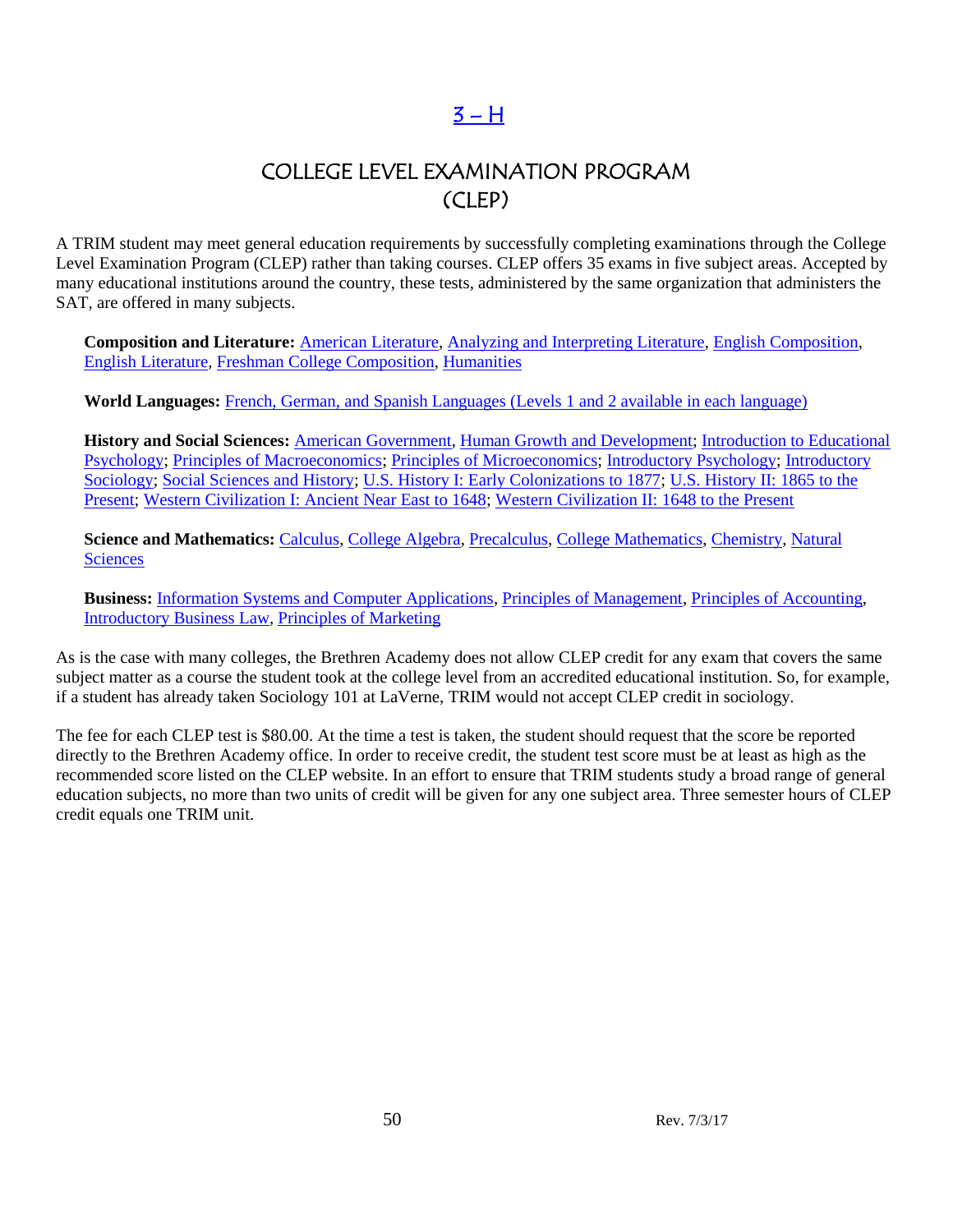# 3 – H

## COLLEGE LEVEL EXAMINATION PROGRAM (CLEP)

A TRIM student may meet general education requirements by successfully completing examinations through the College Level Examination Program (CLEP) rather than taking courses. CLEP offers 35 exams in five subject areas. Accepted by many educational institutions around the country, these tests, administered by the same organization that administers the SAT, are offered in many subjects.

**Composition and Literature:** American Literature, Analyzing and Interpreting Literature, English Composition, English Literature, Freshman College Composition, Humanities

**World Languages:** French, German, and Spanish Languages (Levels 1 and 2 available in each language)

**History and Social Sciences:** American Government, Human Growth and Development; Introduction to Educational Psychology; Principles of Macroeconomics; Principles of Microeconomics; Introductory Psychology; Introductory Sociology; Social Sciences and History; U.S. History I: Early Colonizations to 1877; U.S. History II: 1865 to the Present; Western Civilization I: Ancient Near East to 1648; Western Civilization II: 1648 to the Present

**Science and Mathematics:** Calculus, College Algebra, Precalculus, College Mathematics, Chemistry, Natural Sciences

**Business:** Information Systems and Computer Applications, Principles of Management, Principles of Accounting, Introductory Business Law, Principles of Marketing

As is the case with many colleges, the Brethren Academy does not allow CLEP credit for any exam that covers the same subject matter as a course the student took at the college level from an accredited educational institution. So, for example, if a student has already taken Sociology 101 at LaVerne, TRIM would not accept CLEP credit in sociology.

The fee for each CLEP test is $80.00. At the time a test is taken, the student should request that the score be reported directly to the Brethren Academy office. In order to receive credit, the student test score must be at least as high as the recommended score listed on the CLEP website. In an effort to ensure that TRIM students study a broad range of general education subjects, no more than two units of credit will be given for any one subject area. Three semester hours of CLEP credit equals one TRIM unit.

Rev. 7/3/17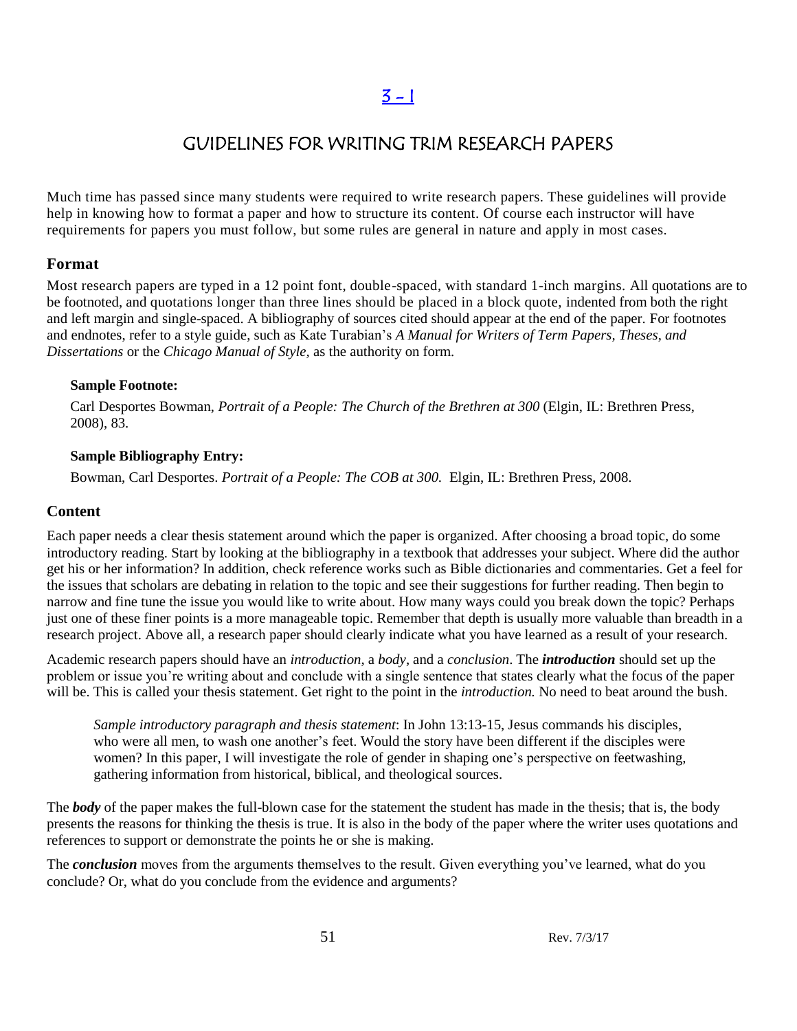[3 – 1]

# GUIDELINES FOR WRITING TRIM RESEARCH PAPERS

Much time has passed since many students were required to write research papers. These guidelines will provide help in knowing how to format a paper and how to structure its content. Of course each instructor will have requirements for papers you must follow, but some rules are general in nature and apply in most cases.

## Format

Most research papers are typed in a 12 point font, double-spaced, with standard 1-inch margins. All quotations are to be footnoted, and quotations longer than three lines should be placed in a block quote, indented from both the right and left margin and single-spaced. A bibliography of sources cited should appear at the end of the paper. For footnotes and endnotes, refer to a style guide, such as Kate Turabian's *A Manual for Writers of Term Papers, Theses, and Dissertations* or the *Chicago Manual of Style,* as the authority on form.

**Sample Footnote:**

Carl Desportes Bowman, *Portrait of a People: The Church of the Brethren at 300* (Elgin, IL: Brethren Press, 2008), 83.

**Sample Bibliography Entry:**

Bowman, Carl Desportes. *Portrait of a People: The COB at 300.* Elgin, IL: Brethren Press, 2008.

## Content

Each paper needs a clear thesis statement around which the paper is organized. After choosing a broad topic, do some introductory reading. Start by looking at the bibliography in a textbook that addresses your subject. Where did the author get his or her information? In addition, check reference works such as Bible dictionaries and commentaries. Get a feel for the issues that scholars are debating in relation to the topic and see their suggestions for further reading. Then begin to narrow and fine tune the issue you would like to write about. How many ways could you break down the topic? Perhaps just one of these finer points is a more manageable topic. Remember that depth is usually more valuable than breadth in a research project. Above all, a research paper should clearly indicate what you have learned as a result of your research.

Academic research papers should have an *introduction,* a *body*, and a *conclusion*. The ***introduction*** should set up the problem or issue you're writing about and conclude with a single sentence that states clearly what the focus of the paper will be. This is called your thesis statement. Get right to the point in the *introduction.* No need to beat around the bush.

> *Sample introductory paragraph and thesis statement*: In John 13:13-15, Jesus commands his disciples, who were all men, to wash one another's feet. Would the story have been different if the disciples were women? In this paper, I will investigate the role of gender in shaping one's perspective on feetwashing, gathering information from historical, biblical, and theological sources.

The ***body*** of the paper makes the full-blown case for the statement the student has made in the thesis; that is, the body presents the reasons for thinking the thesis is true. It is also in the body of the paper where the writer uses quotations and references to support or demonstrate the points he or she is making.

The ***conclusion*** moves from the arguments themselves to the result. Given everything you've learned, what do you conclude? Or, what do you conclude from the evidence and arguments?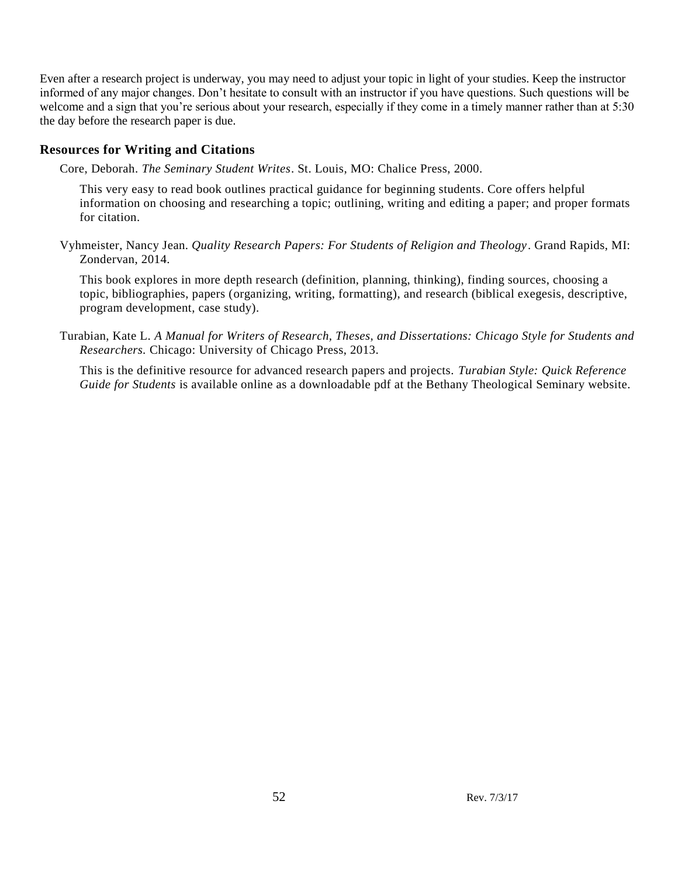Even after a research project is underway, you may need to adjust your topic in light of your studies. Keep the instructor informed of any major changes. Don't hesitate to consult with an instructor if you have questions. Such questions will be welcome and a sign that you're serious about your research, especially if they come in a timely manner rather than at 5:30 the day before the research paper is due.

### Resources for Writing and Citations

Core, Deborah. *The Seminary Student Writes*. St. Louis, MO: Chalice Press, 2000.

This very easy to read book outlines practical guidance for beginning students. Core offers helpful information on choosing and researching a topic; outlining, writing and editing a paper; and proper formats for citation.

Vyhmeister, Nancy Jean. *Quality Research Papers: For Students of Religion and Theology*. Grand Rapids, MI: Zondervan, 2014.

This book explores in more depth research (definition, planning, thinking), finding sources, choosing a topic, bibliographies, papers (organizing, writing, formatting), and research (biblical exegesis, descriptive, program development, case study).

Turabian, Kate L. *A Manual for Writers of Research, Theses, and Dissertations: Chicago Style for Students and Researchers.* Chicago: University of Chicago Press, 2013.

This is the definitive resource for advanced research papers and projects. *Turabian Style: Quick Reference Guide for Students* is available online as a downloadable pdf at the Bethany Theological Seminary website.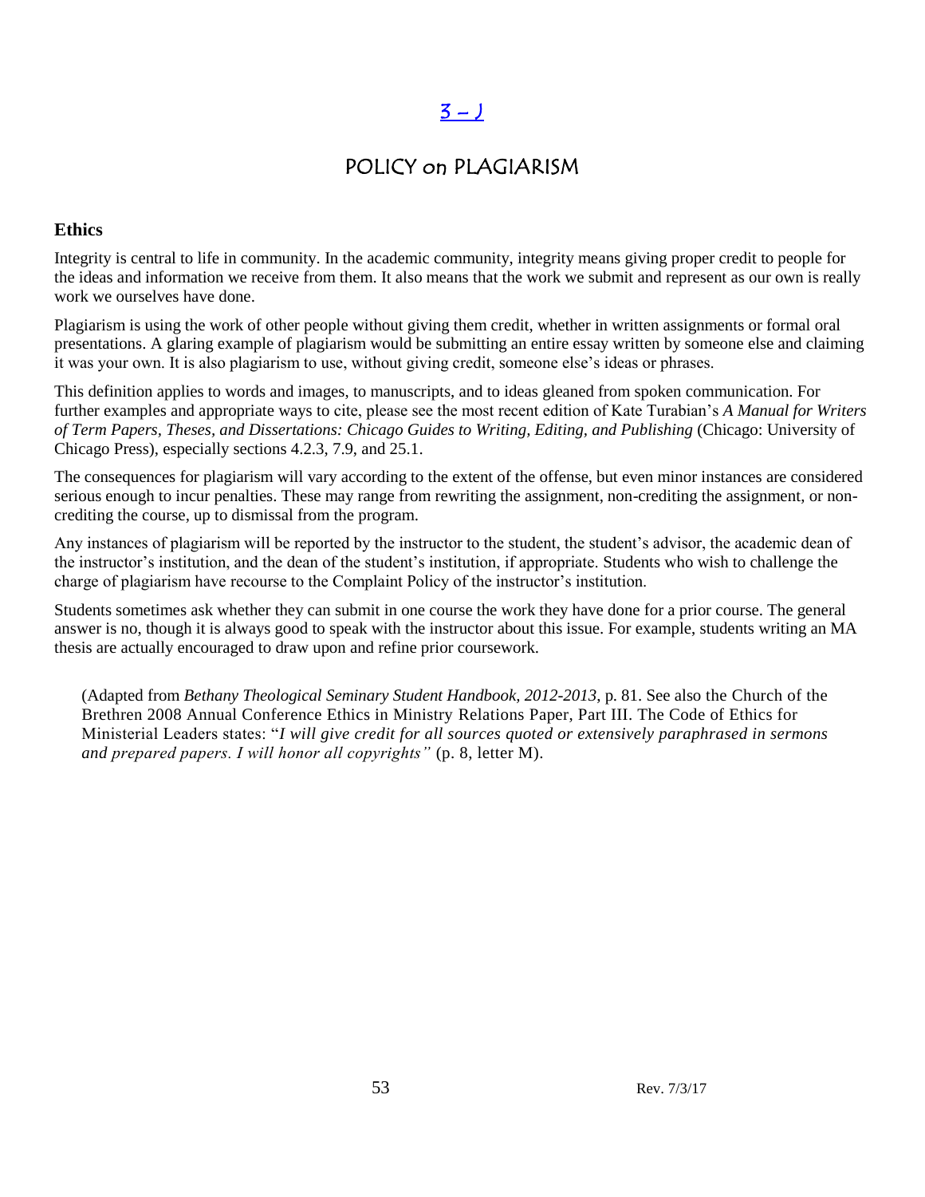# 3 – J

# POLICY on PLAGIARISM

## Ethics

Integrity is central to life in community. In the academic community, integrity means giving proper credit to people for the ideas and information we receive from them. It also means that the work we submit and represent as our own is really work we ourselves have done.

Plagiarism is using the work of other people without giving them credit, whether in written assignments or formal oral presentations. A glaring example of plagiarism would be submitting an entire essay written by someone else and claiming it was your own. It is also plagiarism to use, without giving credit, someone else's ideas or phrases.

This definition applies to words and images, to manuscripts, and to ideas gleaned from spoken communication. For further examples and appropriate ways to cite, please see the most recent edition of Kate Turabian's *A Manual for Writers of Term Papers, Theses, and Dissertations: Chicago Guides to Writing, Editing, and Publishing* (Chicago: University of Chicago Press), especially sections 4.2.3, 7.9, and 25.1.

The consequences for plagiarism will vary according to the extent of the offense, but even minor instances are considered serious enough to incur penalties. These may range from rewriting the assignment, non-crediting the assignment, or non-crediting the course, up to dismissal from the program.

Any instances of plagiarism will be reported by the instructor to the student, the student's advisor, the academic dean of the instructor's institution, and the dean of the student's institution, if appropriate. Students who wish to challenge the charge of plagiarism have recourse to the Complaint Policy of the instructor's institution.

Students sometimes ask whether they can submit in one course the work they have done for a prior course. The general answer is no, though it is always good to speak with the instructor about this issue. For example, students writing an MA thesis are actually encouraged to draw upon and refine prior coursework.

(Adapted from *Bethany Theological Seminary Student Handbook, 2012-2013*, p. 81. See also the Church of the Brethren 2008 Annual Conference Ethics in Ministry Relations Paper, Part III. The Code of Ethics for Ministerial Leaders states: "*I will give credit for all sources quoted or extensively paraphrased in sermons and prepared papers. I will honor all copyrights"* (p. 8, letter M).

Rev. 7/3/17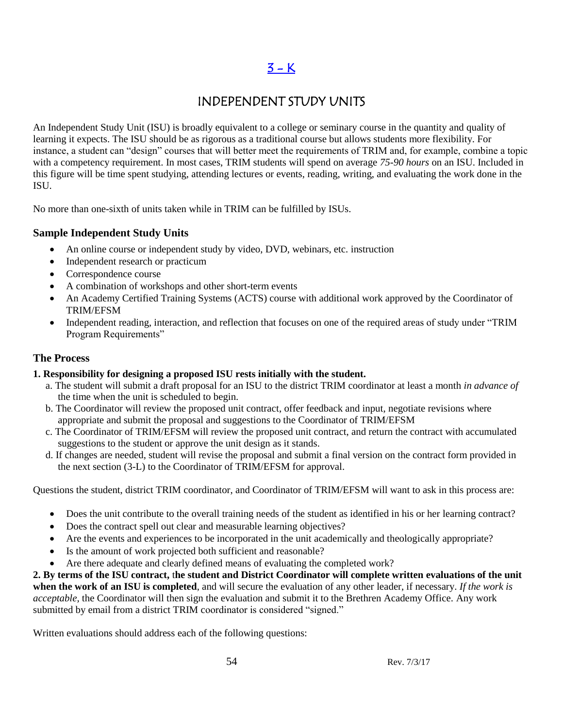# 3 – K

## INDEPENDENT STUDY UNITS

An Independent Study Unit (ISU) is broadly equivalent to a college or seminary course in the quantity and quality of learning it expects. The ISU should be as rigorous as a traditional course but allows students more flexibility. For instance, a student can "design" courses that will better meet the requirements of TRIM and, for example, combine a topic with a competency requirement. In most cases, TRIM students will spend on average *75-90 hours* on an ISU. Included in this figure will be time spent studying, attending lectures or events, reading, writing, and evaluating the work done in the ISU.

No more than one-sixth of units taken while in TRIM can be fulfilled by ISUs.

### Sample Independent Study Units

- An online course or independent study by video, DVD, webinars, etc. instruction
- Independent research or practicum
- Correspondence course
- A combination of workshops and other short-term events
- An Academy Certified Training Systems (ACTS) course with additional work approved by the Coordinator of TRIM/EFSM
- Independent reading, interaction, and reflection that focuses on one of the required areas of study under "TRIM Program Requirements"

### The Process

**1. Responsibility for designing a proposed ISU rests initially with the student.**

a. The student will submit a draft proposal for an ISU to the district TRIM coordinator at least a month *in advance of* the time when the unit is scheduled to begin.

b. The Coordinator will review the proposed unit contract, offer feedback and input, negotiate revisions where appropriate and submit the proposal and suggestions to the Coordinator of TRIM/EFSM

c. The Coordinator of TRIM/EFSM will review the proposed unit contract, and return the contract with accumulated suggestions to the student or approve the unit design as it stands.

d. If changes are needed, student will revise the proposal and submit a final version on the contract form provided in the next section (3-L) to the Coordinator of TRIM/EFSM for approval.

Questions the student, district TRIM coordinator, and Coordinator of TRIM/EFSM will want to ask in this process are:

- Does the unit contribute to the overall training needs of the student as identified in his or her learning contract?
- Does the contract spell out clear and measurable learning objectives?
- Are the events and experiences to be incorporated in the unit academically and theologically appropriate?
- Is the amount of work projected both sufficient and reasonable?
- Are there adequate and clearly defined means of evaluating the completed work?

**2. By terms of the ISU contract, the student and District Coordinator will complete written evaluations of the unit when the work of an ISU is completed**, and will secure the evaluation of any other leader, if necessary. *If the work is acceptable,* the Coordinator will then sign the evaluation and submit it to the Brethren Academy Office. Any work submitted by email from a district TRIM coordinator is considered "signed."

Written evaluations should address each of the following questions: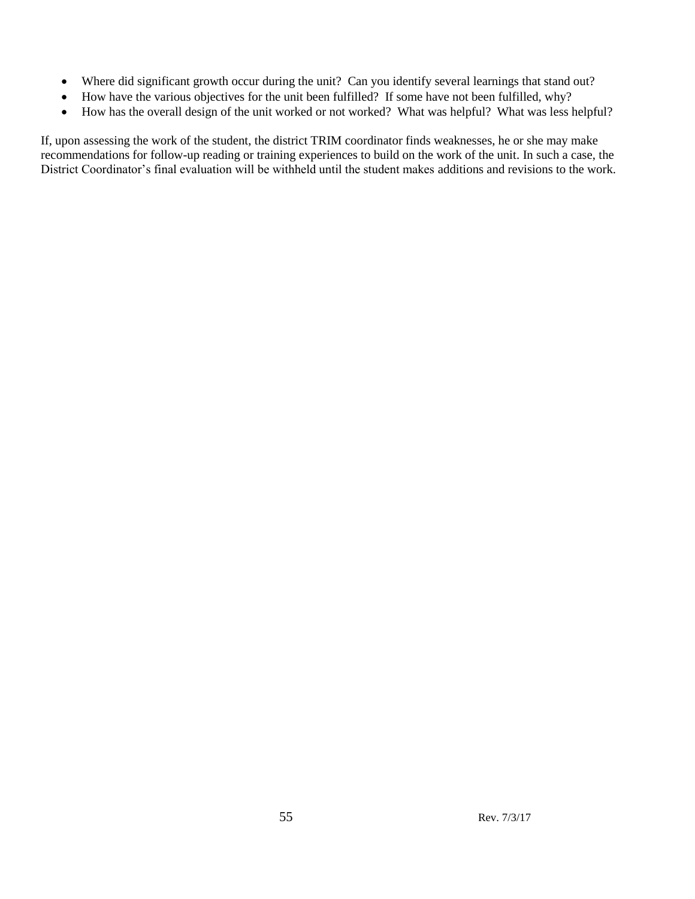- Where did significant growth occur during the unit? Can you identify several learnings that stand out?
- How have the various objectives for the unit been fulfilled? If some have not been fulfilled, why?
- How has the overall design of the unit worked or not worked? What was helpful? What was less helpful?

If, upon assessing the work of the student, the district TRIM coordinator finds weaknesses, he or she may make recommendations for follow-up reading or training experiences to build on the work of the unit. In such a case, the District Coordinator's final evaluation will be withheld until the student makes additions and revisions to the work.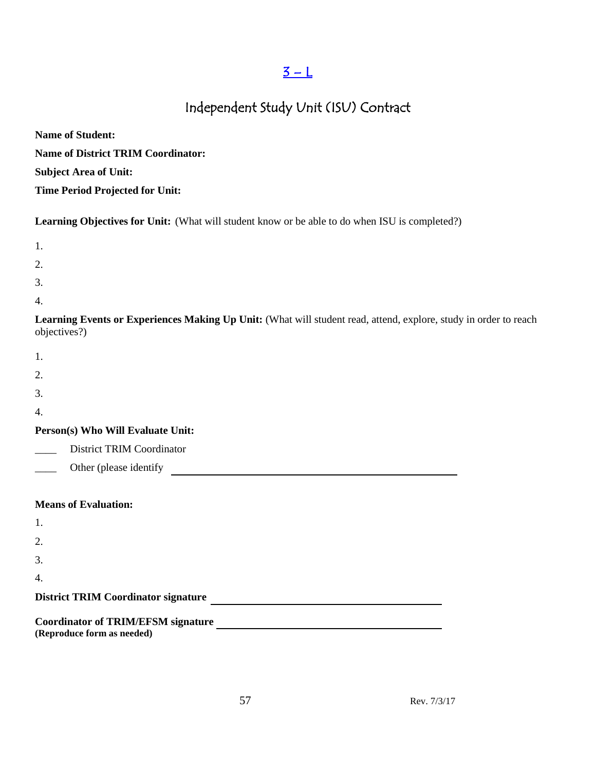[3 – L]

# Independent Study Unit (ISU) Contract

**Name of Student:**

**Name of District TRIM Coordinator:**

**Subject Area of Unit:**

**Time Period Projected for Unit:**

**Learning Objectives for Unit:** (What will student know or be able to do when ISU is completed?)

1.
2.
3.
4.

**Learning Events or Experiences Making Up Unit:** (What will student read, attend, explore, study in order to reach objectives?)

1.
2.
3.
4.

**Person(s) Who Will Evaluate Unit:**

____ District TRIM Coordinator

____ Other (please identify ____________________________________________

**Means of Evaluation:**

1.
2.
3.
4.

**District TRIM Coordinator signature** ________________________________________

**Coordinator of TRIM/EFSM signature** ________________________________________

**(Reproduce form as needed)**

Rev. 7/3/17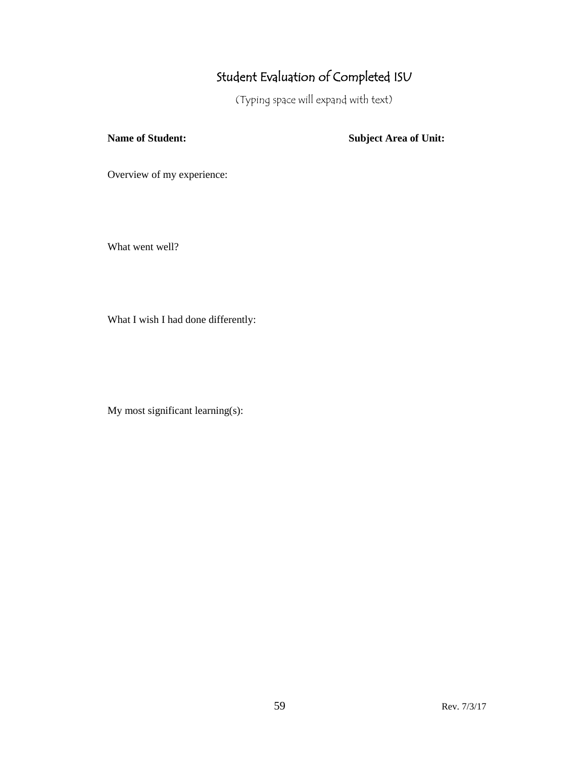# Student Evaluation of Completed ISU

(Typing space will expand with text)

**Name of Student:** **Subject Area of Unit:**

Overview of my experience:

What went well?

What I wish I had done differently:

My most significant learning(s):

Rev. 7/3/17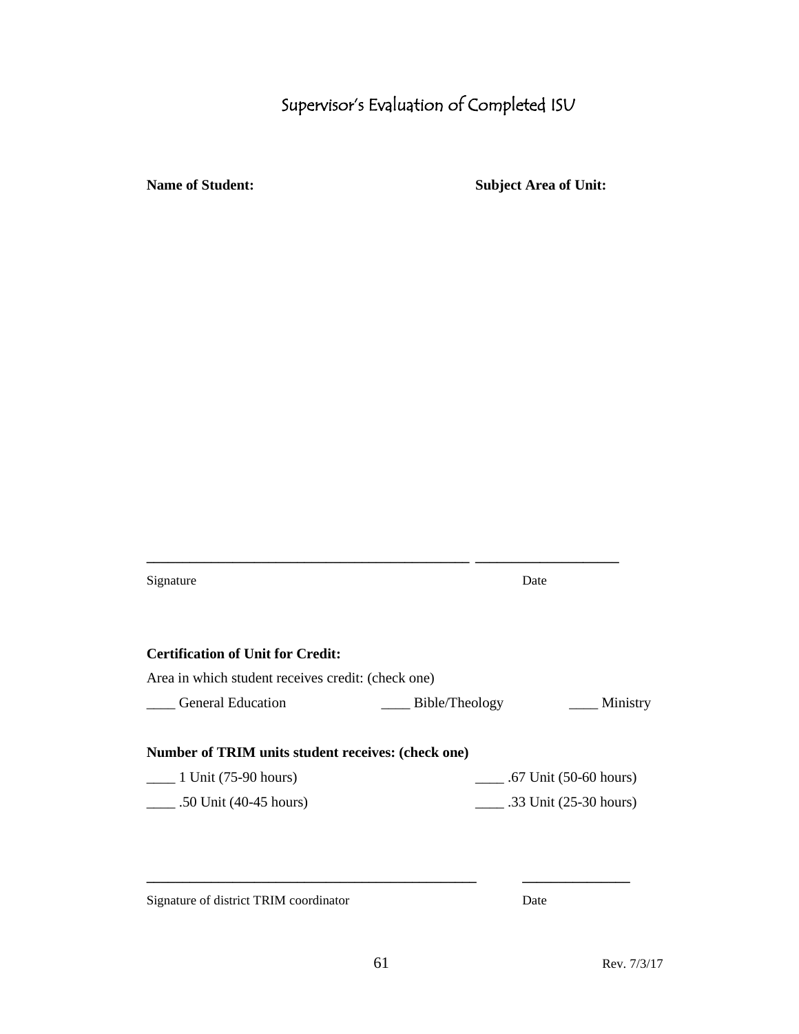# Supervisor's Evaluation of Completed ISU

**Name of Student:** **Subject Area of Unit:**

\_\_\_\_\_\_\_\_\_\_\_\_\_\_\_\_\_\_\_\_\_\_\_\_\_\_\_\_\_\_\_\_\_\_\_\_\_\_\_\_\_\_\_\_ \_\_\_\_\_\_\_\_\_\_\_\_\_\_\_\_\_\_\_\_

Signature Date

**Certification of Unit for Credit:**

Area in which student receives credit: (check one)

____ General Education ____ Bible/Theology ____ Ministry

**Number of TRIM units student receives: (check one)**

____ 1 Unit (75-90 hours) ____ .67 Unit (50-60 hours)

____ .50 Unit (40-45 hours) ____ .33 Unit (25-30 hours)

\_\_\_\_\_\_\_\_\_\_\_\_\_\_\_\_\_\_\_\_\_\_\_\_\_\_\_\_\_\_\_\_\_\_\_\_\_\_\_\_\_\_\_\_ \_\_\_\_\_\_\_\_\_\_\_\_\_\_\_

Signature of district TRIM coordinator Date

Rev. 7/3/17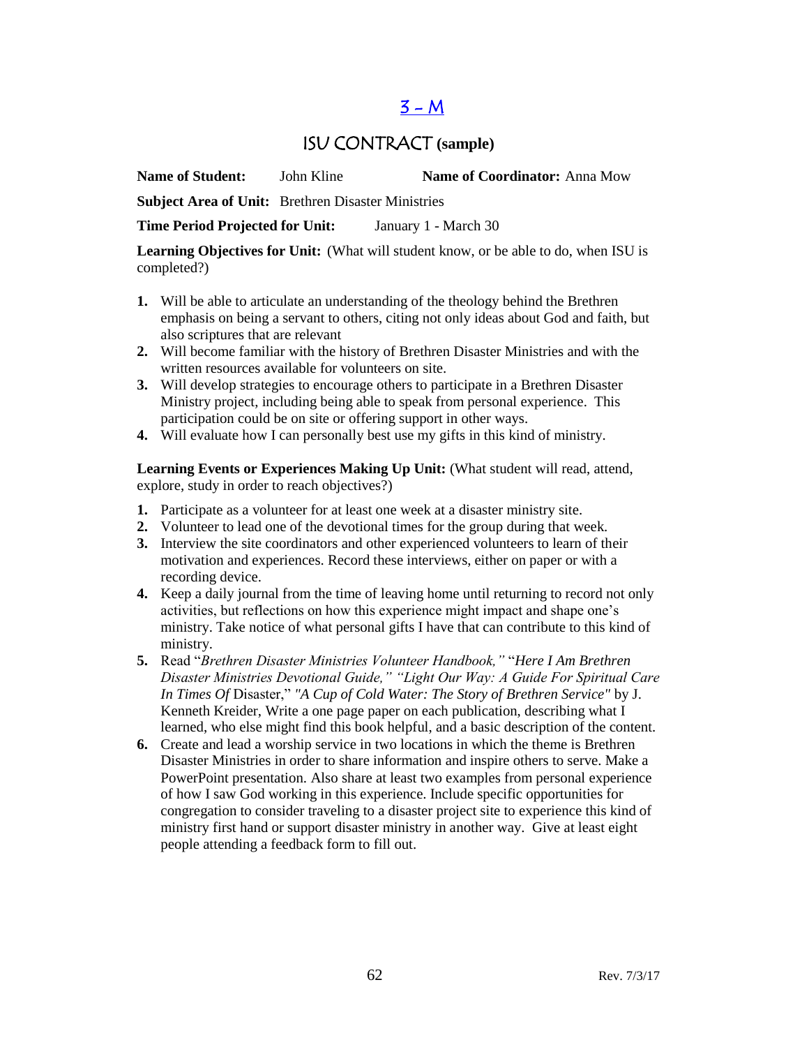# 3 – M

## ISU CONTRACT (sample)

**Name of Student:** John Kline **Name of Coordinator:** Anna Mow

**Subject Area of Unit:** Brethren Disaster Ministries

**Time Period Projected for Unit:** January 1 - March 30

**Learning Objectives for Unit:** (What will student know, or be able to do, when ISU is completed?)

1. Will be able to articulate an understanding of the theology behind the Brethren emphasis on being a servant to others, citing not only ideas about God and faith, but also scriptures that are relevant
2. Will become familiar with the history of Brethren Disaster Ministries and with the written resources available for volunteers on site.
3. Will develop strategies to encourage others to participate in a Brethren Disaster Ministry project, including being able to speak from personal experience. This participation could be on site or offering support in other ways.
4. Will evaluate how I can personally best use my gifts in this kind of ministry.

**Learning Events or Experiences Making Up Unit:** (What student will read, attend, explore, study in order to reach objectives?)

1. Participate as a volunteer for at least one week at a disaster ministry site.
2. Volunteer to lead one of the devotional times for the group during that week.
3. Interview the site coordinators and other experienced volunteers to learn of their motivation and experiences. Record these interviews, either on paper or with a recording device.
4. Keep a daily journal from the time of leaving home until returning to record not only activities, but reflections on how this experience might impact and shape one's ministry. Take notice of what personal gifts I have that can contribute to this kind of ministry.
5. Read "*Brethren Disaster Ministries Volunteer Handbook,*" "*Here I Am Brethren Disaster Ministries Devotional Guide,*" *"Light Our Way: A Guide For Spiritual Care In Times Of* Disaster," *"A Cup of Cold Water: The Story of Brethren Service"* by J. Kenneth Kreider, Write a one page paper on each publication, describing what I learned, who else might find this book helpful, and a basic description of the content.
6. Create and lead a worship service in two locations in which the theme is Brethren Disaster Ministries in order to share information and inspire others to serve. Make a PowerPoint presentation. Also share at least two examples from personal experience of how I saw God working in this experience. Include specific opportunities for congregation to consider traveling to a disaster project site to experience this kind of ministry first hand or support disaster ministry in another way. Give at least eight people attending a feedback form to fill out.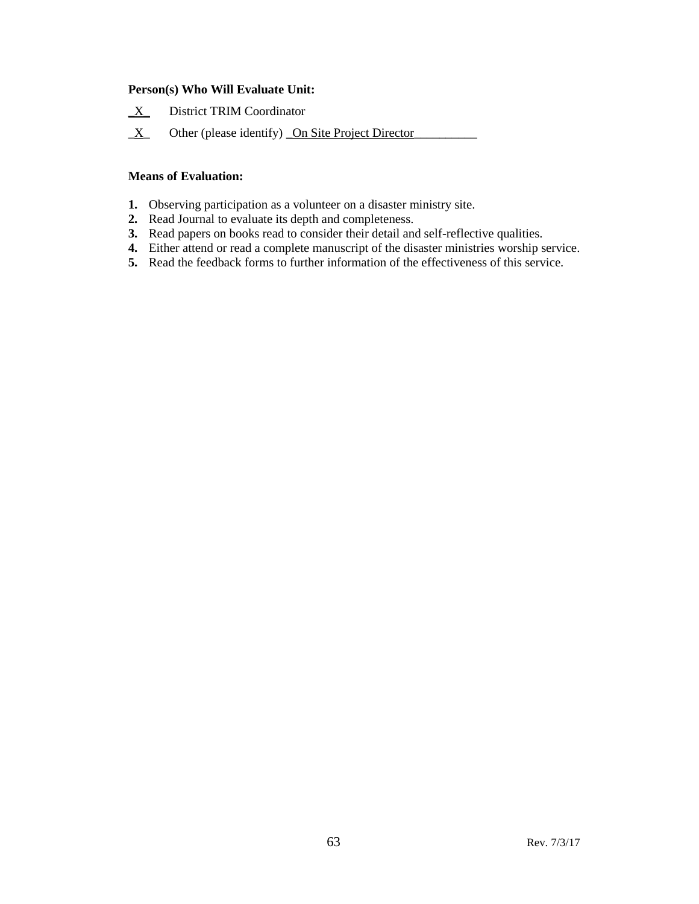**Person(s) Who Will Evaluate Unit:**

_X_ District TRIM Coordinator

_X_ Other (please identify) _On Site Project Director__________

**Means of Evaluation:**

1. Observing participation as a volunteer on a disaster ministry site.
2. Read Journal to evaluate its depth and completeness.
3. Read papers on books read to consider their detail and self-reflective qualities.
4. Either attend or read a complete manuscript of the disaster ministries worship service.
5. Read the feedback forms to further information of the effectiveness of this service.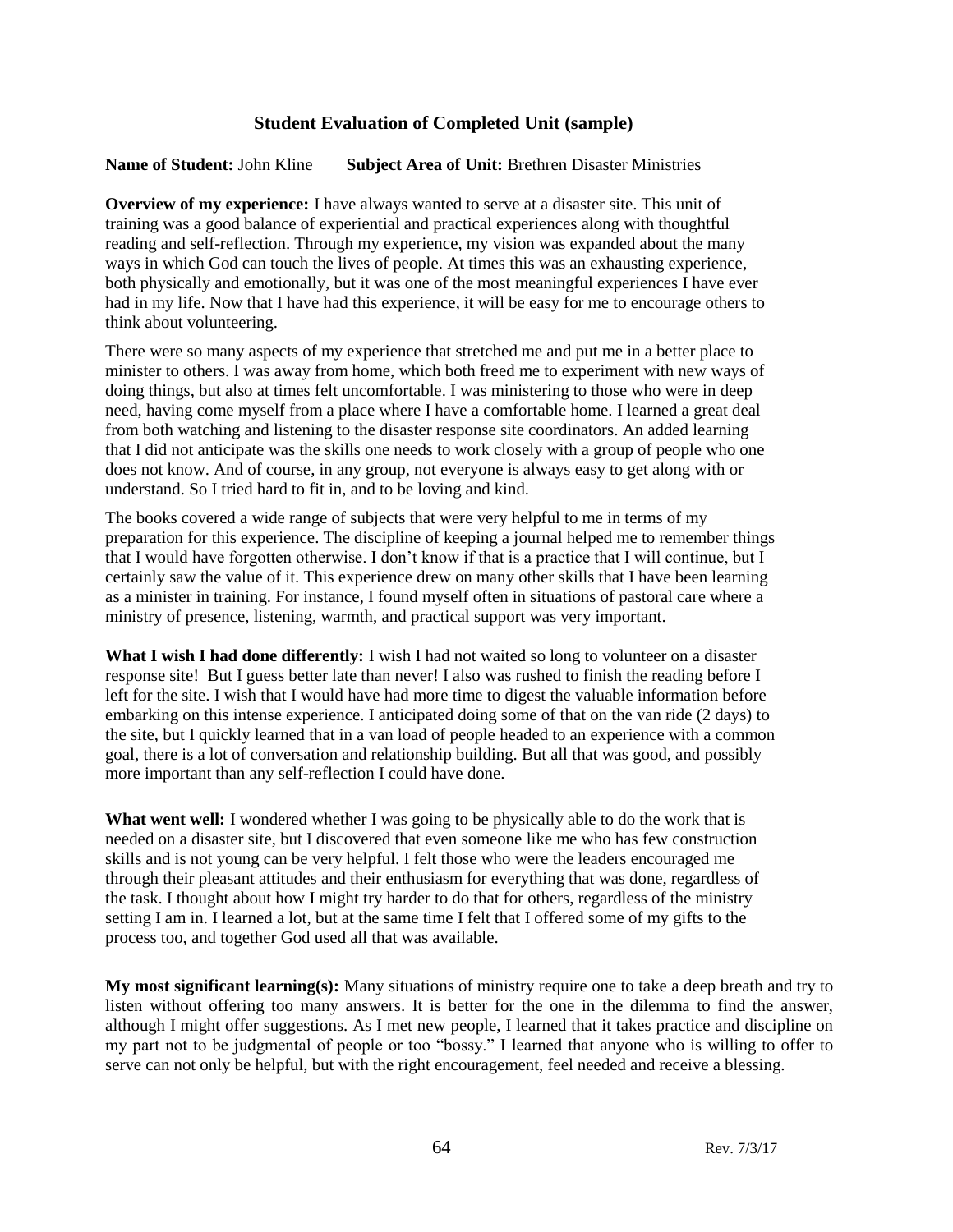## Student Evaluation of Completed Unit (sample)

**Name of Student:** John Kline **Subject Area of Unit:** Brethren Disaster Ministries

**Overview of my experience:** I have always wanted to serve at a disaster site. This unit of training was a good balance of experiential and practical experiences along with thoughtful reading and self-reflection. Through my experience, my vision was expanded about the many ways in which God can touch the lives of people. At times this was an exhausting experience, both physically and emotionally, but it was one of the most meaningful experiences I have ever had in my life. Now that I have had this experience, it will be easy for me to encourage others to think about volunteering.

There were so many aspects of my experience that stretched me and put me in a better place to minister to others. I was away from home, which both freed me to experiment with new ways of doing things, but also at times felt uncomfortable. I was ministering to those who were in deep need, having come myself from a place where I have a comfortable home. I learned a great deal from both watching and listening to the disaster response site coordinators. An added learning that I did not anticipate was the skills one needs to work closely with a group of people who one does not know. And of course, in any group, not everyone is always easy to get along with or understand. So I tried hard to fit in, and to be loving and kind.

The books covered a wide range of subjects that were very helpful to me in terms of my preparation for this experience. The discipline of keeping a journal helped me to remember things that I would have forgotten otherwise. I don't know if that is a practice that I will continue, but I certainly saw the value of it. This experience drew on many other skills that I have been learning as a minister in training. For instance, I found myself often in situations of pastoral care where a ministry of presence, listening, warmth, and practical support was very important.

**What I wish I had done differently:** I wish I had not waited so long to volunteer on a disaster response site! But I guess better late than never! I also was rushed to finish the reading before I left for the site. I wish that I would have had more time to digest the valuable information before embarking on this intense experience. I anticipated doing some of that on the van ride (2 days) to the site, but I quickly learned that in a van load of people headed to an experience with a common goal, there is a lot of conversation and relationship building. But all that was good, and possibly more important than any self-reflection I could have done.

**What went well:** I wondered whether I was going to be physically able to do the work that is needed on a disaster site, but I discovered that even someone like me who has few construction skills and is not young can be very helpful. I felt those who were the leaders encouraged me through their pleasant attitudes and their enthusiasm for everything that was done, regardless of the task. I thought about how I might try harder to do that for others, regardless of the ministry setting I am in. I learned a lot, but at the same time I felt that I offered some of my gifts to the process too, and together God used all that was available.

**My most significant learning(s):** Many situations of ministry require one to take a deep breath and try to listen without offering too many answers. It is better for the one in the dilemma to find the answer, although I might offer suggestions. As I met new people, I learned that it takes practice and discipline on my part not to be judgmental of people or too "bossy." I learned that anyone who is willing to offer to serve can not only be helpful, but with the right encouragement, feel needed and receive a blessing.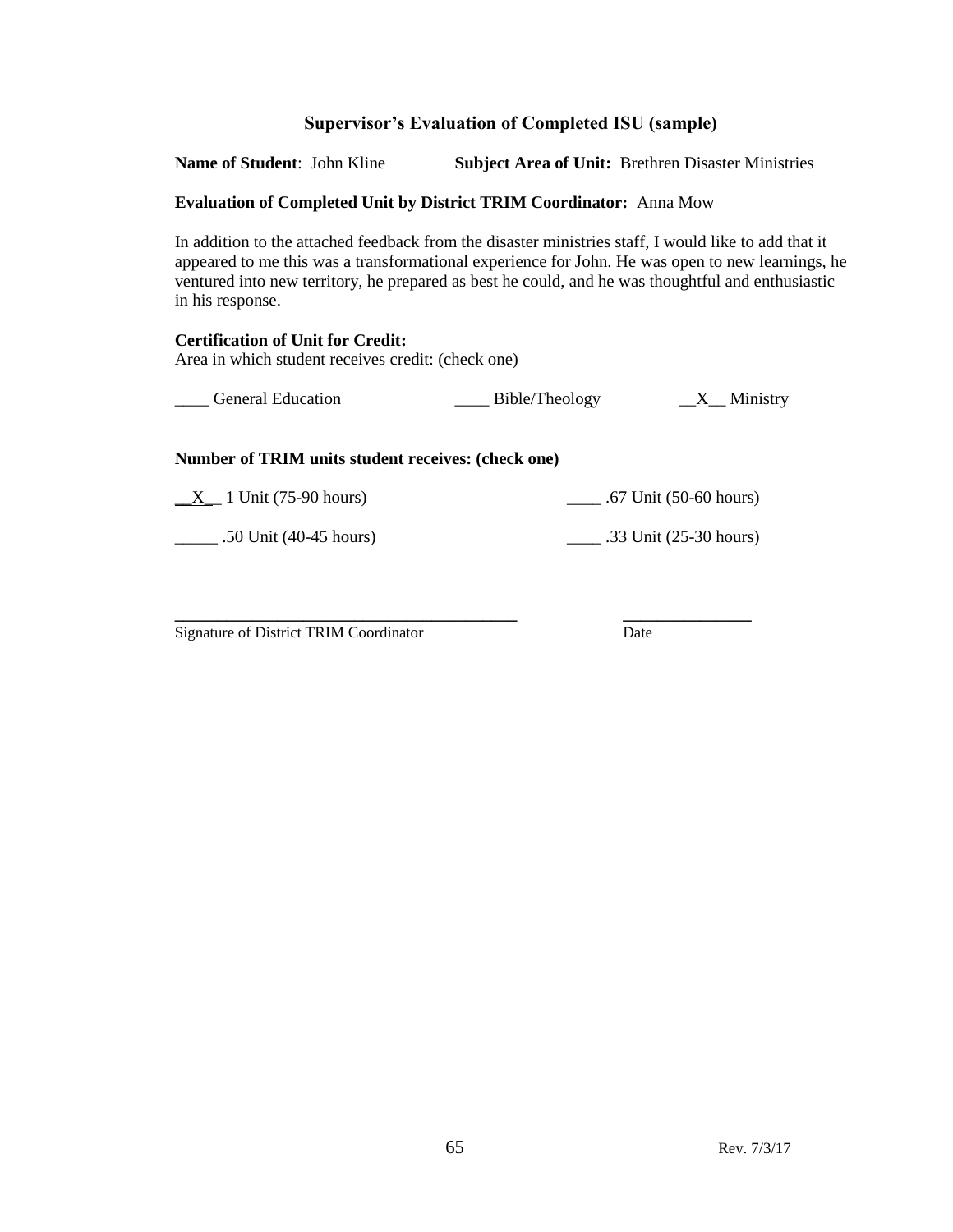## Supervisor's Evaluation of Completed ISU (sample)

**Name of Student**: John Kline **Subject Area of Unit:** Brethren Disaster Ministries

**Evaluation of Completed Unit by District TRIM Coordinator:** Anna Mow

In addition to the attached feedback from the disaster ministries staff, I would like to add that it appeared to me this was a transformational experience for John. He was open to new learnings, he ventured into new territory, he prepared as best he could, and he was thoughtful and enthusiastic in his response.

**Certification of Unit for Credit:**
Area in which student receives credit: (check one)

____ General Education ____ Bible/Theology __X__ Ministry

**Number of TRIM units student receives: (check one)**

__X__ 1 Unit (75-90 hours) ____ .67 Unit (50-60 hours)

_____ .50 Unit (40-45 hours) ____ .33 Unit (25-30 hours)

_________________________________________ _______________
Signature of District TRIM Coordinator Date

Rev. 7/3/17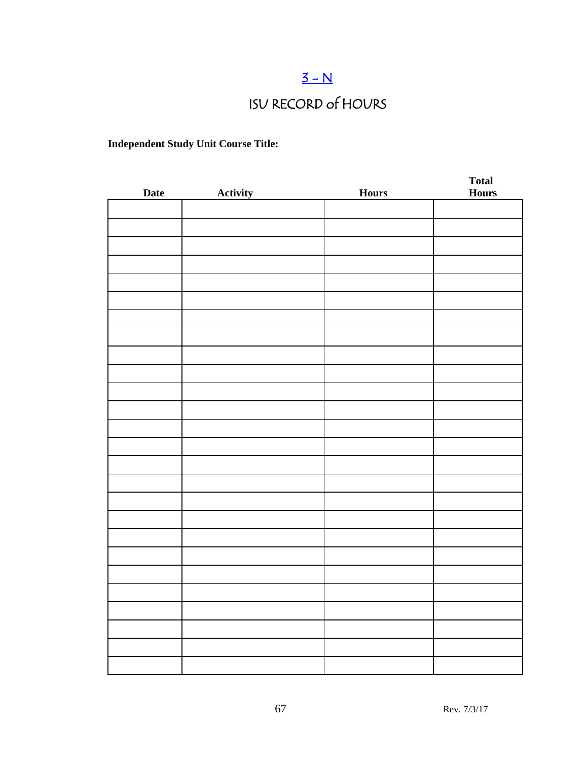# 3 - N

## ISU RECORD of HOURS

**Independent Study Unit Course Title:**

| Date | Activity | Hours | Total Hours |
|---|---|---|---|
| | | | |
| | | | |
| | | | |
| | | | |
| | | | |
| | | | |
| | | | |
| | | | |
| | | | |
| | | | |
| | | | |
| | | | |
| | | | |
| | | | |
| | | | |
| | | | |
| | | | |
| | | | |
| | | | |
| | | | |
| | | | |
| | | | |
| | | | |
| | | | |
| | | | |
| | | | |

Rev. 7/3/17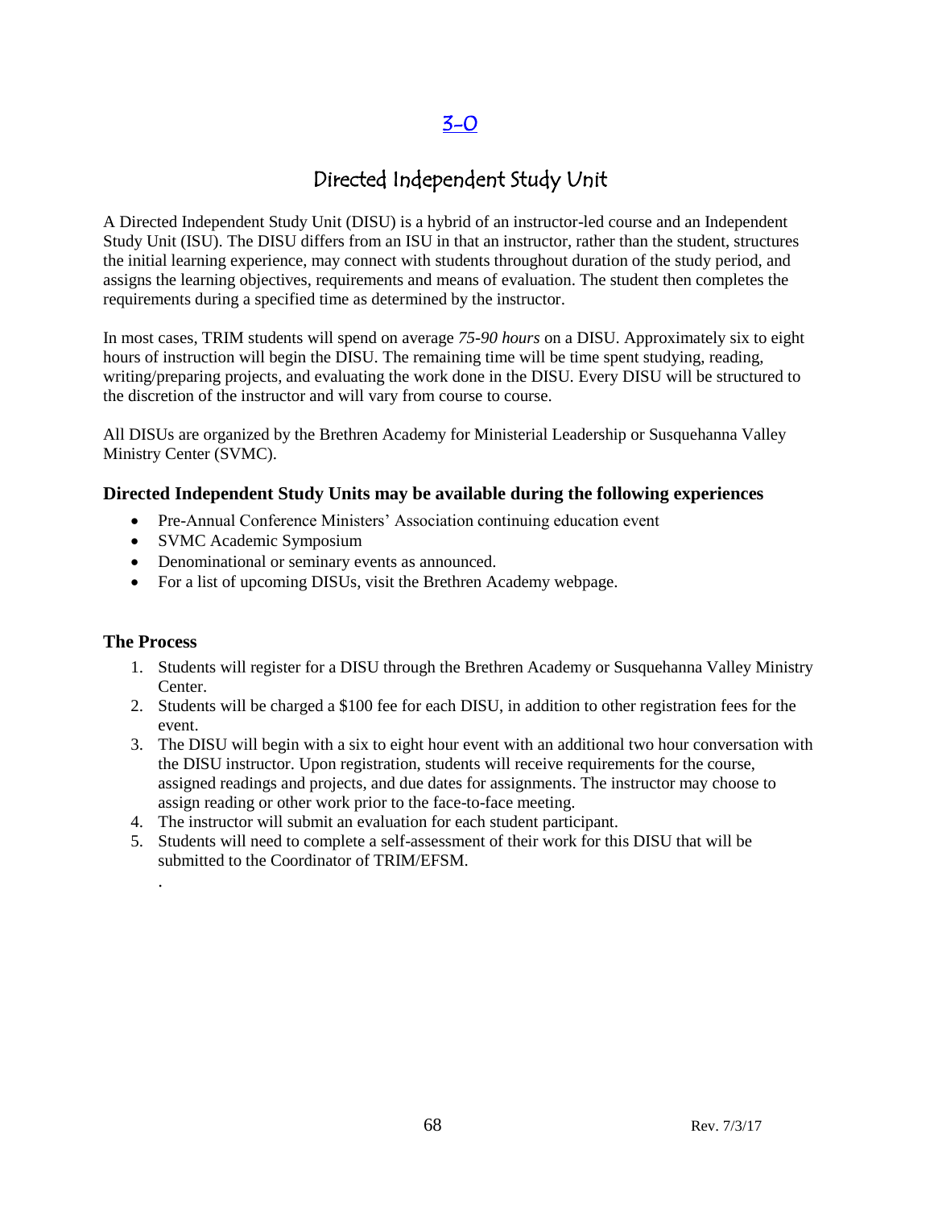[3-0]

# Directed Independent Study Unit

A Directed Independent Study Unit (DISU) is a hybrid of an instructor-led course and an Independent Study Unit (ISU). The DISU differs from an ISU in that an instructor, rather than the student, structures the initial learning experience, may connect with students throughout duration of the study period, and assigns the learning objectives, requirements and means of evaluation. The student then completes the requirements during a specified time as determined by the instructor.

In most cases, TRIM students will spend on average *75-90 hours* on a DISU. Approximately six to eight hours of instruction will begin the DISU. The remaining time will be time spent studying, reading, writing/preparing projects, and evaluating the work done in the DISU. Every DISU will be structured to the discretion of the instructor and will vary from course to course.

All DISUs are organized by the Brethren Academy for Ministerial Leadership or Susquehanna Valley Ministry Center (SVMC).

### Directed Independent Study Units may be available during the following experiences

- Pre-Annual Conference Ministers' Association continuing education event
- SVMC Academic Symposium
- Denominational or seminary events as announced.
- For a list of upcoming DISUs, visit the Brethren Academy webpage.

### The Process

1. Students will register for a DISU through the Brethren Academy or Susquehanna Valley Ministry Center.
2. Students will be charged a $100 fee for each DISU, in addition to other registration fees for the event.
3. The DISU will begin with a six to eight hour event with an additional two hour conversation with the DISU instructor. Upon registration, students will receive requirements for the course, assigned readings and projects, and due dates for assignments. The instructor may choose to assign reading or other work prior to the face-to-face meeting.
4. The instructor will submit an evaluation for each student participant.
5. Students will need to complete a self-assessment of their work for this DISU that will be submitted to the Coordinator of TRIM/EFSM.

.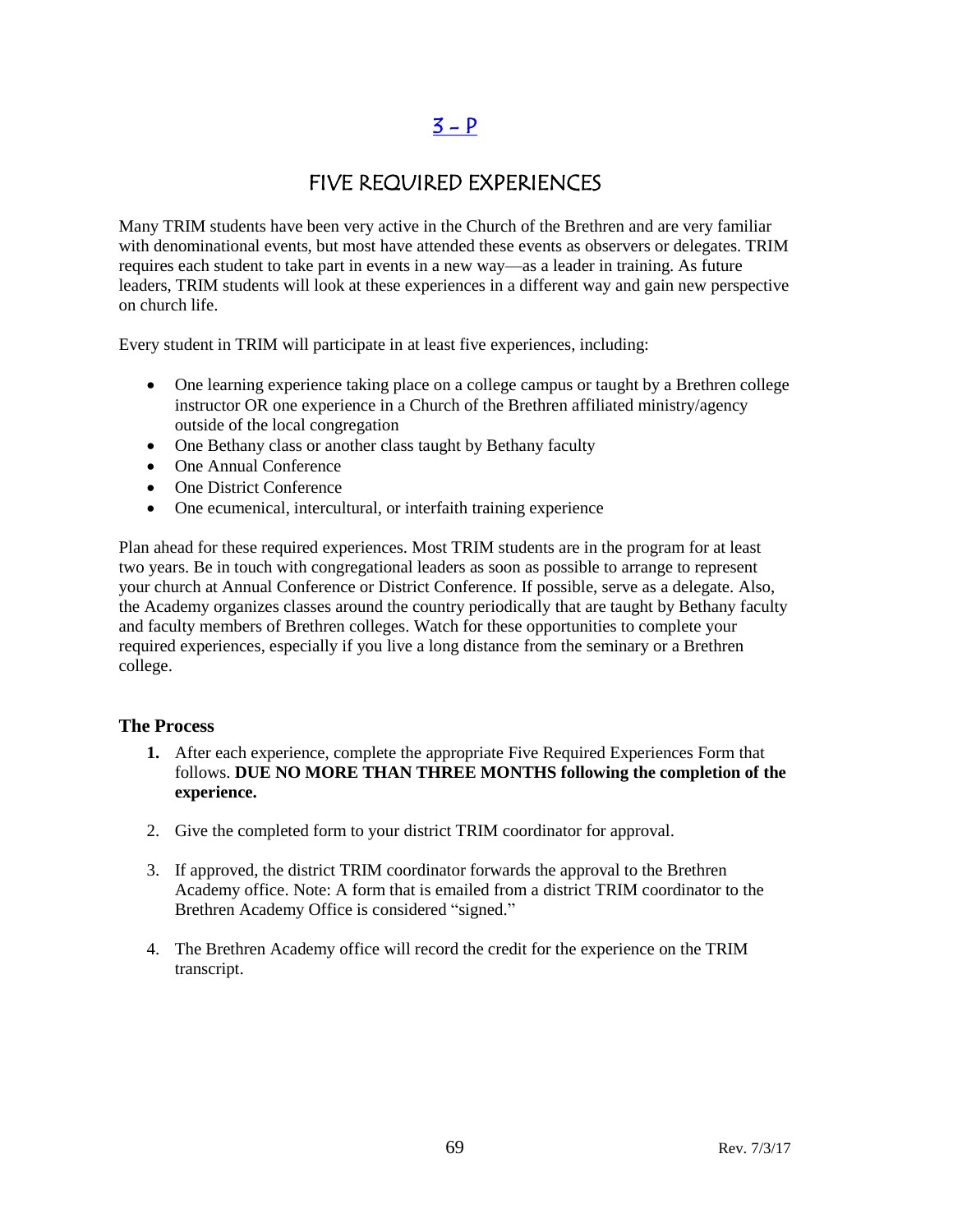## [3 - P]

# FIVE REQUIRED EXPERIENCES

Many TRIM students have been very active in the Church of the Brethren and are very familiar with denominational events, but most have attended these events as observers or delegates. TRIM requires each student to take part in events in a new way—as a leader in training. As future leaders, TRIM students will look at these experiences in a different way and gain new perspective on church life.

Every student in TRIM will participate in at least five experiences, including:

- One learning experience taking place on a college campus or taught by a Brethren college instructor OR one experience in a Church of the Brethren affiliated ministry/agency outside of the local congregation
- One Bethany class or another class taught by Bethany faculty
- One Annual Conference
- One District Conference
- One ecumenical, intercultural, or interfaith training experience

Plan ahead for these required experiences. Most TRIM students are in the program for at least two years. Be in touch with congregational leaders as soon as possible to arrange to represent your church at Annual Conference or District Conference. If possible, serve as a delegate. Also, the Academy organizes classes around the country periodically that are taught by Bethany faculty and faculty members of Brethren colleges. Watch for these opportunities to complete your required experiences, especially if you live a long distance from the seminary or a Brethren college.

### The Process

1. After each experience, complete the appropriate Five Required Experiences Form that follows. **DUE NO MORE THAN THREE MONTHS following the completion of the experience.**
2. Give the completed form to your district TRIM coordinator for approval.
3. If approved, the district TRIM coordinator forwards the approval to the Brethren Academy office. Note: A form that is emailed from a district TRIM coordinator to the Brethren Academy Office is considered "signed."
4. The Brethren Academy office will record the credit for the experience on the TRIM transcript.

Rev. 7/3/17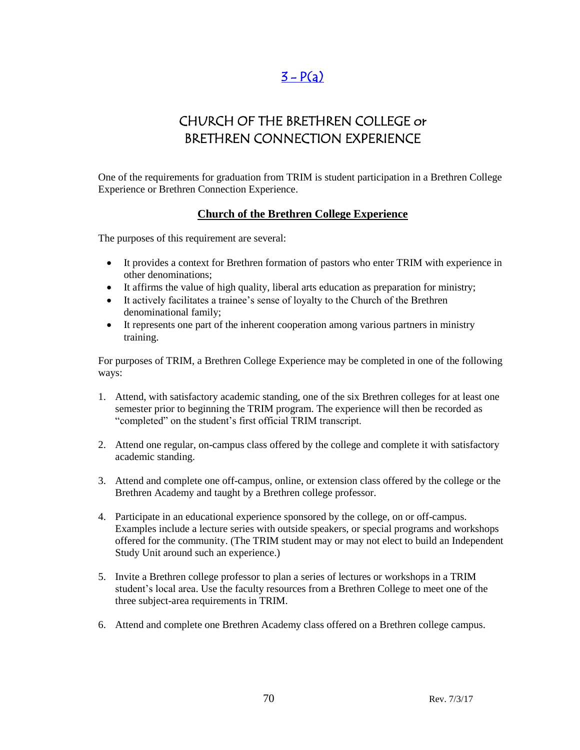# 3 - P(a)

## CHURCH OF THE BRETHREN COLLEGE or BRETHREN CONNECTION EXPERIENCE

One of the requirements for graduation from TRIM is student participation in a Brethren College Experience or Brethren Connection Experience.

### **Church of the Brethren College Experience**

The purposes of this requirement are several:

- It provides a context for Brethren formation of pastors who enter TRIM with experience in other denominations;
- It affirms the value of high quality, liberal arts education as preparation for ministry;
- It actively facilitates a trainee's sense of loyalty to the Church of the Brethren denominational family;
- It represents one part of the inherent cooperation among various partners in ministry training.

For purposes of TRIM, a Brethren College Experience may be completed in one of the following ways:

1. Attend, with satisfactory academic standing, one of the six Brethren colleges for at least one semester prior to beginning the TRIM program. The experience will then be recorded as "completed" on the student's first official TRIM transcript.

2. Attend one regular, on-campus class offered by the college and complete it with satisfactory academic standing.

3. Attend and complete one off-campus, online, or extension class offered by the college or the Brethren Academy and taught by a Brethren college professor.

4. Participate in an educational experience sponsored by the college, on or off-campus. Examples include a lecture series with outside speakers, or special programs and workshops offered for the community. (The TRIM student may or may not elect to build an Independent Study Unit around such an experience.)

5. Invite a Brethren college professor to plan a series of lectures or workshops in a TRIM student's local area. Use the faculty resources from a Brethren College to meet one of the three subject-area requirements in TRIM.

6. Attend and complete one Brethren Academy class offered on a Brethren college campus.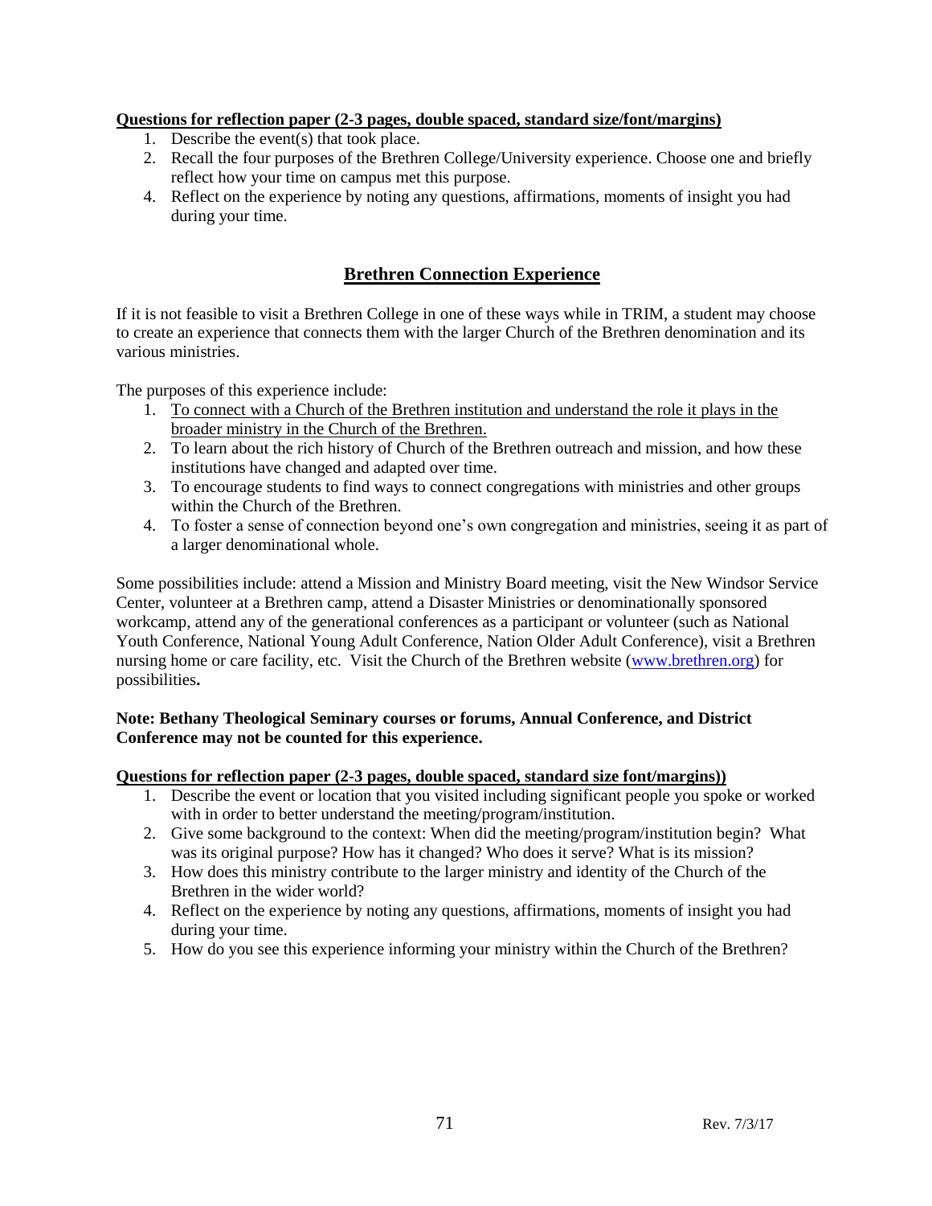**Questions for reflection paper (2-3 pages, double spaced, standard size/font/margins)**

1. Describe the event(s) that took place.
2. Recall the four purposes of the Brethren College/University experience. Choose one and briefly reflect how your time on campus met this purpose.
4. Reflect on the experience by noting any questions, affirmations, moments of insight you had during your time.

## Brethren Connection Experience

If it is not feasible to visit a Brethren College in one of these ways while in TRIM, a student may choose to create an experience that connects them with the larger Church of the Brethren denomination and its various ministries.

The purposes of this experience include:

1. To connect with a Church of the Brethren institution and understand the role it plays in the broader ministry in the Church of the Brethren.
2. To learn about the rich history of Church of the Brethren outreach and mission, and how these institutions have changed and adapted over time.
3. To encourage students to find ways to connect congregations with ministries and other groups within the Church of the Brethren.
4. To foster a sense of connection beyond one's own congregation and ministries, seeing it as part of a larger denominational whole.

Some possibilities include: attend a Mission and Ministry Board meeting, visit the New Windsor Service Center, volunteer at a Brethren camp, attend a Disaster Ministries or denominationally sponsored workcamp, attend any of the generational conferences as a participant or volunteer (such as National Youth Conference, National Young Adult Conference, Nation Older Adult Conference), visit a Brethren nursing home or care facility, etc. Visit the Church of the Brethren website (www.brethren.org) for possibilities**.**

**Note: Bethany Theological Seminary courses or forums, Annual Conference, and District Conference may not be counted for this experience.**

**Questions for reflection paper (2-3 pages, double spaced, standard size font/margins))**

1. Describe the event or location that you visited including significant people you spoke or worked with in order to better understand the meeting/program/institution.
2. Give some background to the context: When did the meeting/program/institution begin? What was its original purpose? How has it changed? Who does it serve? What is its mission?
3. How does this ministry contribute to the larger ministry and identity of the Church of the Brethren in the wider world?
4. Reflect on the experience by noting any questions, affirmations, moments of insight you had during your time.
5. How do you see this experience informing your ministry within the Church of the Brethren?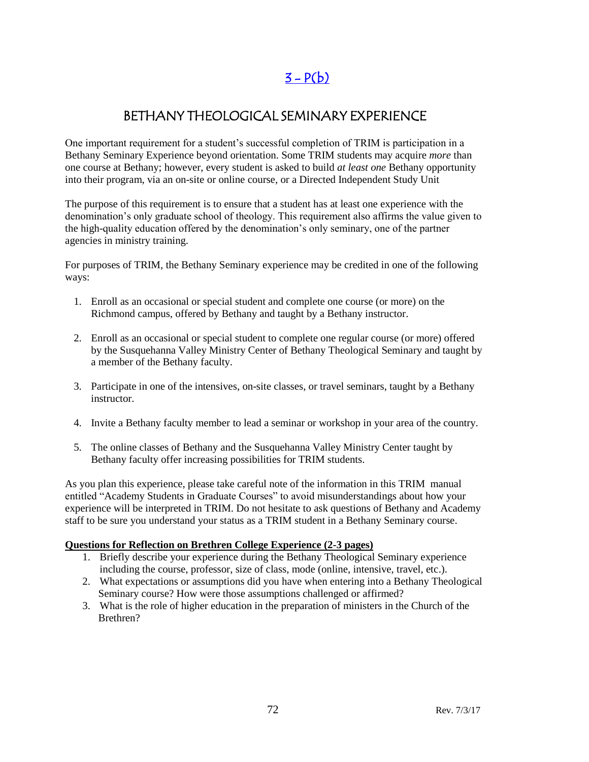# 3 – P(b)

## BETHANY THEOLOGICAL SEMINARY EXPERIENCE

One important requirement for a student's successful completion of TRIM is participation in a Bethany Seminary Experience beyond orientation. Some TRIM students may acquire *more* than one course at Bethany; however, every student is asked to build *at least one* Bethany opportunity into their program, via an on-site or online course, or a Directed Independent Study Unit

The purpose of this requirement is to ensure that a student has at least one experience with the denomination's only graduate school of theology. This requirement also affirms the value given to the high-quality education offered by the denomination's only seminary, one of the partner agencies in ministry training.

For purposes of TRIM, the Bethany Seminary experience may be credited in one of the following ways:

1. Enroll as an occasional or special student and complete one course (or more) on the Richmond campus, offered by Bethany and taught by a Bethany instructor.

2. Enroll as an occasional or special student to complete one regular course (or more) offered by the Susquehanna Valley Ministry Center of Bethany Theological Seminary and taught by a member of the Bethany faculty.

3. Participate in one of the intensives, on-site classes, or travel seminars, taught by a Bethany instructor.

4. Invite a Bethany faculty member to lead a seminar or workshop in your area of the country.

5. The online classes of Bethany and the Susquehanna Valley Ministry Center taught by Bethany faculty offer increasing possibilities for TRIM students.

As you plan this experience, please take careful note of the information in this TRIM manual entitled "Academy Students in Graduate Courses" to avoid misunderstandings about how your experience will be interpreted in TRIM. Do not hesitate to ask questions of Bethany and Academy staff to be sure you understand your status as a TRIM student in a Bethany Seminary course.

**Questions for Reflection on Brethren College Experience (2-3 pages)**

1. Briefly describe your experience during the Bethany Theological Seminary experience including the course, professor, size of class, mode (online, intensive, travel, etc.).
2. What expectations or assumptions did you have when entering into a Bethany Theological Seminary course? How were those assumptions challenged or affirmed?
3. What is the role of higher education in the preparation of ministers in the Church of the Brethren?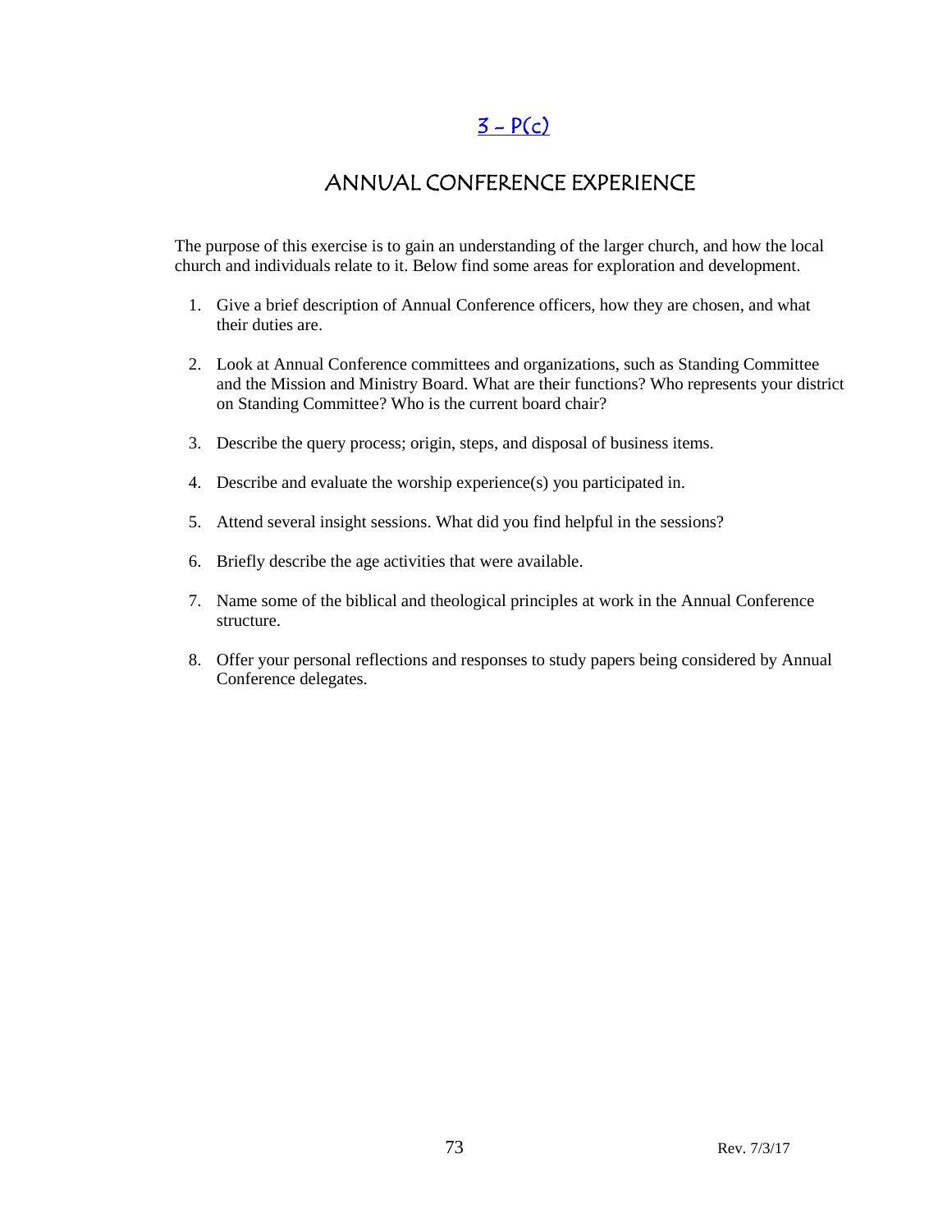# [3 – P(c)]

## ANNUAL CONFERENCE EXPERIENCE

The purpose of this exercise is to gain an understanding of the larger church, and how the local church and individuals relate to it. Below find some areas for exploration and development.

1. Give a brief description of Annual Conference officers, how they are chosen, and what their duties are.
2. Look at Annual Conference committees and organizations, such as Standing Committee and the Mission and Ministry Board. What are their functions? Who represents your district on Standing Committee? Who is the current board chair?
3. Describe the query process; origin, steps, and disposal of business items.
4. Describe and evaluate the worship experience(s) you participated in.
5. Attend several insight sessions. What did you find helpful in the sessions?
6. Briefly describe the age activities that were available.
7. Name some of the biblical and theological principles at work in the Annual Conference structure.
8. Offer your personal reflections and responses to study papers being considered by Annual Conference delegates.

Rev. 7/3/17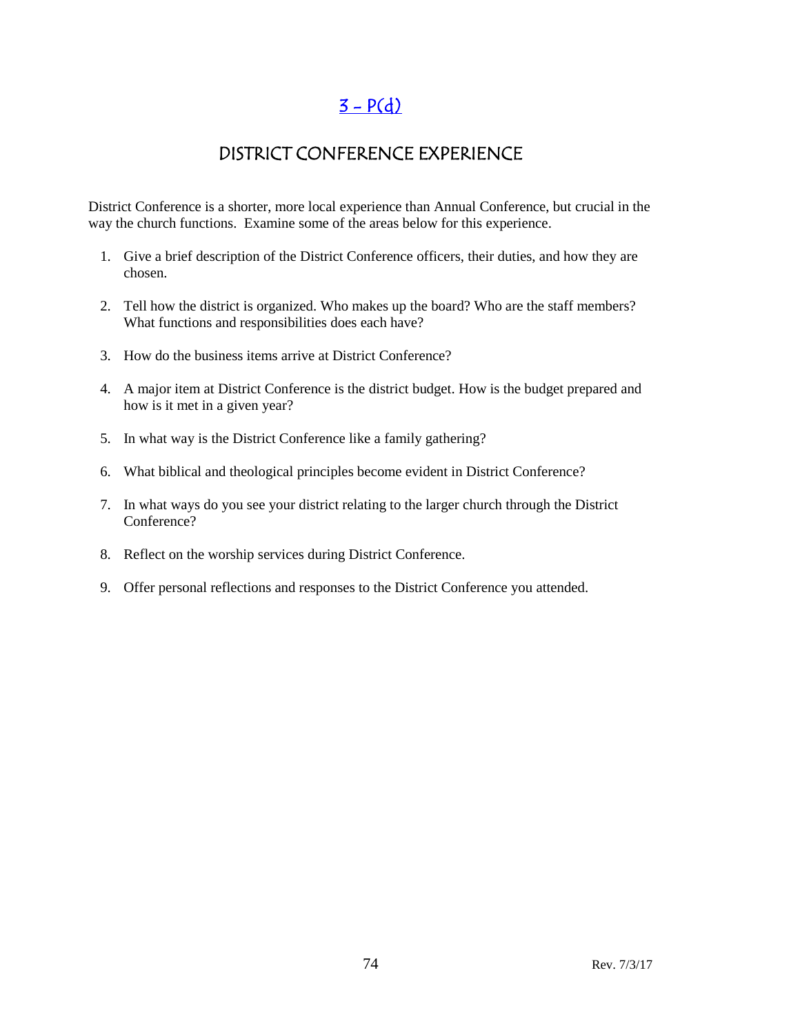# 3 - P(d)

## DISTRICT CONFERENCE EXPERIENCE

District Conference is a shorter, more local experience than Annual Conference, but crucial in the way the church functions. Examine some of the areas below for this experience.

1. Give a brief description of the District Conference officers, their duties, and how they are chosen.
2. Tell how the district is organized. Who makes up the board? Who are the staff members? What functions and responsibilities does each have?
3. How do the business items arrive at District Conference?
4. A major item at District Conference is the district budget. How is the budget prepared and how is it met in a given year?
5. In what way is the District Conference like a family gathering?
6. What biblical and theological principles become evident in District Conference?
7. In what ways do you see your district relating to the larger church through the District Conference?
8. Reflect on the worship services during District Conference.
9. Offer personal reflections and responses to the District Conference you attended.

Rev. 7/3/17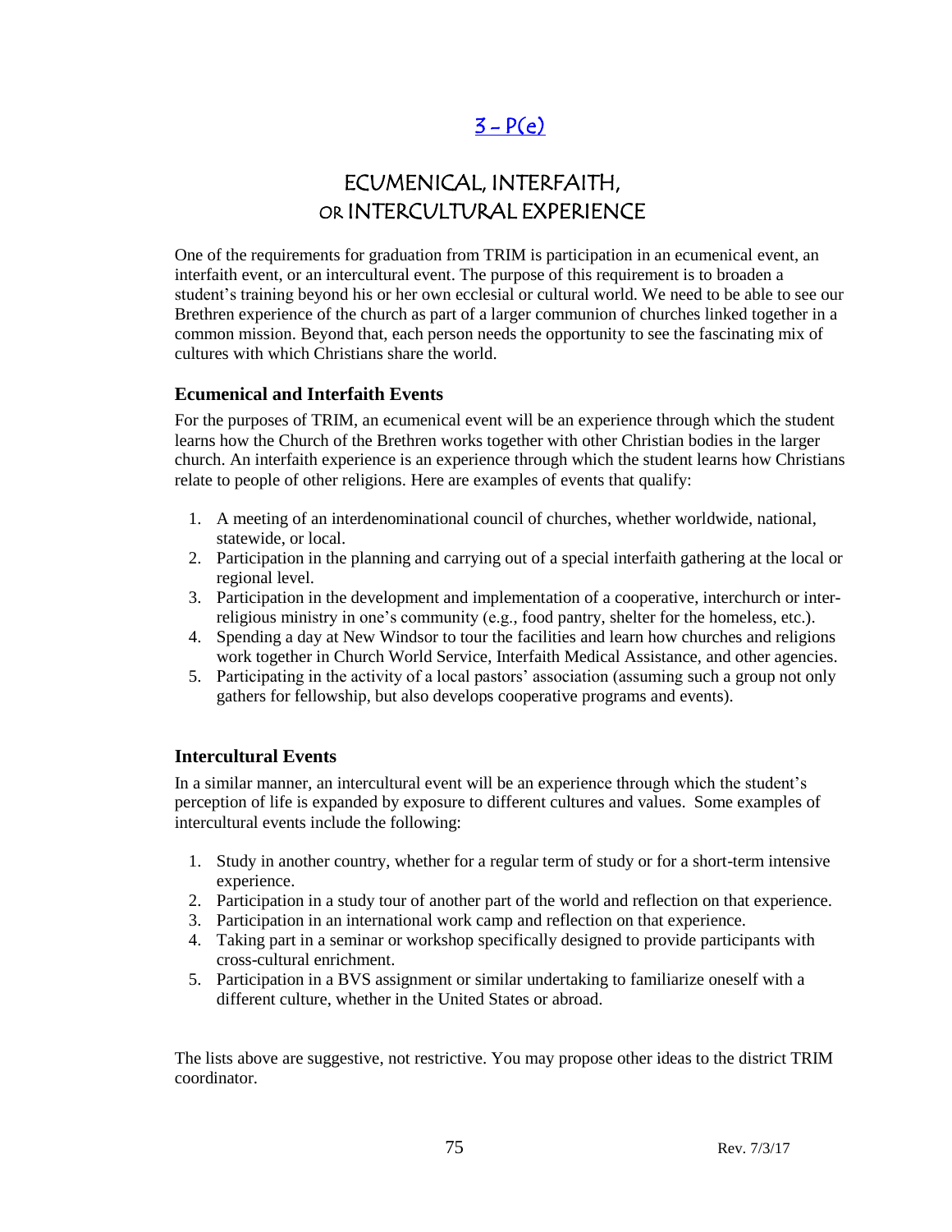[3 – P(e)]

# ECUMENICAL, INTERFAITH, OR INTERCULTURAL EXPERIENCE

One of the requirements for graduation from TRIM is participation in an ecumenical event, an interfaith event, or an intercultural event. The purpose of this requirement is to broaden a student's training beyond his or her own ecclesial or cultural world. We need to be able to see our Brethren experience of the church as part of a larger communion of churches linked together in a common mission. Beyond that, each person needs the opportunity to see the fascinating mix of cultures with which Christians share the world.

### Ecumenical and Interfaith Events

For the purposes of TRIM, an ecumenical event will be an experience through which the student learns how the Church of the Brethren works together with other Christian bodies in the larger church. An interfaith experience is an experience through which the student learns how Christians relate to people of other religions. Here are examples of events that qualify:

1. A meeting of an interdenominational council of churches, whether worldwide, national, statewide, or local.
2. Participation in the planning and carrying out of a special interfaith gathering at the local or regional level.
3. Participation in the development and implementation of a cooperative, interchurch or inter-religious ministry in one's community (e.g., food pantry, shelter for the homeless, etc.).
4. Spending a day at New Windsor to tour the facilities and learn how churches and religions work together in Church World Service, Interfaith Medical Assistance, and other agencies.
5. Participating in the activity of a local pastors' association (assuming such a group not only gathers for fellowship, but also develops cooperative programs and events).

### Intercultural Events

In a similar manner, an intercultural event will be an experience through which the student's perception of life is expanded by exposure to different cultures and values. Some examples of intercultural events include the following:

1. Study in another country, whether for a regular term of study or for a short-term intensive experience.
2. Participation in a study tour of another part of the world and reflection on that experience.
3. Participation in an international work camp and reflection on that experience.
4. Taking part in a seminar or workshop specifically designed to provide participants with cross-cultural enrichment.
5. Participation in a BVS assignment or similar undertaking to familiarize oneself with a different culture, whether in the United States or abroad.

The lists above are suggestive, not restrictive. You may propose other ideas to the district TRIM coordinator.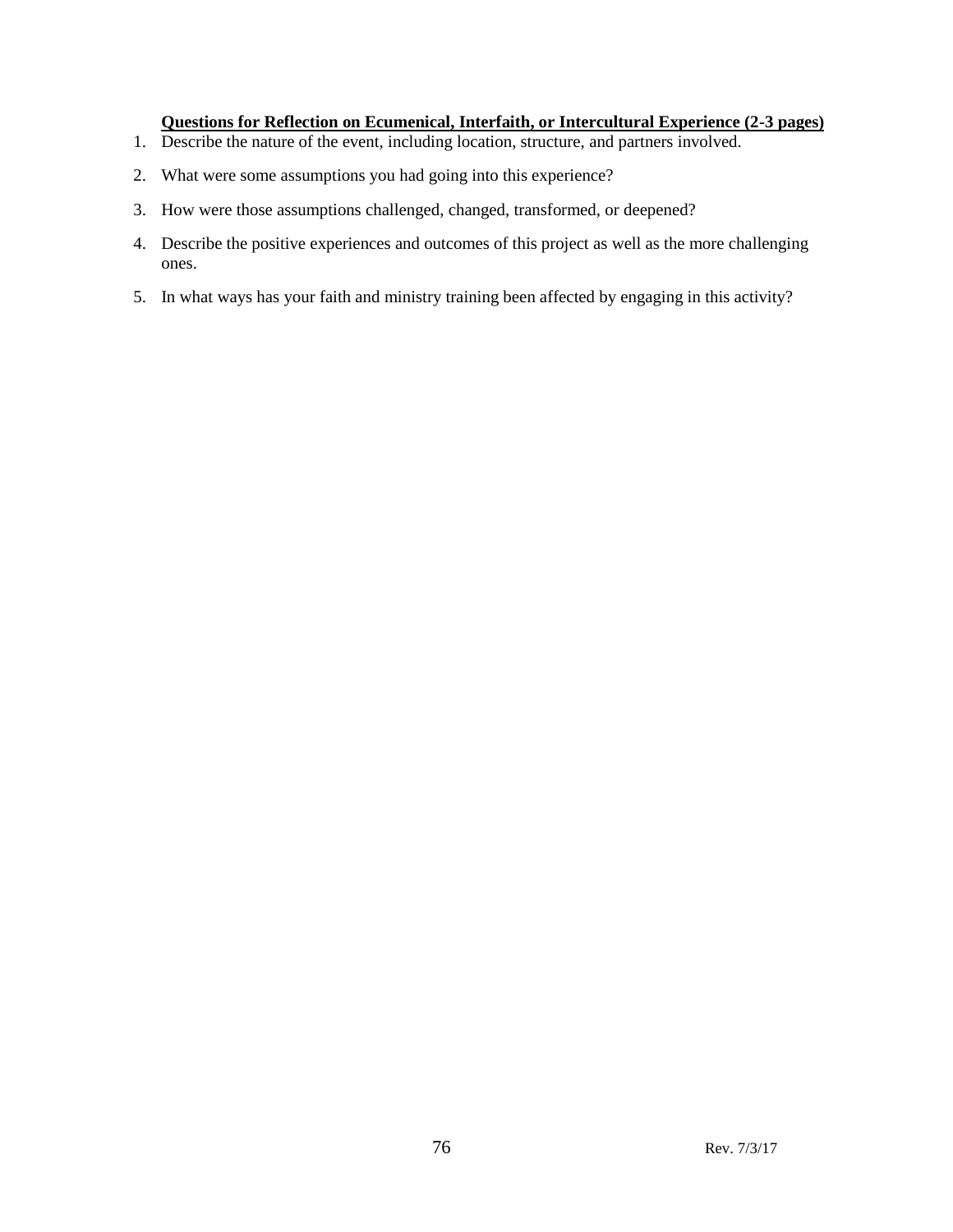**Questions for Reflection on Ecumenical, Interfaith, or Intercultural Experience (2-3 pages)**

1. Describe the nature of the event, including location, structure, and partners involved.
2. What were some assumptions you had going into this experience?
3. How were those assumptions challenged, changed, transformed, or deepened?
4. Describe the positive experiences and outcomes of this project as well as the more challenging ones.
5. In what ways has your faith and ministry training been affected by engaging in this activity?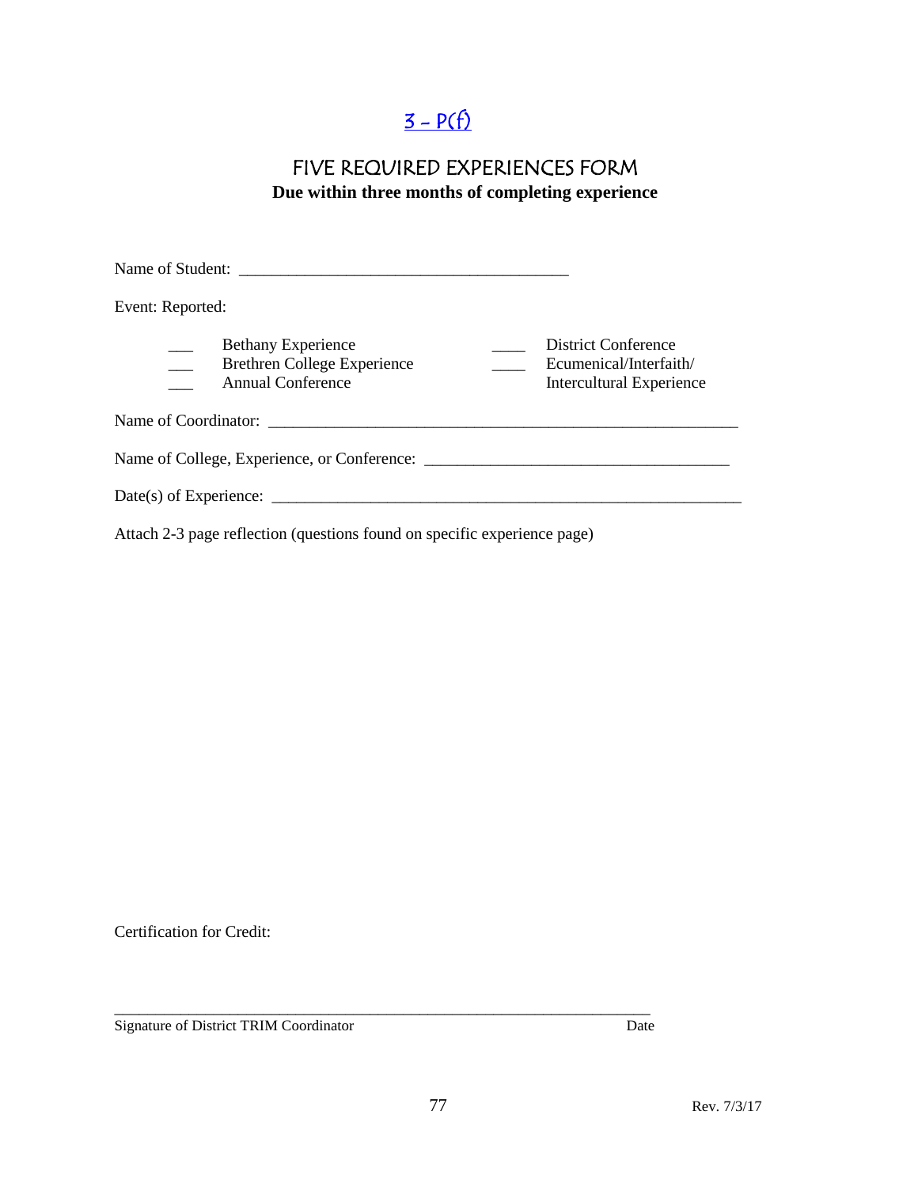# [3 - P(f)]

## FIVE REQUIRED EXPERIENCES FORM

**Due within three months of completing experience**

Name of Student: ________________________________________

Event: Reported:

___ Bethany Experience
___ Brethren College Experience
___ Annual Conference
____ District Conference
____ Ecumenical/Interfaith/ Intercultural Experience

Name of Coordinator: __________________________________________________________

Name of College, Experience, or Conference: _____________________________________

Date(s) of Experience: ___________________________________________________________

Attach 2-3 page reflection (questions found on specific experience page)

Certification for Credit:

_____________________________________________________________________

Signature of District TRIM Coordinator    Date

Rev. 7/3/17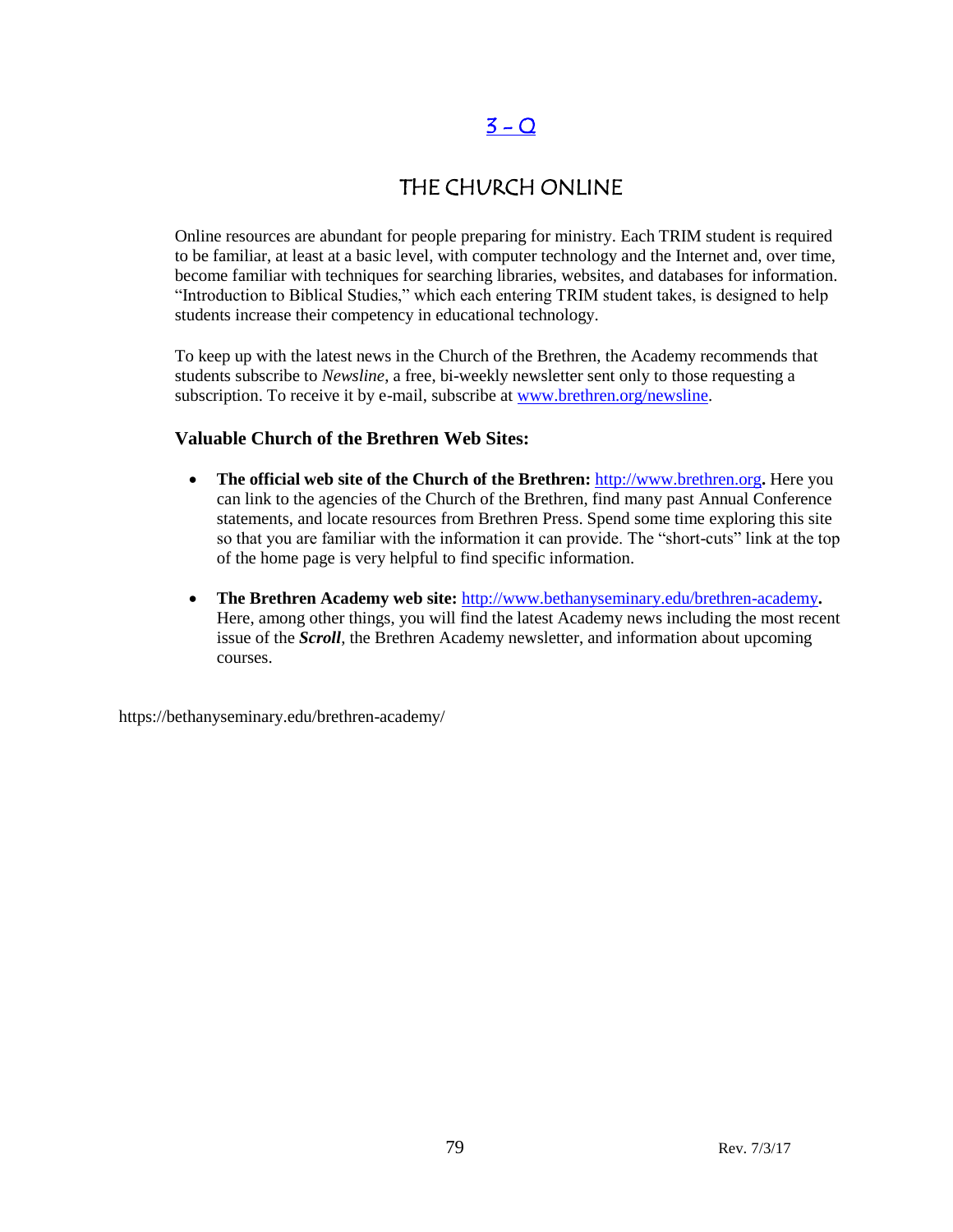# 3 - Q

## THE CHURCH ONLINE

Online resources are abundant for people preparing for ministry. Each TRIM student is required to be familiar, at least at a basic level, with computer technology and the Internet and, over time, become familiar with techniques for searching libraries, websites, and databases for information. "Introduction to Biblical Studies," which each entering TRIM student takes, is designed to help students increase their competency in educational technology.

To keep up with the latest news in the Church of the Brethren, the Academy recommends that students subscribe to *Newsline*, a free, bi-weekly newsletter sent only to those requesting a subscription. To receive it by e-mail, subscribe at www.brethren.org/newsline.

### Valuable Church of the Brethren Web Sites:

- **The official web site of the Church of the Brethren:** http://www.brethren.org**.** Here you can link to the agencies of the Church of the Brethren, find many past Annual Conference statements, and locate resources from Brethren Press. Spend some time exploring this site so that you are familiar with the information it can provide. The "short-cuts" link at the top of the home page is very helpful to find specific information.

- **The Brethren Academy web site:** http://www.bethanyseminary.edu/brethren-academy**.** Here, among other things, you will find the latest Academy news including the most recent issue of the ***Scroll***, the Brethren Academy newsletter, and information about upcoming courses.

https://bethanyseminary.edu/brethren-academy/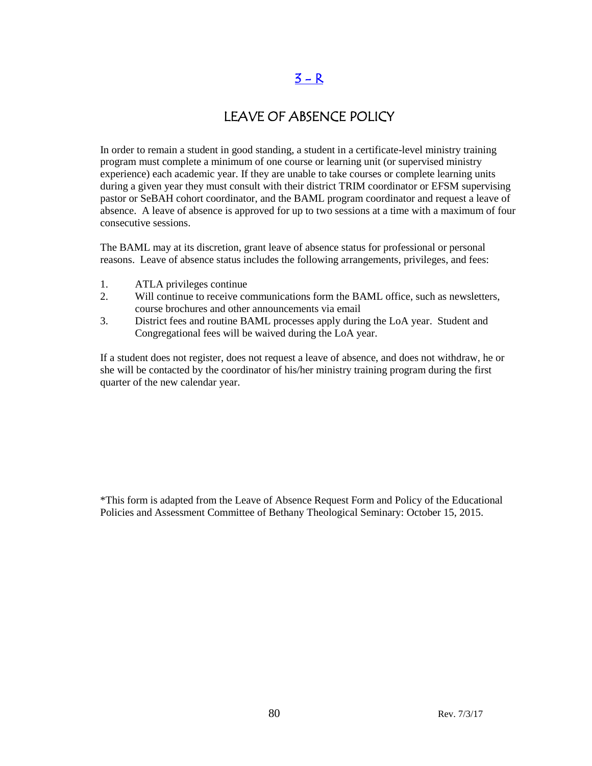# 3 – R

## LEAVE OF ABSENCE POLICY

In order to remain a student in good standing, a student in a certificate-level ministry training program must complete a minimum of one course or learning unit (or supervised ministry experience) each academic year. If they are unable to take courses or complete learning units during a given year they must consult with their district TRIM coordinator or EFSM supervising pastor or SeBAH cohort coordinator, and the BAML program coordinator and request a leave of absence. A leave of absence is approved for up to two sessions at a time with a maximum of four consecutive sessions.

The BAML may at its discretion, grant leave of absence status for professional or personal reasons. Leave of absence status includes the following arrangements, privileges, and fees:

1. ATLA privileges continue
2. Will continue to receive communications form the BAML office, such as newsletters, course brochures and other announcements via email
3. District fees and routine BAML processes apply during the LoA year. Student and Congregational fees will be waived during the LoA year.

If a student does not register, does not request a leave of absence, and does not withdraw, he or she will be contacted by the coordinator of his/her ministry training program during the first quarter of the new calendar year.

*This form is adapted from the Leave of Absence Request Form and Policy of the Educational Policies and Assessment Committee of Bethany Theological Seminary: October 15, 2015.

Rev. 7/3/17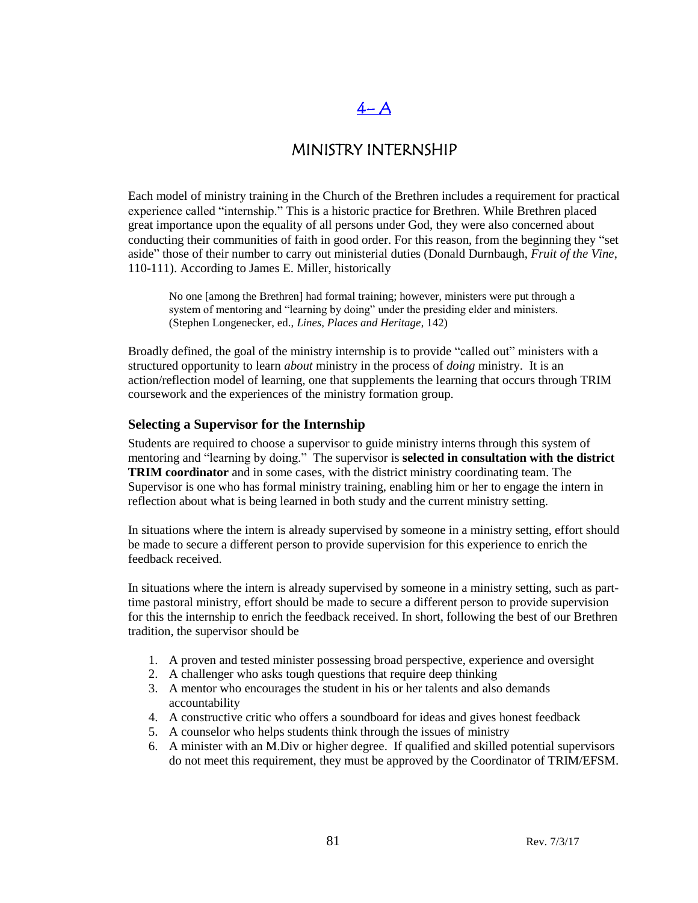# [4- A]

## MINISTRY INTERNSHIP

Each model of ministry training in the Church of the Brethren includes a requirement for practical experience called "internship." This is a historic practice for Brethren. While Brethren placed great importance upon the equality of all persons under God, they were also concerned about conducting their communities of faith in good order. For this reason, from the beginning they "set aside" those of their number to carry out ministerial duties (Donald Durnbaugh, *Fruit of the Vine*, 110-111). According to James E. Miller, historically

> No one [among the Brethren] had formal training; however, ministers were put through a system of mentoring and "learning by doing" under the presiding elder and ministers. (Stephen Longenecker, ed., *Lines, Places and Heritage*, 142)

Broadly defined, the goal of the ministry internship is to provide "called out" ministers with a structured opportunity to learn *about* ministry in the process of *doing* ministry. It is an action/reflection model of learning, one that supplements the learning that occurs through TRIM coursework and the experiences of the ministry formation group.

### Selecting a Supervisor for the Internship

Students are required to choose a supervisor to guide ministry interns through this system of mentoring and "learning by doing." The supervisor is **selected in consultation with the district TRIM coordinator** and in some cases, with the district ministry coordinating team. The Supervisor is one who has formal ministry training, enabling him or her to engage the intern in reflection about what is being learned in both study and the current ministry setting.

In situations where the intern is already supervised by someone in a ministry setting, effort should be made to secure a different person to provide supervision for this experience to enrich the feedback received.

In situations where the intern is already supervised by someone in a ministry setting, such as part-time pastoral ministry, effort should be made to secure a different person to provide supervision for this the internship to enrich the feedback received. In short, following the best of our Brethren tradition, the supervisor should be

1. A proven and tested minister possessing broad perspective, experience and oversight
2. A challenger who asks tough questions that require deep thinking
3. A mentor who encourages the student in his or her talents and also demands accountability
4. A constructive critic who offers a soundboard for ideas and gives honest feedback
5. A counselor who helps students think through the issues of ministry
6. A minister with an M.Div or higher degree. If qualified and skilled potential supervisors do not meet this requirement, they must be approved by the Coordinator of TRIM/EFSM.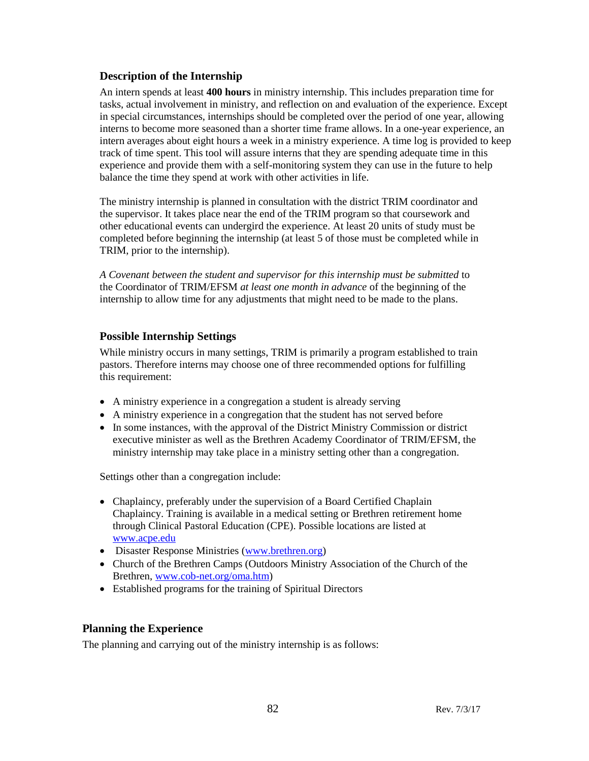### Description of the Internship

An intern spends at least **400 hours** in ministry internship. This includes preparation time for tasks, actual involvement in ministry, and reflection on and evaluation of the experience. Except in special circumstances, internships should be completed over the period of one year, allowing interns to become more seasoned than a shorter time frame allows. In a one-year experience, an intern averages about eight hours a week in a ministry experience. A time log is provided to keep track of time spent. This tool will assure interns that they are spending adequate time in this experience and provide them with a self-monitoring system they can use in the future to help balance the time they spend at work with other activities in life.

The ministry internship is planned in consultation with the district TRIM coordinator and the supervisor. It takes place near the end of the TRIM program so that coursework and other educational events can undergird the experience. At least 20 units of study must be completed before beginning the internship (at least 5 of those must be completed while in TRIM, prior to the internship).

*A Covenant between the student and supervisor for this internship must be submitted* to the Coordinator of TRIM/EFSM *at least one month in advance* of the beginning of the internship to allow time for any adjustments that might need to be made to the plans.

### Possible Internship Settings

While ministry occurs in many settings, TRIM is primarily a program established to train pastors. Therefore interns may choose one of three recommended options for fulfilling this requirement:

- A ministry experience in a congregation a student is already serving
- A ministry experience in a congregation that the student has not served before
- In some instances, with the approval of the District Ministry Commission or district executive minister as well as the Brethren Academy Coordinator of TRIM/EFSM, the ministry internship may take place in a ministry setting other than a congregation.

Settings other than a congregation include:

- Chaplaincy, preferably under the supervision of a Board Certified Chaplain Chaplaincy. Training is available in a medical setting or Brethren retirement home through Clinical Pastoral Education (CPE). Possible locations are listed at www.acpe.edu
- Disaster Response Ministries (www.brethren.org)
- Church of the Brethren Camps (Outdoors Ministry Association of the Church of the Brethren, www.cob-net.org/oma.htm)
- Established programs for the training of Spiritual Directors

### Planning the Experience

The planning and carrying out of the ministry internship is as follows: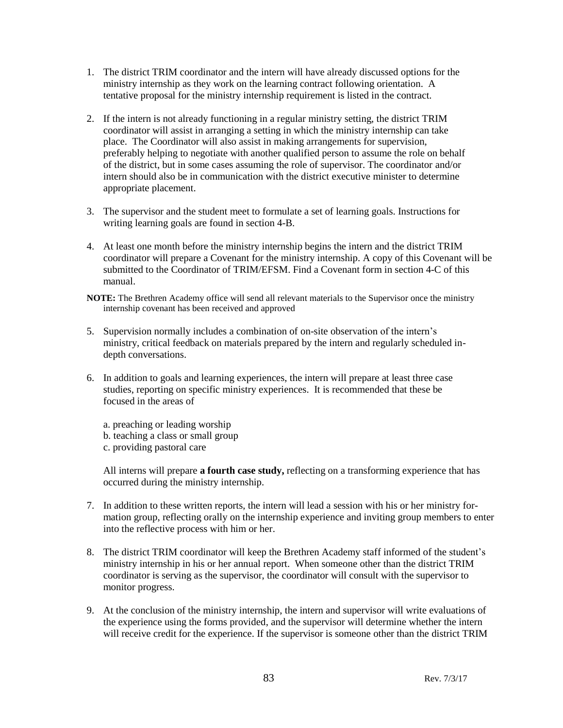1. The district TRIM coordinator and the intern will have already discussed options for the ministry internship as they work on the learning contract following orientation. A tentative proposal for the ministry internship requirement is listed in the contract.

2. If the intern is not already functioning in a regular ministry setting, the district TRIM coordinator will assist in arranging a setting in which the ministry internship can take place. The Coordinator will also assist in making arrangements for supervision, preferably helping to negotiate with another qualified person to assume the role on behalf of the district, but in some cases assuming the role of supervisor. The coordinator and/or intern should also be in communication with the district executive minister to determine appropriate placement.

3. The supervisor and the student meet to formulate a set of learning goals. Instructions for writing learning goals are found in section 4-B.

4. At least one month before the ministry internship begins the intern and the district TRIM coordinator will prepare a Covenant for the ministry internship. A copy of this Covenant will be submitted to the Coordinator of TRIM/EFSM. Find a Covenant form in section 4-C of this manual.

**NOTE:** The Brethren Academy office will send all relevant materials to the Supervisor once the ministry internship covenant has been received and approved

5. Supervision normally includes a combination of on-site observation of the intern's ministry, critical feedback on materials prepared by the intern and regularly scheduled in-depth conversations.

6. In addition to goals and learning experiences, the intern will prepare at least three case studies, reporting on specific ministry experiences. It is recommended that these be focused in the areas of

   a. preaching or leading worship
   b. teaching a class or small group
   c. providing pastoral care

   All interns will prepare **a fourth case study,** reflecting on a transforming experience that has occurred during the ministry internship.

7. In addition to these written reports, the intern will lead a session with his or her ministry formation group, reflecting orally on the internship experience and inviting group members to enter into the reflective process with him or her.

8. The district TRIM coordinator will keep the Brethren Academy staff informed of the student's ministry internship in his or her annual report. When someone other than the district TRIM coordinator is serving as the supervisor, the coordinator will consult with the supervisor to monitor progress.

9. At the conclusion of the ministry internship, the intern and supervisor will write evaluations of the experience using the forms provided, and the supervisor will determine whether the intern will receive credit for the experience. If the supervisor is someone other than the district TRIM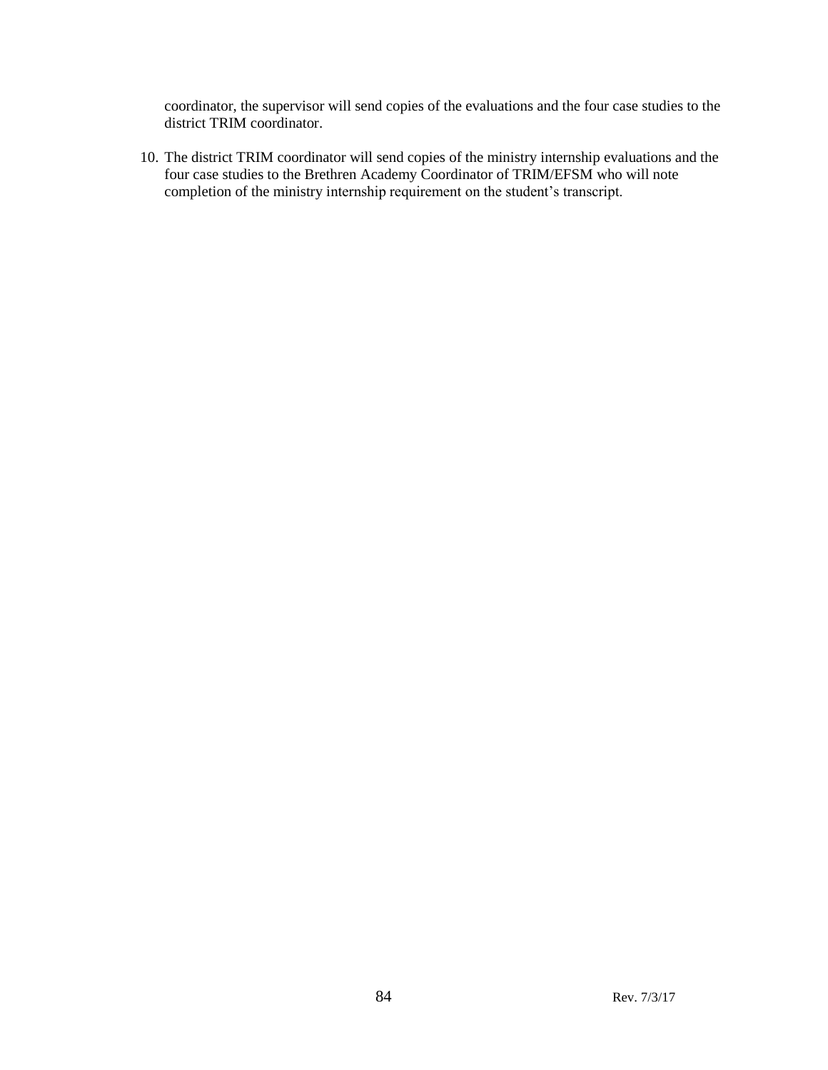coordinator, the supervisor will send copies of the evaluations and the four case studies to the district TRIM coordinator.

10. The district TRIM coordinator will send copies of the ministry internship evaluations and the four case studies to the Brethren Academy Coordinator of TRIM/EFSM who will note completion of the ministry internship requirement on the student's transcript.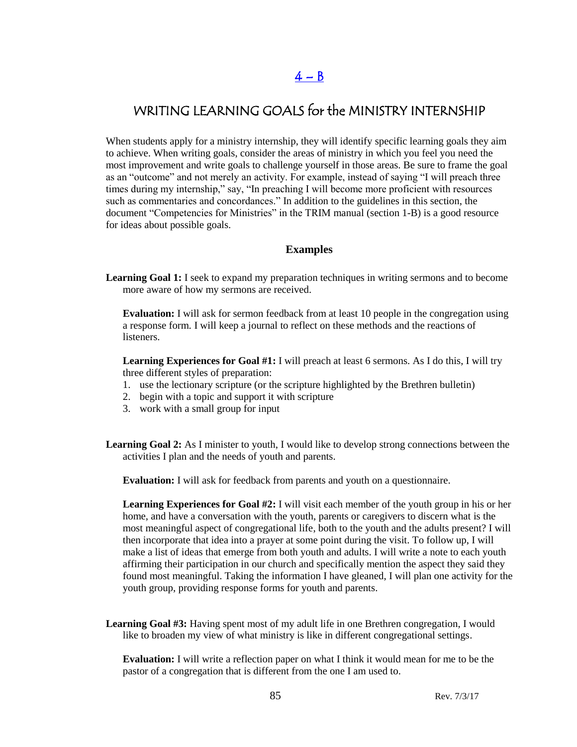## 4 – B

# WRITING LEARNING GOALS for the MINISTRY INTERNSHIP

When students apply for a ministry internship, they will identify specific learning goals they aim to achieve. When writing goals, consider the areas of ministry in which you feel you need the most improvement and write goals to challenge yourself in those areas. Be sure to frame the goal as an "outcome" and not merely an activity. For example, instead of saying "I will preach three times during my internship," say, "In preaching I will become more proficient with resources such as commentaries and concordances." In addition to the guidelines in this section, the document "Competencies for Ministries" in the TRIM manual (section 1-B) is a good resource for ideas about possible goals.

### Examples

**Learning Goal 1:** I seek to expand my preparation techniques in writing sermons and to become more aware of how my sermons are received.

**Evaluation:** I will ask for sermon feedback from at least 10 people in the congregation using a response form. I will keep a journal to reflect on these methods and the reactions of listeners.

**Learning Experiences for Goal #1:** I will preach at least 6 sermons. As I do this, I will try three different styles of preparation:

1. use the lectionary scripture (or the scripture highlighted by the Brethren bulletin)
2. begin with a topic and support it with scripture
3. work with a small group for input

**Learning Goal 2:** As I minister to youth, I would like to develop strong connections between the activities I plan and the needs of youth and parents.

**Evaluation:** I will ask for feedback from parents and youth on a questionnaire.

**Learning Experiences for Goal #2:** I will visit each member of the youth group in his or her home, and have a conversation with the youth, parents or caregivers to discern what is the most meaningful aspect of congregational life, both to the youth and the adults present? I will then incorporate that idea into a prayer at some point during the visit. To follow up, I will make a list of ideas that emerge from both youth and adults. I will write a note to each youth affirming their participation in our church and specifically mention the aspect they said they found most meaningful. Taking the information I have gleaned, I will plan one activity for the youth group, providing response forms for youth and parents.

**Learning Goal #3:** Having spent most of my adult life in one Brethren congregation, I would like to broaden my view of what ministry is like in different congregational settings.

**Evaluation:** I will write a reflection paper on what I think it would mean for me to be the pastor of a congregation that is different from the one I am used to.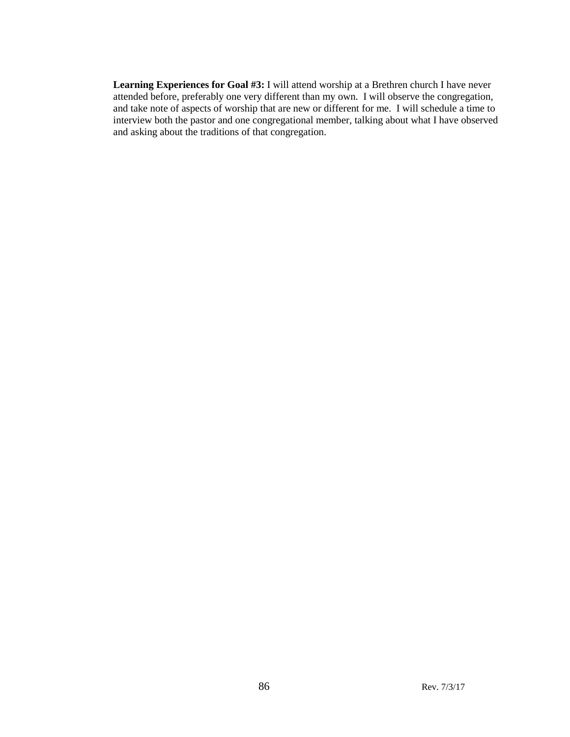**Learning Experiences for Goal #3:** I will attend worship at a Brethren church I have never attended before, preferably one very different than my own. I will observe the congregation, and take note of aspects of worship that are new or different for me. I will schedule a time to interview both the pastor and one congregational member, talking about what I have observed and asking about the traditions of that congregation.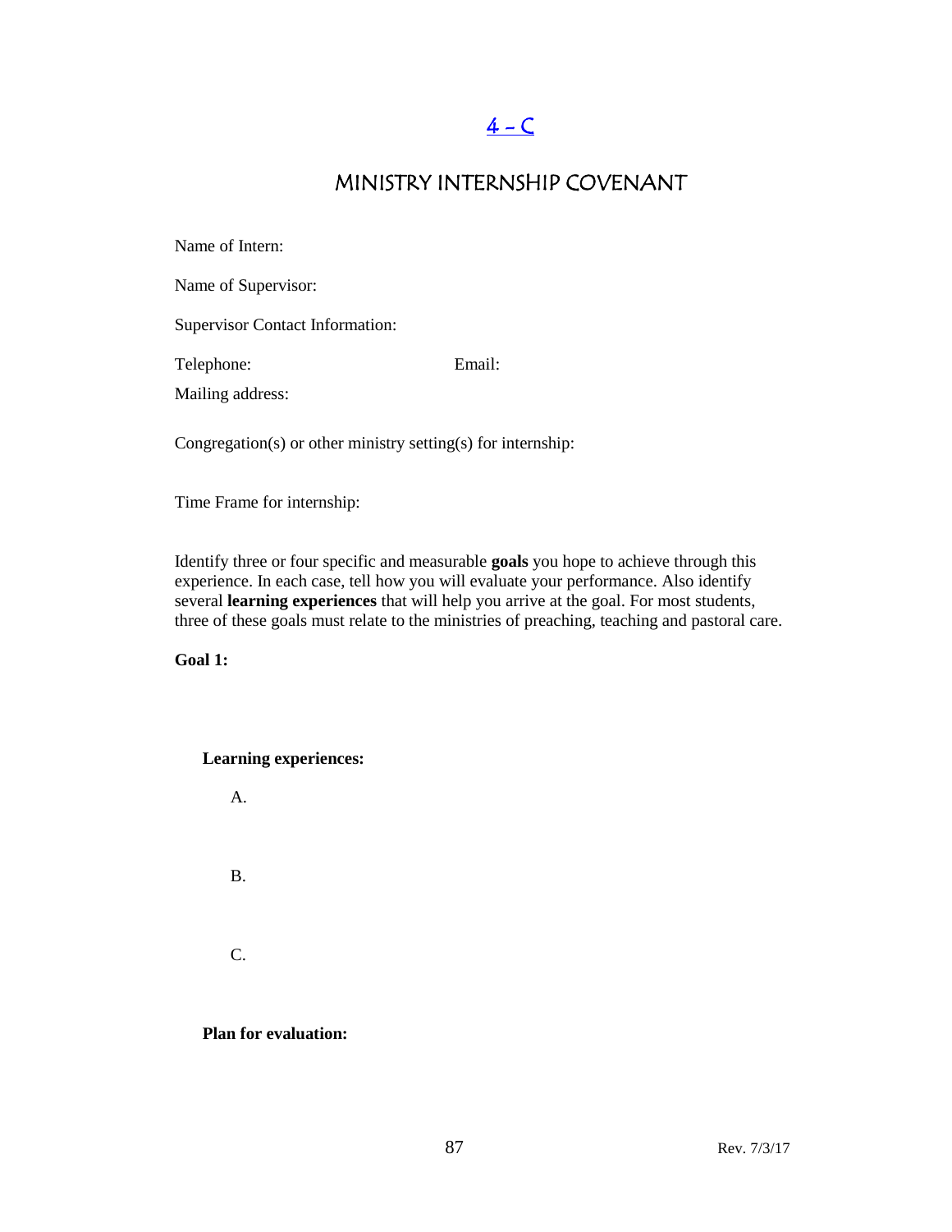# 4 – C

## MINISTRY INTERNSHIP COVENANT

Name of Intern:

Name of Supervisor:

Supervisor Contact Information:

Telephone: Email:

Mailing address:

Congregation(s) or other ministry setting(s) for internship:

Time Frame for internship:

Identify three or four specific and measurable **goals** you hope to achieve through this experience. In each case, tell how you will evaluate your performance. Also identify several **learning experiences** that will help you arrive at the goal. For most students, three of these goals must relate to the ministries of preaching, teaching and pastoral care.

**Goal 1:**

**Learning experiences:**

A.

B.

C.

**Plan for evaluation:**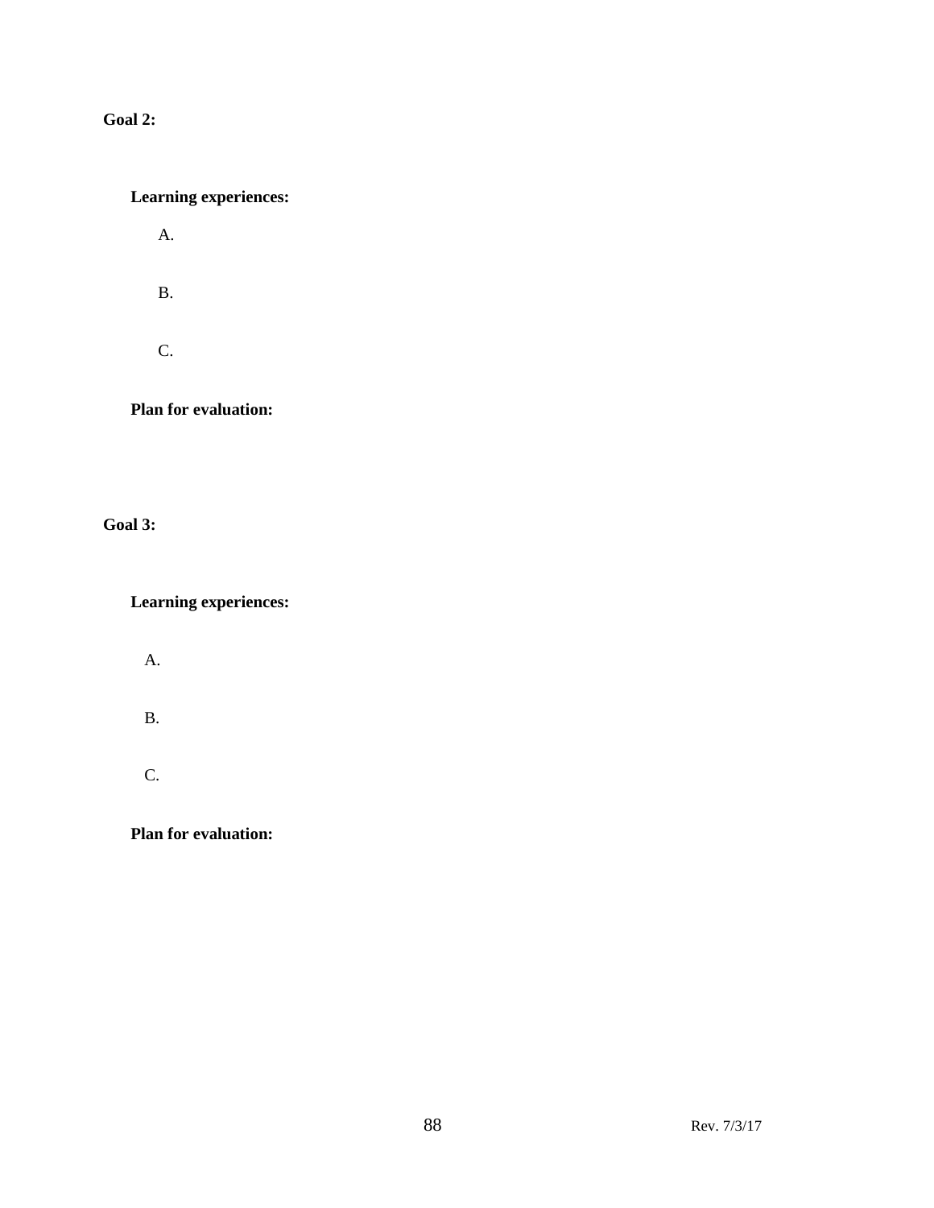**Goal 2:**

**Learning experiences:**

A.

B.

C.

**Plan for evaluation:**

**Goal 3:**

**Learning experiences:**

A.

B.

C.

**Plan for evaluation:**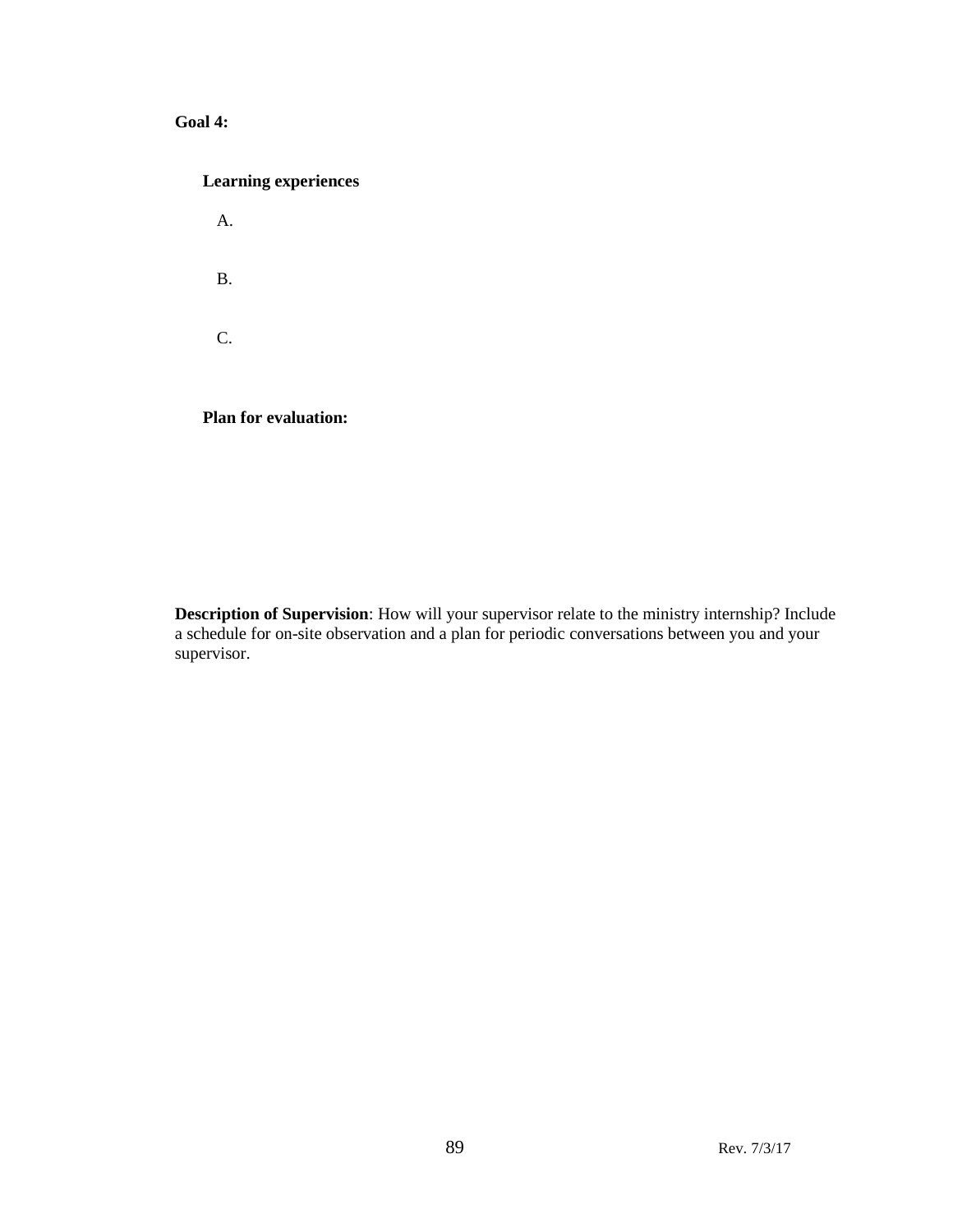**Goal 4:**

**Learning experiences**

A.

B.

C.

**Plan for evaluation:**

**Description of Supervision**: How will your supervisor relate to the ministry internship? Include a schedule for on-site observation and a plan for periodic conversations between you and your supervisor.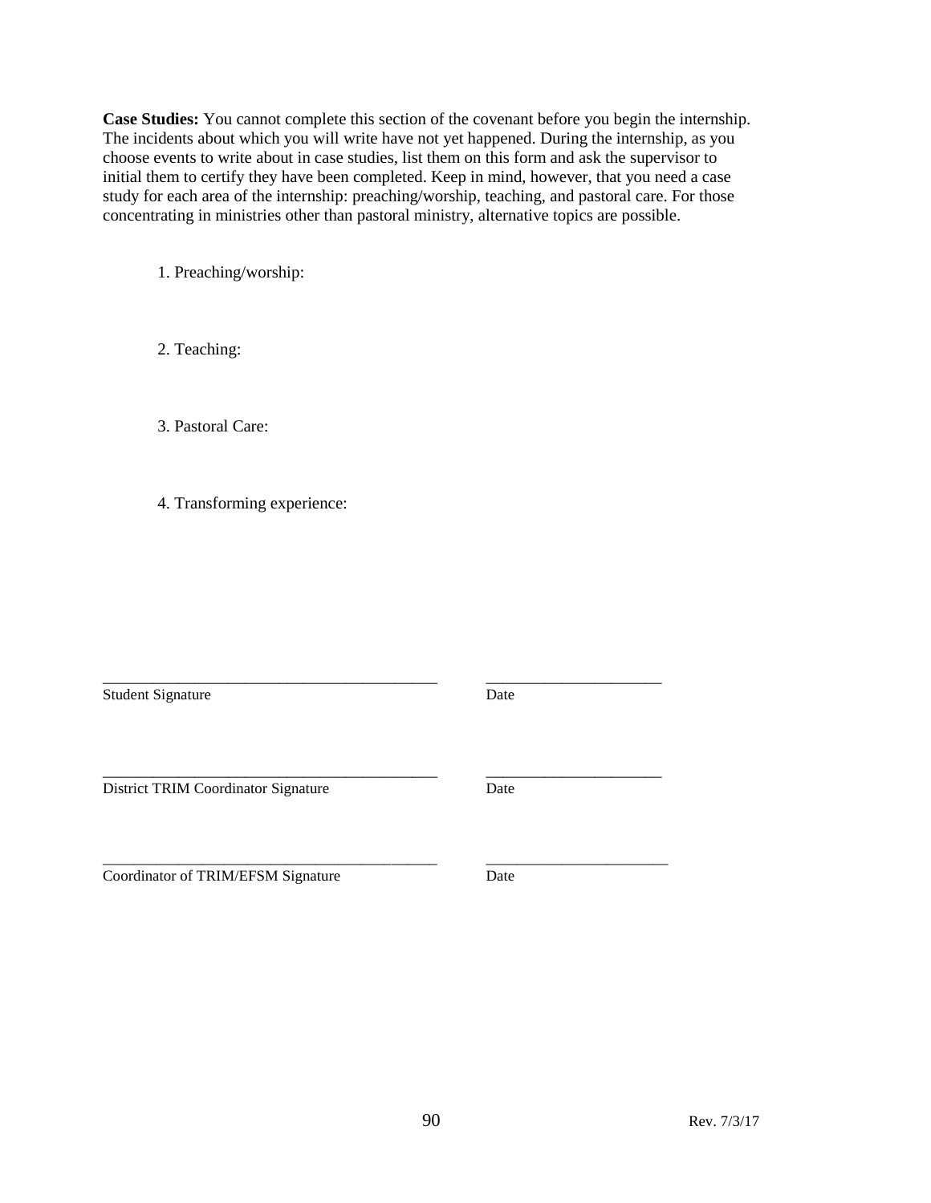**Case Studies:** You cannot complete this section of the covenant before you begin the internship. The incidents about which you will write have not yet happened. During the internship, as you choose events to write about in case studies, list them on this form and ask the supervisor to initial them to certify they have been completed. Keep in mind, however, that you need a case study for each area of the internship: preaching/worship, teaching, and pastoral care. For those concentrating in ministries other than pastoral ministry, alternative topics are possible.

1. Preaching/worship:

2. Teaching:

3. Pastoral Care:

4. Transforming experience:

\_\_\_\_\_\_\_\_\_\_\_\_\_\_\_\_\_\_\_\_\_\_\_\_\_\_\_\_\_\_\_\_\_\_\_\_\_\_\_\_\_\_\_\_ \_\_\_\_\_\_\_\_\_\_\_\_\_\_\_\_\_\_\_\_\_\_\_
Student Signature Date

\_\_\_\_\_\_\_\_\_\_\_\_\_\_\_\_\_\_\_\_\_\_\_\_\_\_\_\_\_\_\_\_\_\_\_\_\_\_\_\_\_\_\_\_ \_\_\_\_\_\_\_\_\_\_\_\_\_\_\_\_\_\_\_\_\_\_\_
District TRIM Coordinator Signature Date

\_\_\_\_\_\_\_\_\_\_\_\_\_\_\_\_\_\_\_\_\_\_\_\_\_\_\_\_\_\_\_\_\_\_\_\_\_\_\_\_\_\_\_\_ \_\_\_\_\_\_\_\_\_\_\_\_\_\_\_\_\_\_\_\_\_\_\_\_
Coordinator of TRIM/EFSM Signature Date

Rev. 7/3/17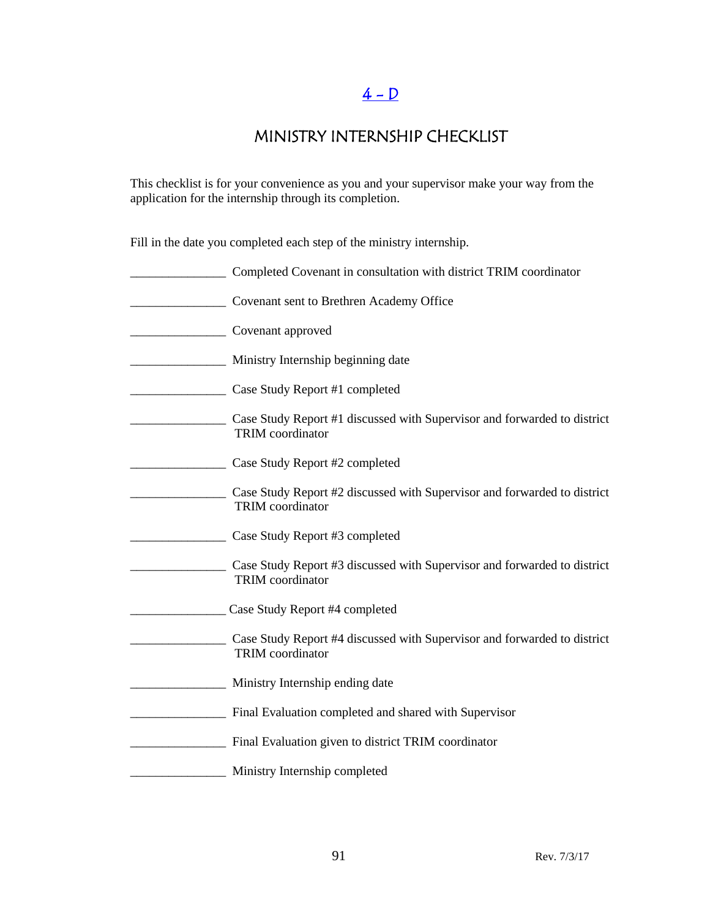# 4 – D

## MINISTRY INTERNSHIP CHECKLIST

This checklist is for your convenience as you and your supervisor make your way from the application for the internship through its completion.

Fill in the date you completed each step of the ministry internship.

_______________ Completed Covenant in consultation with district TRIM coordinator

_______________ Covenant sent to Brethren Academy Office

_______________ Covenant approved

_______________ Ministry Internship beginning date

_______________ Case Study Report #1 completed

_______________ Case Study Report #1 discussed with Supervisor and forwarded to district TRIM coordinator

_______________ Case Study Report #2 completed

_______________ Case Study Report #2 discussed with Supervisor and forwarded to district TRIM coordinator

_______________ Case Study Report #3 completed

_______________ Case Study Report #3 discussed with Supervisor and forwarded to district TRIM coordinator

_______________ Case Study Report #4 completed

_______________ Case Study Report #4 discussed with Supervisor and forwarded to district TRIM coordinator

_______________ Ministry Internship ending date

_______________ Final Evaluation completed and shared with Supervisor

_______________ Final Evaluation given to district TRIM coordinator

_______________ Ministry Internship completed

Rev. 7/3/17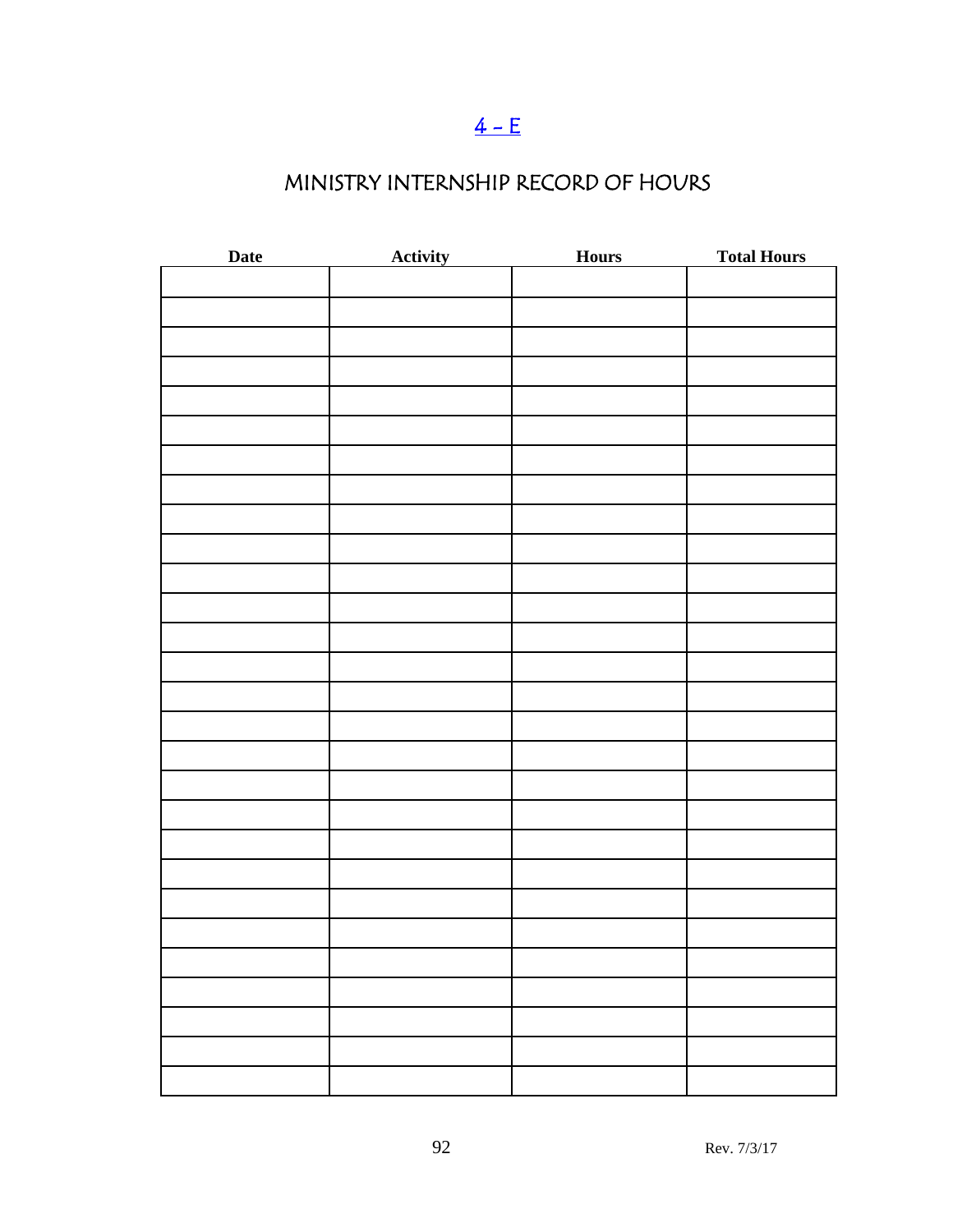[4 - E]

# MINISTRY INTERNSHIP RECORD OF HOURS

| Date | Activity | Hours | Total Hours |
|---|---|---|---|
| | | | |
| | | | |
| | | | |
| | | | |
| | | | |
| | | | |
| | | | |
| | | | |
| | | | |
| | | | |
| | | | |
| | | | |
| | | | |
| | | | |
| | | | |
| | | | |
| | | | |
| | | | |
| | | | |
| | | | |
| | | | |
| | | | |
| | | | |
| | | | |
| | | | |
| | | | |
| | | | |
| | | | |

Rev. 7/3/17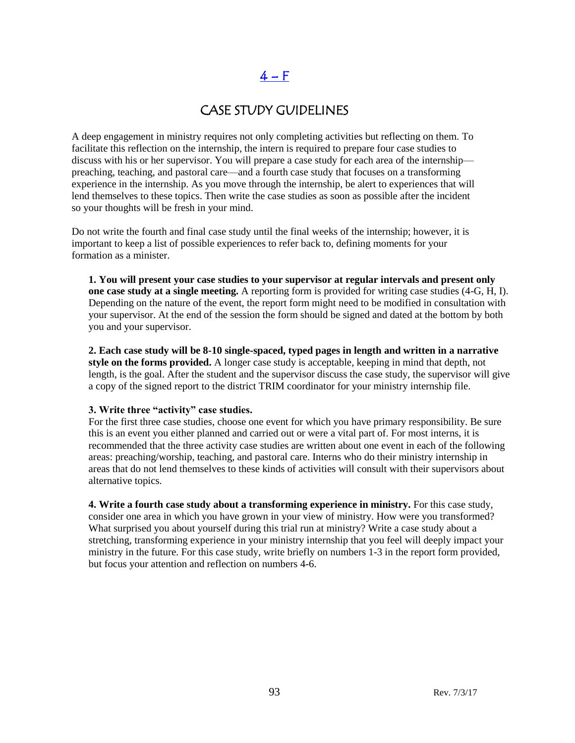# 4 – F

## CASE STUDY GUIDELINES

A deep engagement in ministry requires not only completing activities but reflecting on them. To facilitate this reflection on the internship, the intern is required to prepare four case studies to discuss with his or her supervisor. You will prepare a case study for each area of the internship—preaching, teaching, and pastoral care—and a fourth case study that focuses on a transforming experience in the internship. As you move through the internship, be alert to experiences that will lend themselves to these topics. Then write the case studies as soon as possible after the incident so your thoughts will be fresh in your mind.

Do not write the fourth and final case study until the final weeks of the internship; however, it is important to keep a list of possible experiences to refer back to, defining moments for your formation as a minister.

**1. You will present your case studies to your supervisor at regular intervals and present only one case study at a single meeting.** A reporting form is provided for writing case studies (4-G, H, I). Depending on the nature of the event, the report form might need to be modified in consultation with your supervisor. At the end of the session the form should be signed and dated at the bottom by both you and your supervisor.

**2. Each case study will be 8-10 single-spaced, typed pages in length and written in a narrative style on the forms provided.** A longer case study is acceptable, keeping in mind that depth, not length, is the goal. After the student and the supervisor discuss the case study, the supervisor will give a copy of the signed report to the district TRIM coordinator for your ministry internship file.

**3. Write three "activity" case studies.**
For the first three case studies, choose one event for which you have primary responsibility. Be sure this is an event you either planned and carried out or were a vital part of. For most interns, it is recommended that the three activity case studies are written about one event in each of the following areas: preaching/worship, teaching, and pastoral care. Interns who do their ministry internship in areas that do not lend themselves to these kinds of activities will consult with their supervisors about alternative topics.

**4. Write a fourth case study about a transforming experience in ministry.** For this case study, consider one area in which you have grown in your view of ministry. How were you transformed? What surprised you about yourself during this trial run at ministry? Write a case study about a stretching, transforming experience in your ministry internship that you feel will deeply impact your ministry in the future. For this case study, write briefly on numbers 1-3 in the report form provided, but focus your attention and reflection on numbers 4-6.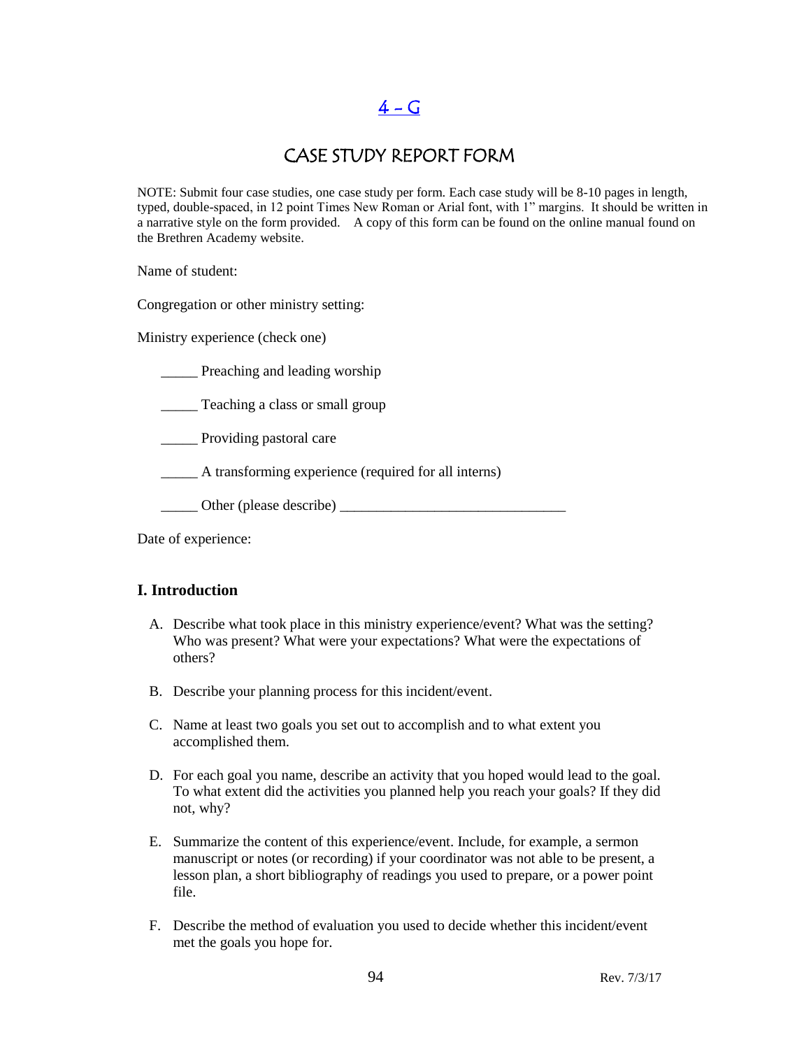# 4 – G

## CASE STUDY REPORT FORM

NOTE: Submit four case studies, one case study per form. Each case study will be 8-10 pages in length, typed, double-spaced, in 12 point Times New Roman or Arial font, with 1" margins. It should be written in a narrative style on the form provided. A copy of this form can be found on the online manual found on the Brethren Academy website.

Name of student:

Congregation or other ministry setting:

Ministry experience (check one)

_____ Preaching and leading worship

_____ Teaching a class or small group

_____ Providing pastoral care

_____ A transforming experience (required for all interns)

_____ Other (please describe) _______________________________

Date of experience:

### I. Introduction

A. Describe what took place in this ministry experience/event? What was the setting? Who was present? What were your expectations? What were the expectations of others?

B. Describe your planning process for this incident/event.

C. Name at least two goals you set out to accomplish and to what extent you accomplished them.

D. For each goal you name, describe an activity that you hoped would lead to the goal. To what extent did the activities you planned help you reach your goals? If they did not, why?

E. Summarize the content of this experience/event. Include, for example, a sermon manuscript or notes (or recording) if your coordinator was not able to be present, a lesson plan, a short bibliography of readings you used to prepare, or a power point file.

F. Describe the method of evaluation you used to decide whether this incident/event met the goals you hope for.

Rev. 7/3/17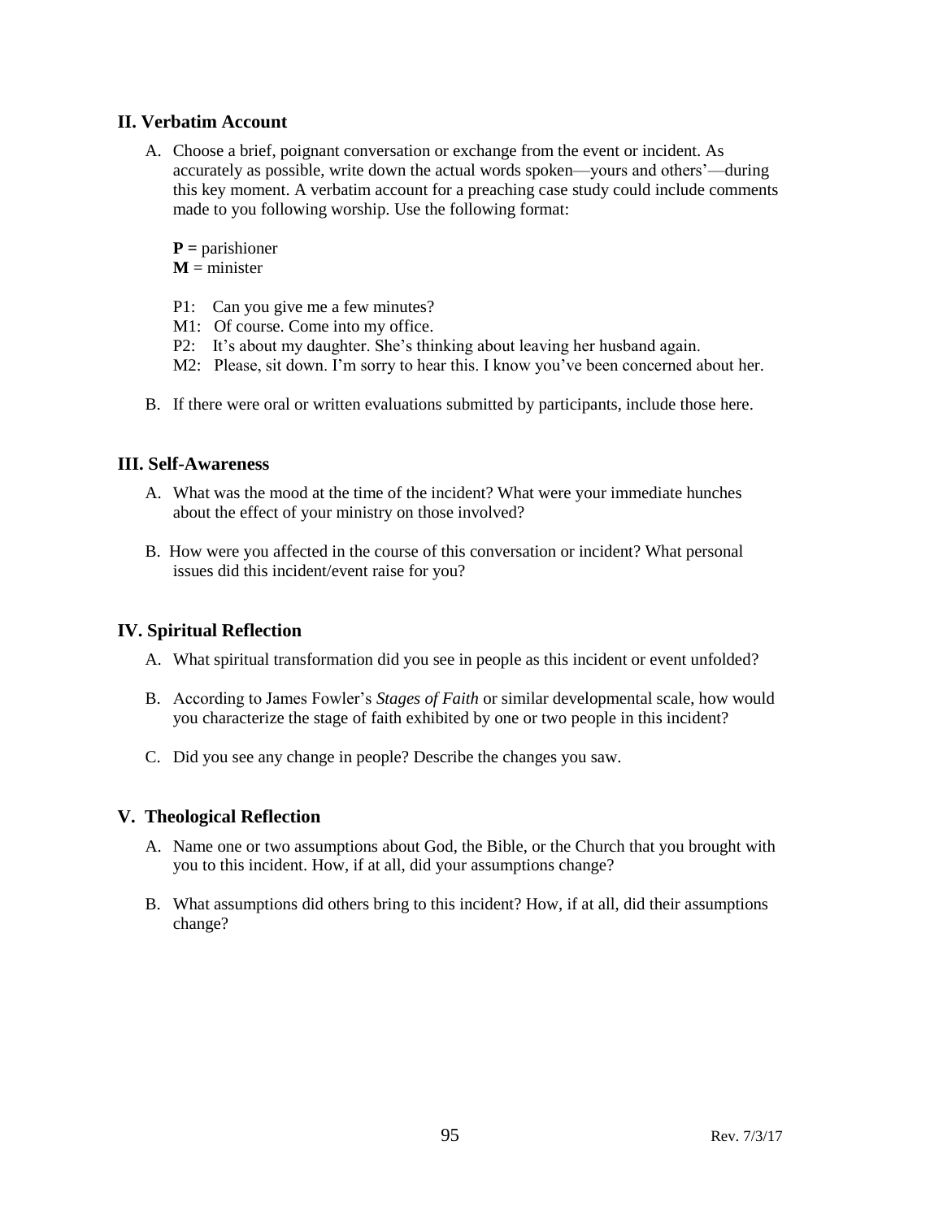## II. Verbatim Account

A. Choose a brief, poignant conversation or exchange from the event or incident. As accurately as possible, write down the actual words spoken—yours and others'—during this key moment. A verbatim account for a preaching case study could include comments made to you following worship. Use the following format:

   **P =** parishioner
   **M** = minister

   P1: Can you give me a few minutes?
   M1: Of course. Come into my office.
   P2: It's about my daughter. She's thinking about leaving her husband again.
   M2: Please, sit down. I'm sorry to hear this. I know you've been concerned about her.

B. If there were oral or written evaluations submitted by participants, include those here.

## III. Self-Awareness

A. What was the mood at the time of the incident? What were your immediate hunches about the effect of your ministry on those involved?

B. How were you affected in the course of this conversation or incident? What personal issues did this incident/event raise for you?

## IV. Spiritual Reflection

A. What spiritual transformation did you see in people as this incident or event unfolded?

B. According to James Fowler's *Stages of Faith* or similar developmental scale, how would you characterize the stage of faith exhibited by one or two people in this incident?

C. Did you see any change in people? Describe the changes you saw.

## V. Theological Reflection

A. Name one or two assumptions about God, the Bible, or the Church that you brought with you to this incident. How, if at all, did your assumptions change?

B. What assumptions did others bring to this incident? How, if at all, did their assumptions change?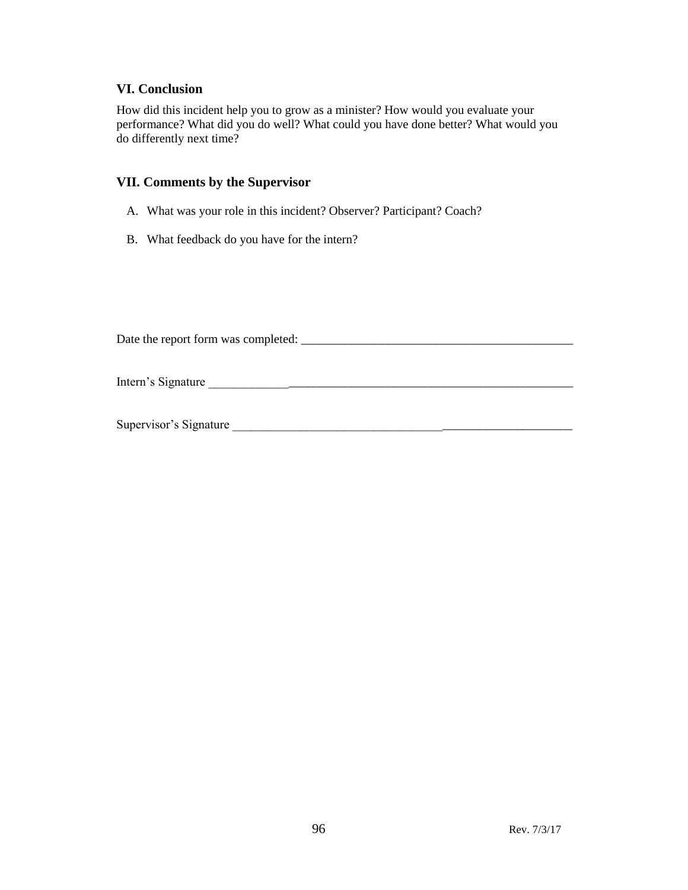## VI. Conclusion

How did this incident help you to grow as a minister? How would you evaluate your performance? What did you do well? What could you have done better? What would you do differently next time?

## VII. Comments by the Supervisor

A. What was your role in this incident? Observer? Participant? Coach?

B. What feedback do you have for the intern?

Date the report form was completed: _____________________________________________

Intern's Signature ___________________________________________________________

Supervisor's Signature ________________________________________________________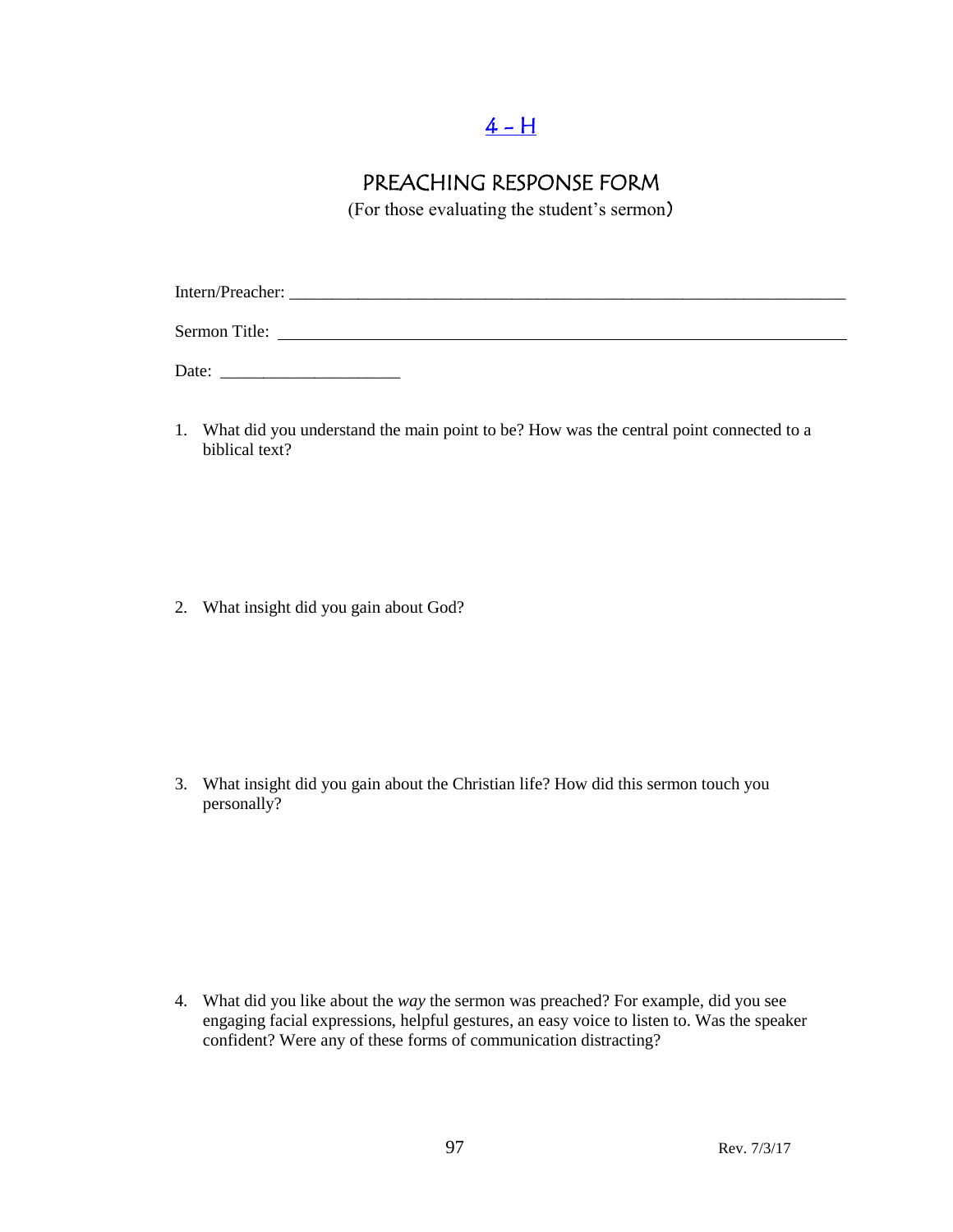# 4 – H

## PREACHING RESPONSE FORM

(For those evaluating the student's sermon)

Intern/Preacher: ____________________________________________________________

Sermon Title: ______________________________________________________________

Date: ____________________

1. What did you understand the main point to be? How was the central point connected to a biblical text?

2. What insight did you gain about God?

3. What insight did you gain about the Christian life? How did this sermon touch you personally?

4. What did you like about the *way* the sermon was preached? For example, did you see engaging facial expressions, helpful gestures, an easy voice to listen to. Was the speaker confident? Were any of these forms of communication distracting?

Rev. 7/3/17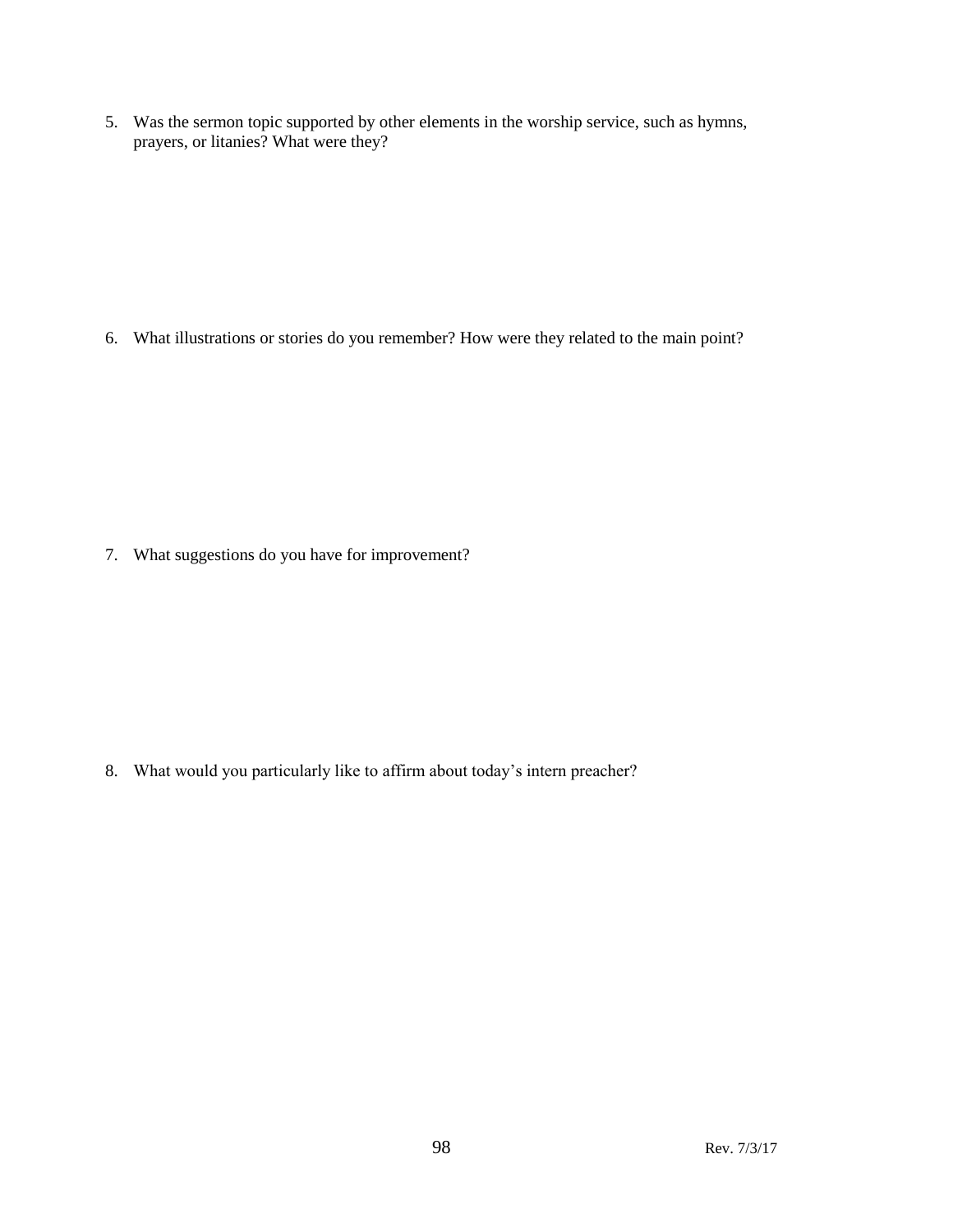5. Was the sermon topic supported by other elements in the worship service, such as hymns, prayers, or litanies? What were they?

6. What illustrations or stories do you remember? How were they related to the main point?

7. What suggestions do you have for improvement?

8. What would you particularly like to affirm about today's intern preacher?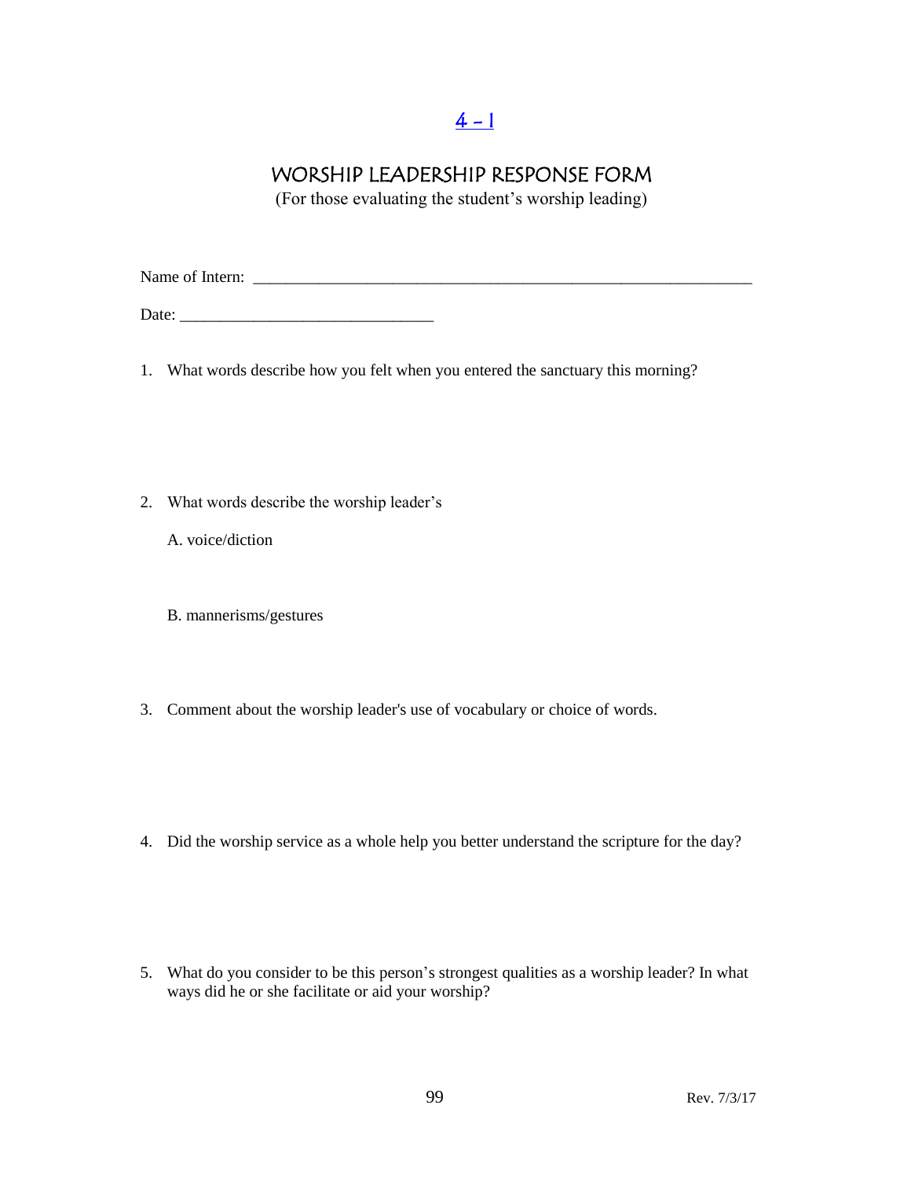[4 - 1]

## WORSHIP LEADERSHIP RESPONSE FORM

(For those evaluating the student's worship leading)

Name of Intern: ______________________________________________________________

Date: _______________________________

1. What words describe how you felt when you entered the sanctuary this morning?

2. What words describe the worship leader's

   A. voice/diction

   B. mannerisms/gestures

3. Comment about the worship leader's use of vocabulary or choice of words.

4. Did the worship service as a whole help you better understand the scripture for the day?

5. What do you consider to be this person's strongest qualities as a worship leader? In what ways did he or she facilitate or aid your worship?

Rev. 7/3/17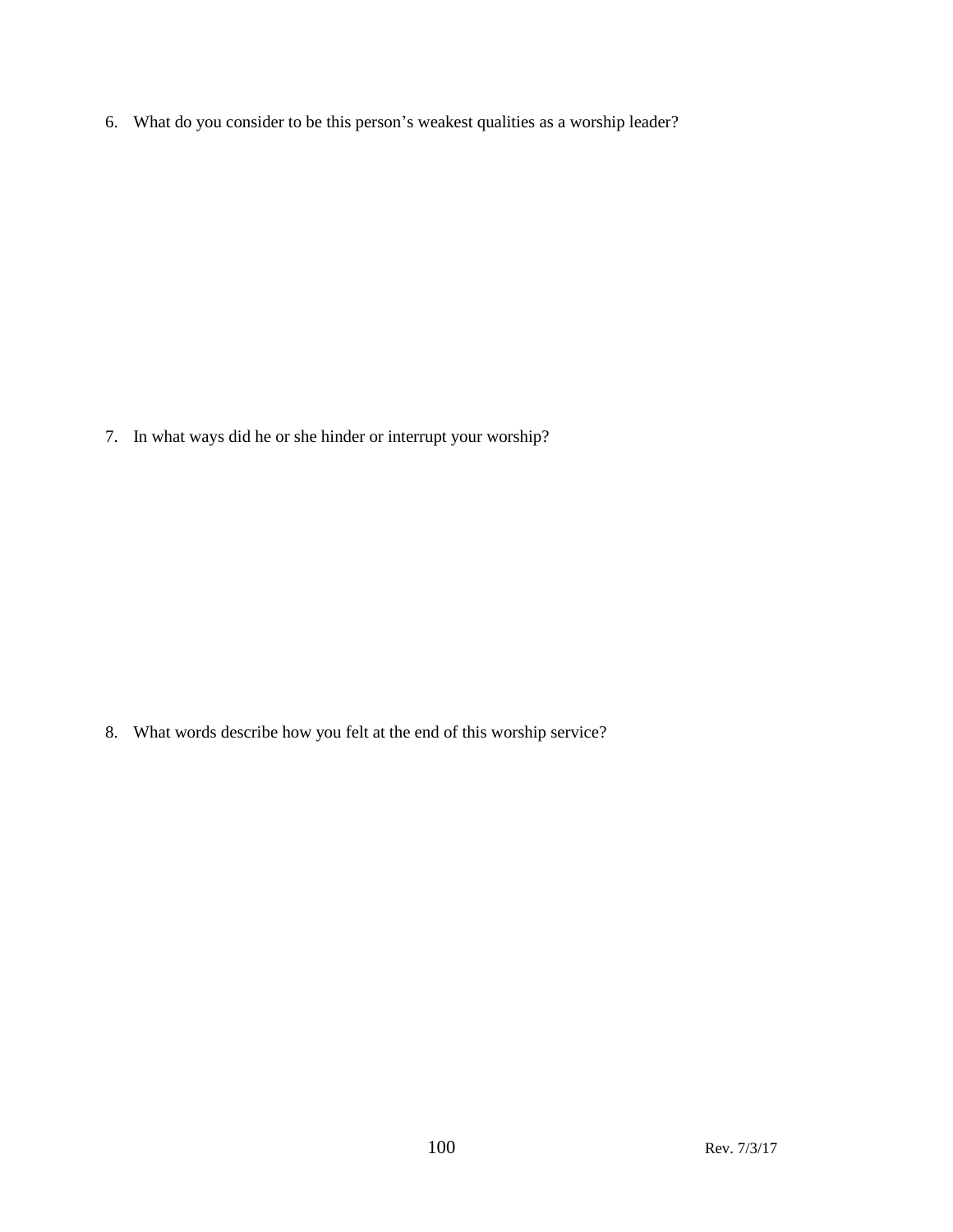6. What do you consider to be this person's weakest qualities as a worship leader?

7. In what ways did he or she hinder or interrupt your worship?

8. What words describe how you felt at the end of this worship service?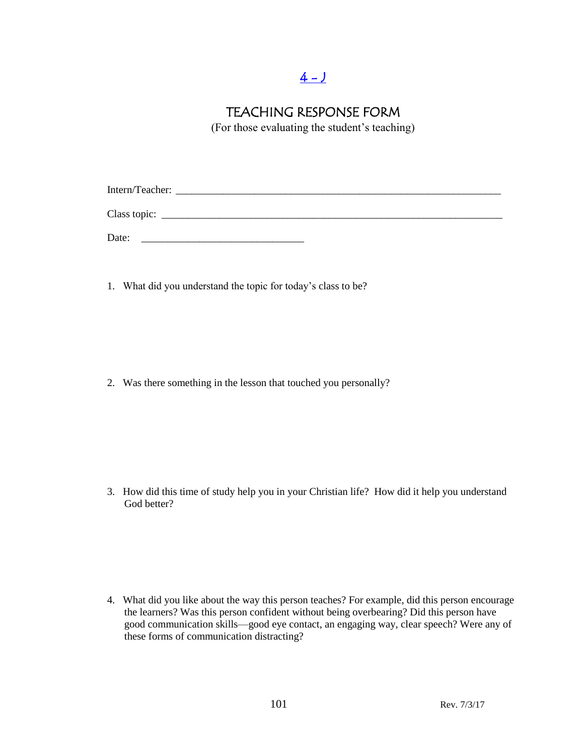4 – J

# TEACHING RESPONSE FORM

(For those evaluating the student's teaching)

Intern/Teacher: ___________________________________________________________________

Class topic: ______________________________________________________________________

Date: ______________________________

1. What did you understand the topic for today's class to be?

2. Was there something in the lesson that touched you personally?

3. How did this time of study help you in your Christian life? How did it help you understand God better?

4. What did you like about the way this person teaches? For example, did this person encourage the learners? Was this person confident without being overbearing? Did this person have good communication skills—good eye contact, an engaging way, clear speech? Were any of these forms of communication distracting?

Rev. 7/3/17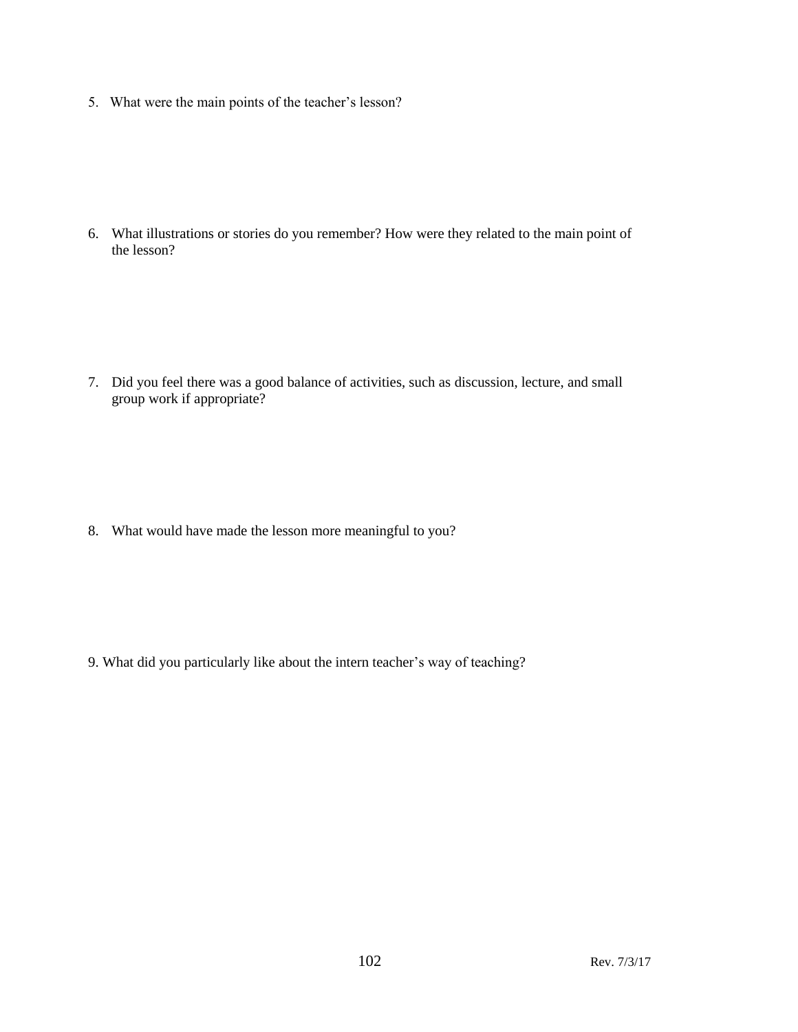5. What were the main points of the teacher's lesson?

6. What illustrations or stories do you remember? How were they related to the main point of the lesson?

7. Did you feel there was a good balance of activities, such as discussion, lecture, and small group work if appropriate?

8. What would have made the lesson more meaningful to you?

9. What did you particularly like about the intern teacher's way of teaching?

Rev. 7/3/17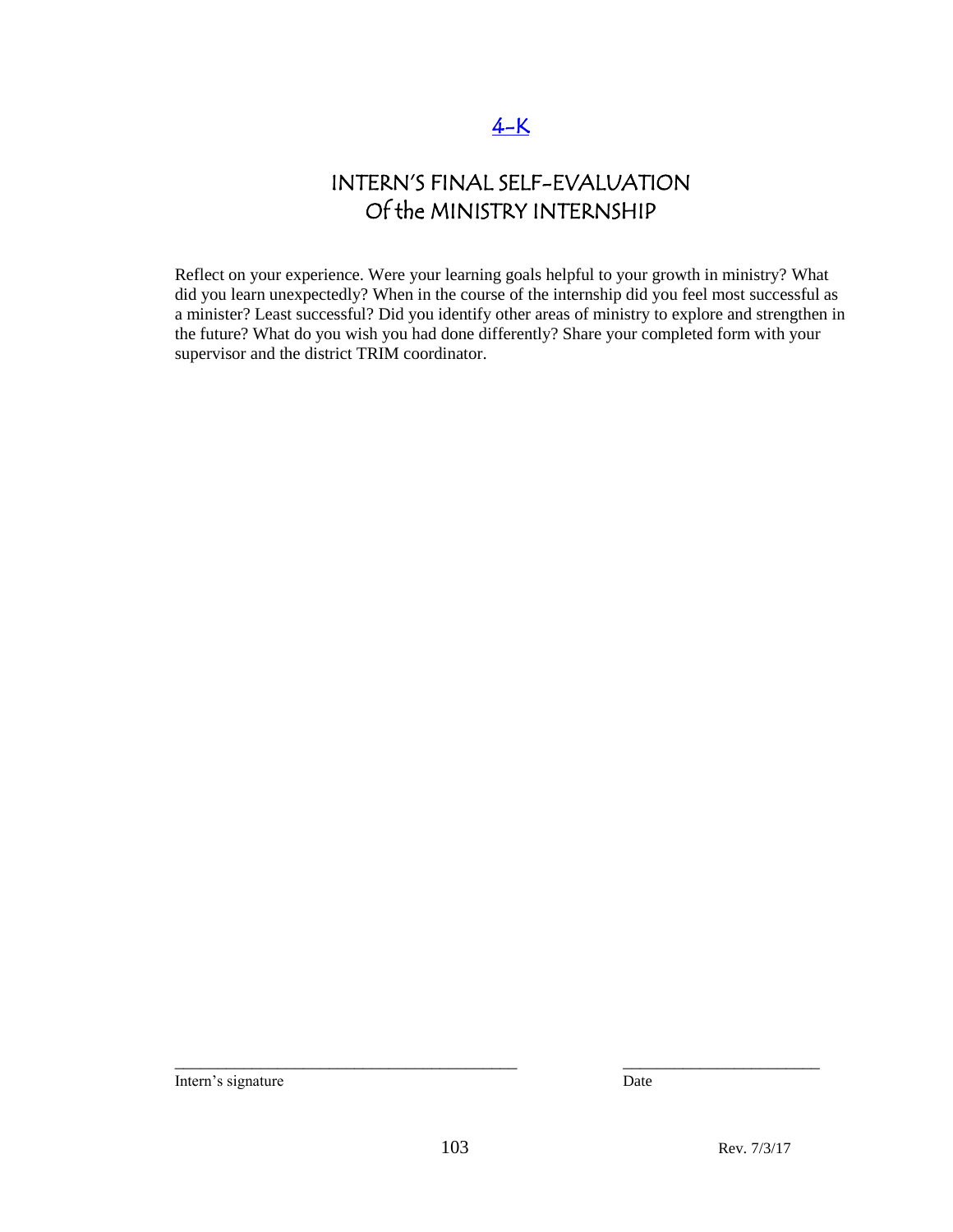[4-K]

# INTERN'S FINAL SELF-EVALUATION Of the MINISTRY INTERNSHIP

Reflect on your experience. Were your learning goals helpful to your growth in ministry? What did you learn unexpectedly? When in the course of the internship did you feel most successful as a minister? Least successful? Did you identify other areas of ministry to explore and strengthen in the future? What do you wish you had done differently? Share your completed form with your supervisor and the district TRIM coordinator.

\_\_\_\_\_\_\_\_\_\_\_\_\_\_\_\_\_\_\_\_\_\_\_\_\_\_\_\_\_\_\_\_\_\_\_\_\_\_\_\_\_\_ \_\_\_\_\_\_\_\_\_\_\_\_\_\_\_\_\_\_\_\_\_\_\_\_

Intern's signature Date

Rev. 7/3/17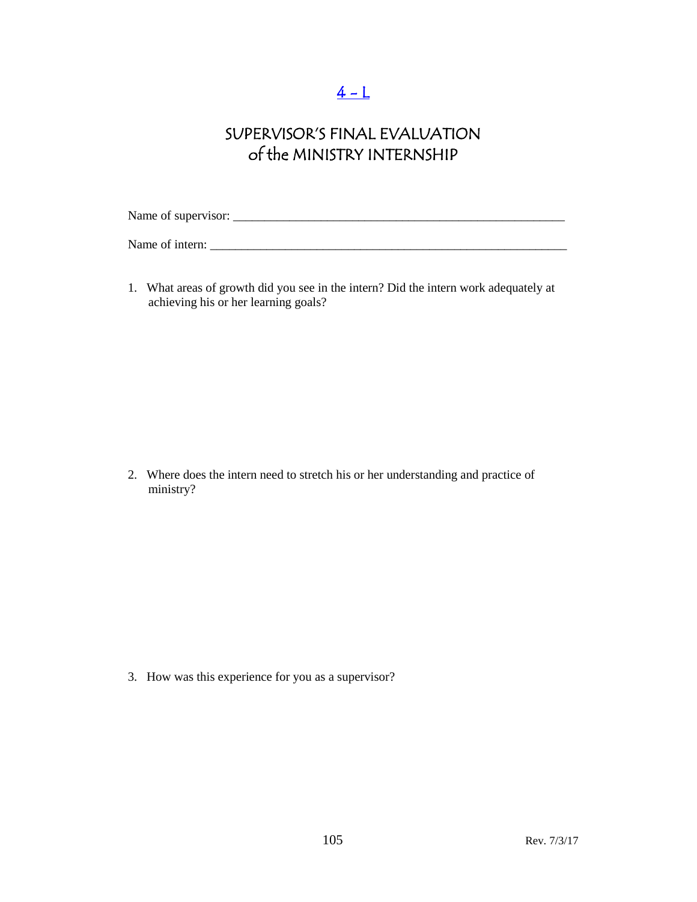4 - L

# SUPERVISOR'S FINAL EVALUATION of the MINISTRY INTERNSHIP

Name of supervisor: ______________________________________________________

Name of intern: _________________________________________________________

1. What areas of growth did you see in the intern? Did the intern work adequately at achieving his or her learning goals?

2. Where does the intern need to stretch his or her understanding and practice of ministry?

3. How was this experience for you as a supervisor?

Rev. 7/3/17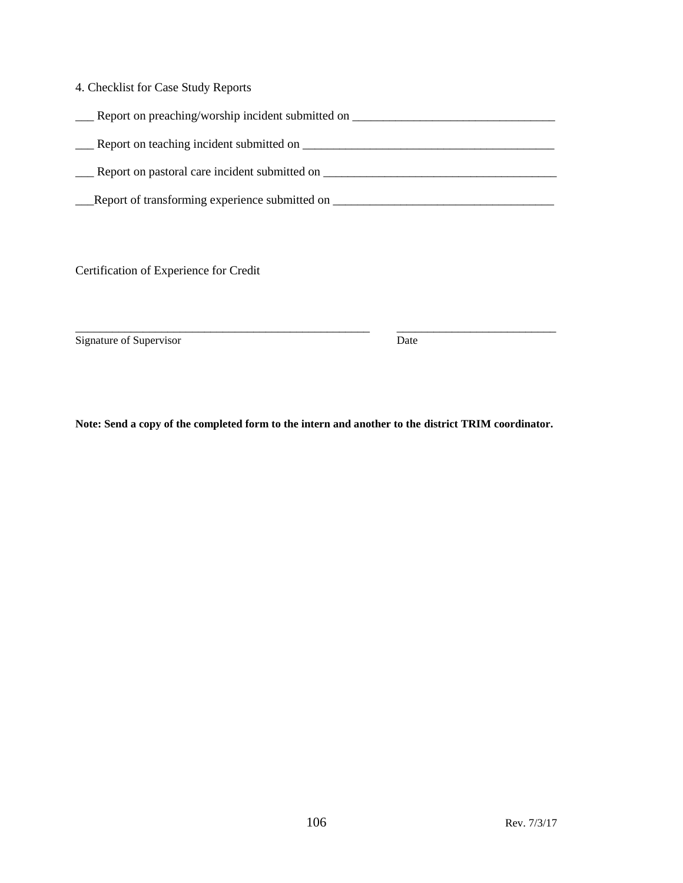4. Checklist for Case Study Reports

___ Report on preaching/worship incident submitted on _________________________________

___ Report on teaching incident submitted on _________________________________________

___ Report on pastoral care incident submitted on ______________________________________

___Report of transforming experience submitted on ____________________________________

Certification of Experience for Credit

_____________________________________________________ ____________________________

Signature of Supervisor Date

**Note: Send a copy of the completed form to the intern and another to the district TRIM coordinator.**

Rev. 7/3/17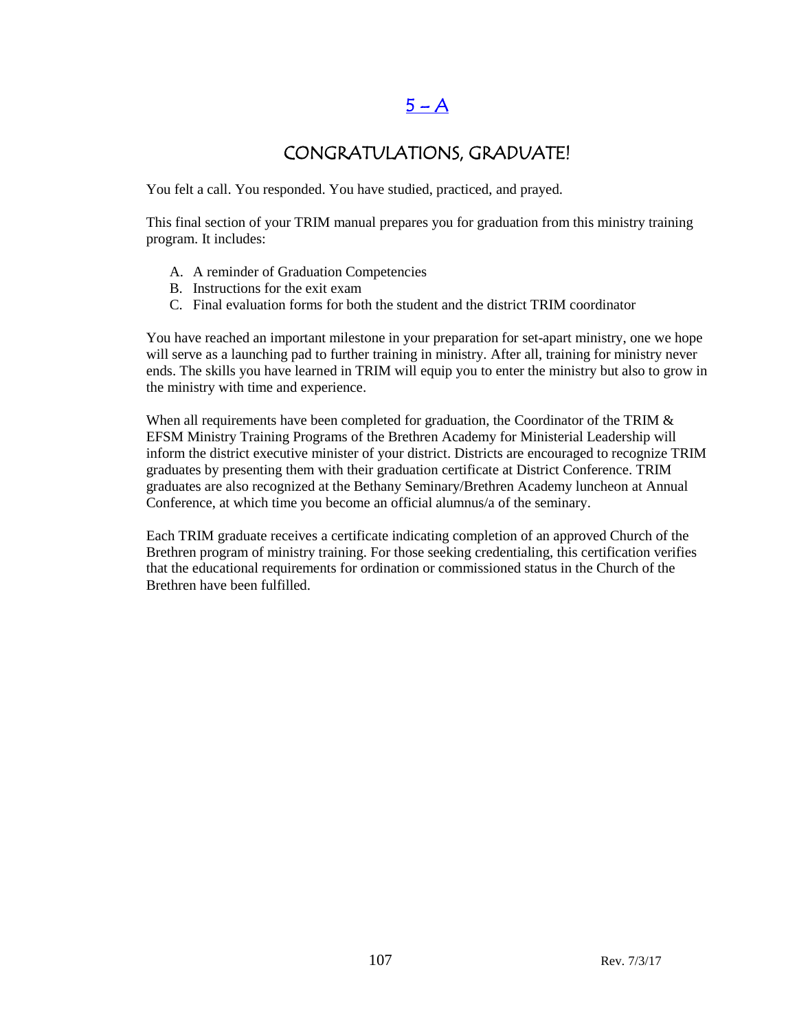# 5 – A

## CONGRATULATIONS, GRADUATE!

You felt a call. You responded. You have studied, practiced, and prayed.

This final section of your TRIM manual prepares you for graduation from this ministry training program. It includes:

A. A reminder of Graduation Competencies
B. Instructions for the exit exam
C. Final evaluation forms for both the student and the district TRIM coordinator

You have reached an important milestone in your preparation for set-apart ministry, one we hope will serve as a launching pad to further training in ministry. After all, training for ministry never ends. The skills you have learned in TRIM will equip you to enter the ministry but also to grow in the ministry with time and experience.

When all requirements have been completed for graduation, the Coordinator of the TRIM & EFSM Ministry Training Programs of the Brethren Academy for Ministerial Leadership will inform the district executive minister of your district. Districts are encouraged to recognize TRIM graduates by presenting them with their graduation certificate at District Conference. TRIM graduates are also recognized at the Bethany Seminary/Brethren Academy luncheon at Annual Conference, at which time you become an official alumnus/a of the seminary.

Each TRIM graduate receives a certificate indicating completion of an approved Church of the Brethren program of ministry training. For those seeking credentialing, this certification verifies that the educational requirements for ordination or commissioned status in the Church of the Brethren have been fulfilled.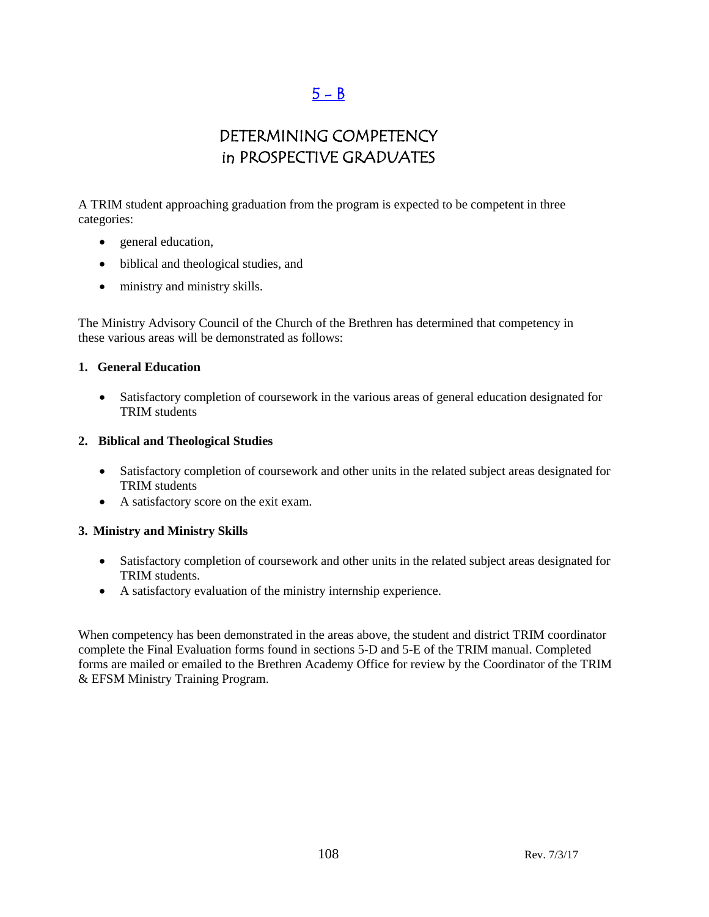[5 – B]

# DETERMINING COMPETENCY in PROSPECTIVE GRADUATES

A TRIM student approaching graduation from the program is expected to be competent in three categories:

- general education,
- biblical and theological studies, and
- ministry and ministry skills.

The Ministry Advisory Council of the Church of the Brethren has determined that competency in these various areas will be demonstrated as follows:

**1. General Education**

- Satisfactory completion of coursework in the various areas of general education designated for TRIM students

**2. Biblical and Theological Studies**

- Satisfactory completion of coursework and other units in the related subject areas designated for TRIM students
- A satisfactory score on the exit exam.

**3. Ministry and Ministry Skills**

- Satisfactory completion of coursework and other units in the related subject areas designated for TRIM students.
- A satisfactory evaluation of the ministry internship experience.

When competency has been demonstrated in the areas above, the student and district TRIM coordinator complete the Final Evaluation forms found in sections 5-D and 5-E of the TRIM manual. Completed forms are mailed or emailed to the Brethren Academy Office for review by the Coordinator of the TRIM & EFSM Ministry Training Program.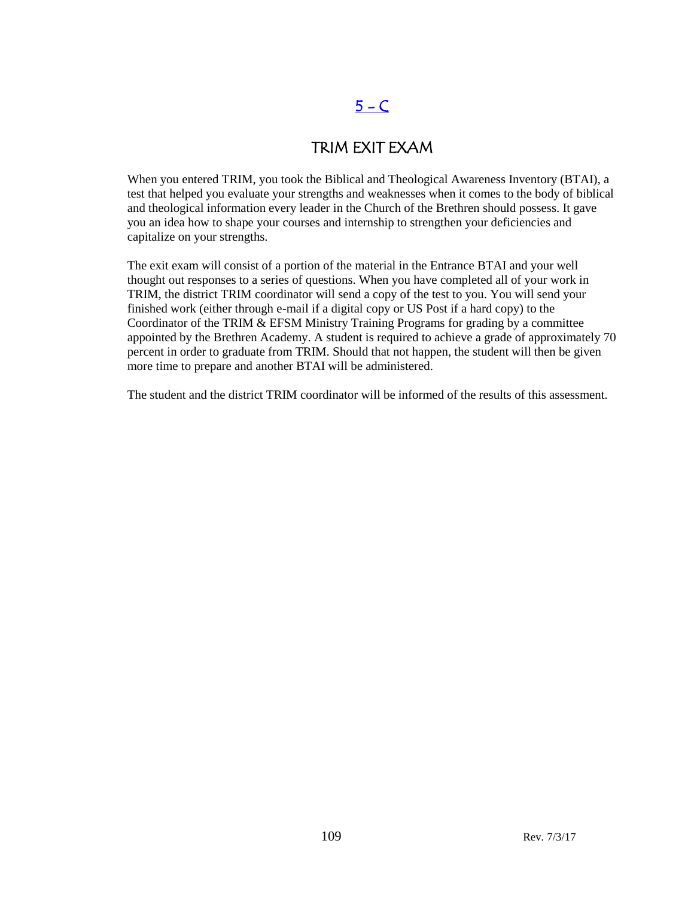# 5 – C

## TRIM EXIT EXAM

When you entered TRIM, you took the Biblical and Theological Awareness Inventory (BTAI), a test that helped you evaluate your strengths and weaknesses when it comes to the body of biblical and theological information every leader in the Church of the Brethren should possess. It gave you an idea how to shape your courses and internship to strengthen your deficiencies and capitalize on your strengths.

The exit exam will consist of a portion of the material in the Entrance BTAI and your well thought out responses to a series of questions. When you have completed all of your work in TRIM, the district TRIM coordinator will send a copy of the test to you. You will send your finished work (either through e-mail if a digital copy or US Post if a hard copy) to the Coordinator of the TRIM & EFSM Ministry Training Programs for grading by a committee appointed by the Brethren Academy. A student is required to achieve a grade of approximately 70 percent in order to graduate from TRIM. Should that not happen, the student will then be given more time to prepare and another BTAI will be administered.

The student and the district TRIM coordinator will be informed of the results of this assessment.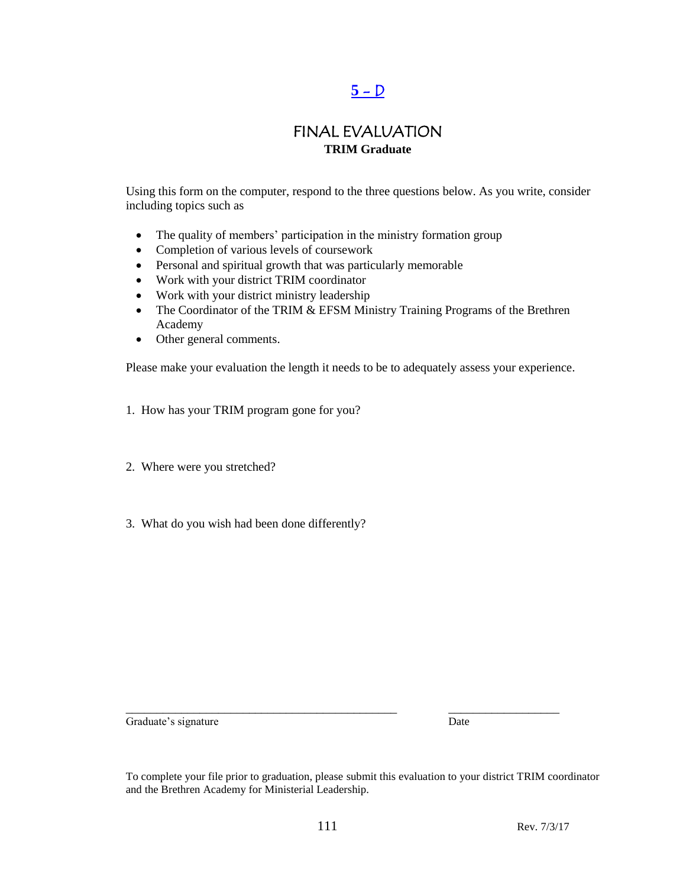## 5 – D

# FINAL EVALUATION

**TRIM Graduate**

Using this form on the computer, respond to the three questions below. As you write, consider including topics such as

- The quality of members' participation in the ministry formation group
- Completion of various levels of coursework
- Personal and spiritual growth that was particularly memorable
- Work with your district TRIM coordinator
- Work with your district ministry leadership
- The Coordinator of the TRIM & EFSM Ministry Training Programs of the Brethren Academy
- Other general comments.

Please make your evaluation the length it needs to be to adequately assess your experience.

1. How has your TRIM program gone for you?

2. Where were you stretched?

3. What do you wish had been done differently?

_______________________________________________ ___________________

Graduate's signature Date

To complete your file prior to graduation, please submit this evaluation to your district TRIM coordinator and the Brethren Academy for Ministerial Leadership.

Rev. 7/3/17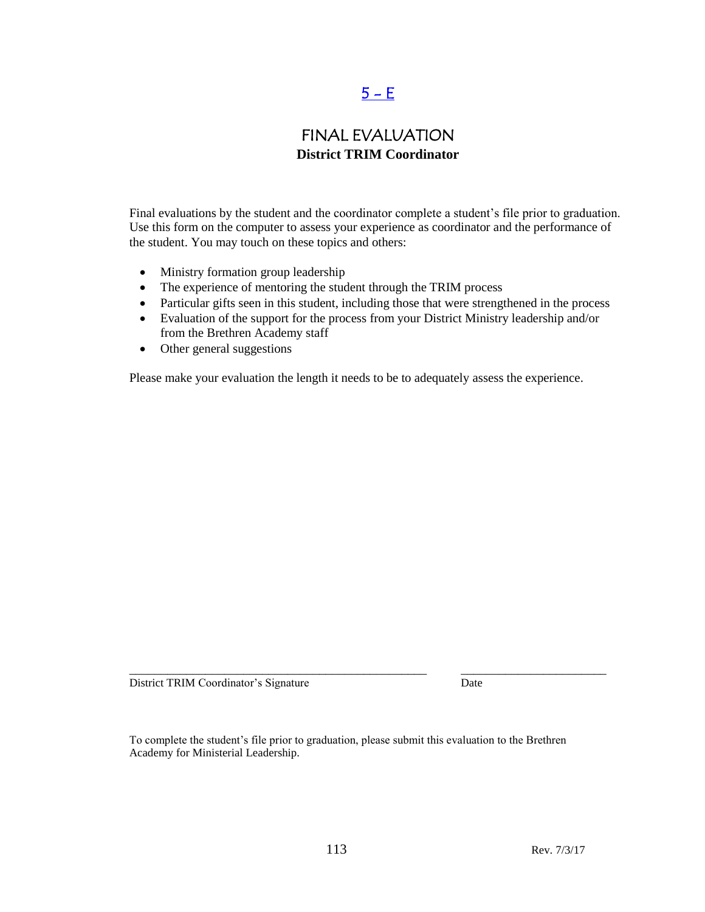[5 – E]

# FINAL EVALUATION

## District TRIM Coordinator

Final evaluations by the student and the coordinator complete a student's file prior to graduation. Use this form on the computer to assess your experience as coordinator and the performance of the student. You may touch on these topics and others:

- Ministry formation group leadership
- The experience of mentoring the student through the TRIM process
- Particular gifts seen in this student, including those that were strengthened in the process
- Evaluation of the support for the process from your District Ministry leadership and/or from the Brethren Academy staff
- Other general suggestions

Please make your evaluation the length it needs to be to adequately assess the experience.

_______________________________________________ &nbsp;&nbsp;&nbsp;&nbsp; _______________________

District TRIM Coordinator's Signature &nbsp;&nbsp;&nbsp;&nbsp;&nbsp;&nbsp;&nbsp;&nbsp;&nbsp;&nbsp;&nbsp;&nbsp;&nbsp;&nbsp;&nbsp;&nbsp;&nbsp;&nbsp;&nbsp;&nbsp; Date

To complete the student's file prior to graduation, please submit this evaluation to the Brethren Academy for Ministerial Leadership.

Rev. 7/3/17